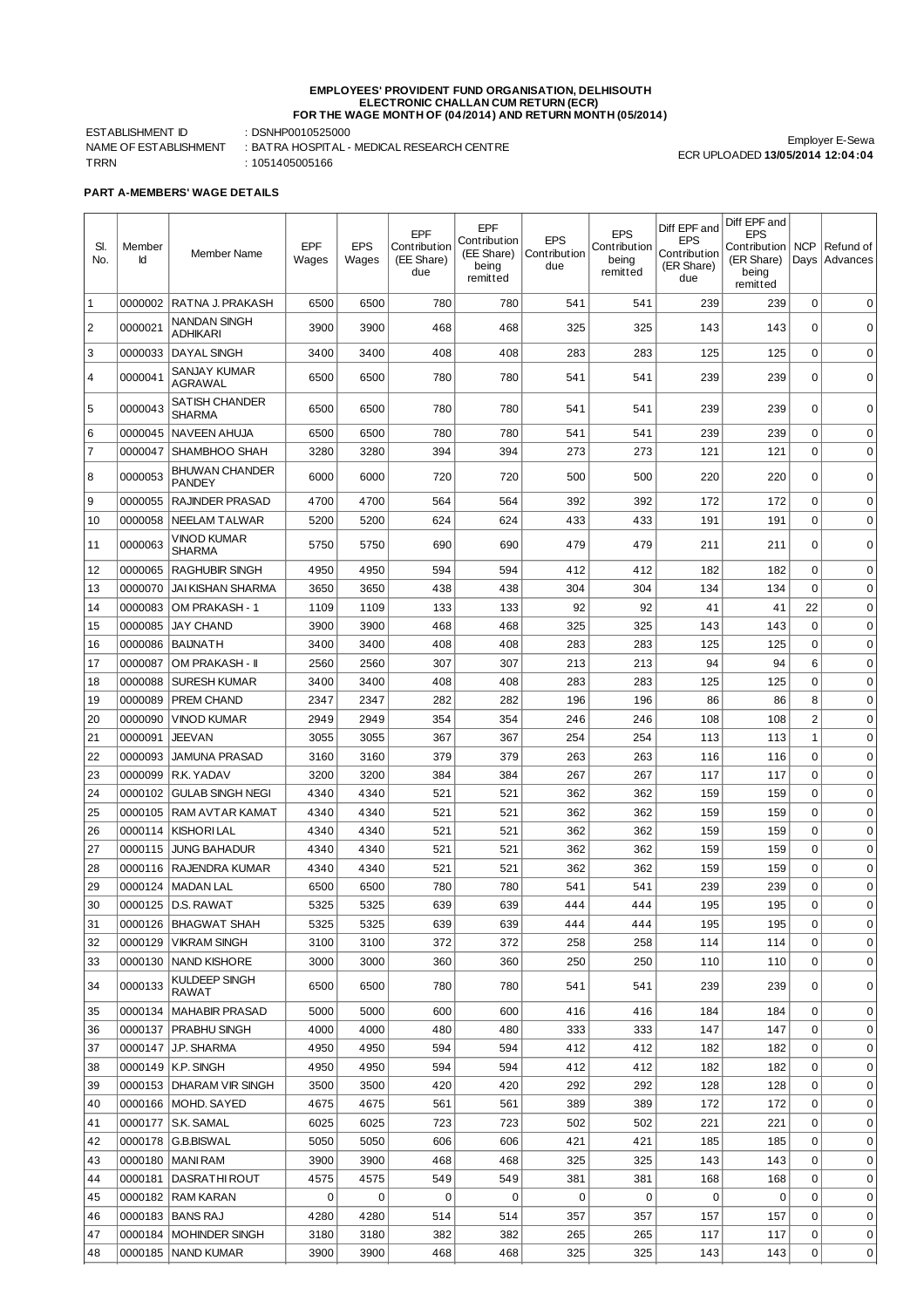**EMPLOYEES' PROVIDENT FUND ORGANISATION, DELHISOUTH**
**ELECTRONIC CHALLAN CUM RETURN (ECR)**
**FOR THE WAGE MONTH OF (04/2014) AND RETURN MONTH (05/2014)**

ESTABLISHMENT ID : DSNHP0010525000
NAME OF ESTABLISHMENT : BATRA HOSPITAL - MEDICAL RESEARCH CENTRE
TRRN : 1051405005166

Employer E-Sewa
ECR UPLOADED **13/05/2014 12:04:04**

**PART A-MEMBERS' WAGE DETAILS**

| Sl. No. | Member Id | Member Name | EPF Wages | EPS Wages | EPF Contribution (EE Share) due | EPF Contribution (EE Share) being remitted | EPS Contribution due | EPS Contribution being remitted | Diff EPF and EPS Contribution (ER Share) due | Diff EPF and EPS Contribution (ER Share) being remitted | NCP Days | Refund of Advances |
|---|---|---|---|---|---|---|---|---|---|---|---|---|
| 1 | 0000002 | RATNA J. PRAKASH | 6500 | 6500 | 780 | 780 | 541 | 541 | 239 | 239 | 0 | 0 |
| 2 | 0000021 | NANDAN SINGH ADHIKARI | 3900 | 3900 | 468 | 468 | 325 | 325 | 143 | 143 | 0 | 0 |
| 3 | 0000033 | DAYAL SINGH | 3400 | 3400 | 408 | 408 | 283 | 283 | 125 | 125 | 0 | 0 |
| 4 | 0000041 | SANJAY KUMAR AGRAWAL | 6500 | 6500 | 780 | 780 | 541 | 541 | 239 | 239 | 0 | 0 |
| 5 | 0000043 | SATISH CHANDER SHARMA | 6500 | 6500 | 780 | 780 | 541 | 541 | 239 | 239 | 0 | 0 |
| 6 | 0000045 | NAVEEN AHUJA | 6500 | 6500 | 780 | 780 | 541 | 541 | 239 | 239 | 0 | 0 |
| 7 | 0000047 | SHAMBHOO SHAH | 3280 | 3280 | 394 | 394 | 273 | 273 | 121 | 121 | 0 | 0 |
| 8 | 0000053 | BHUWAN CHANDER PANDEY | 6000 | 6000 | 720 | 720 | 500 | 500 | 220 | 220 | 0 | 0 |
| 9 | 0000055 | RAJINDER PRASAD | 4700 | 4700 | 564 | 564 | 392 | 392 | 172 | 172 | 0 | 0 |
| 10 | 0000058 | NEELAM TALWAR | 5200 | 5200 | 624 | 624 | 433 | 433 | 191 | 191 | 0 | 0 |
| 11 | 0000063 | VINOD KUMAR SHARMA | 5750 | 5750 | 690 | 690 | 479 | 479 | 211 | 211 | 0 | 0 |
| 12 | 0000065 | RAGHUBIR SINGH | 4950 | 4950 | 594 | 594 | 412 | 412 | 182 | 182 | 0 | 0 |
| 13 | 0000070 | JAI KISHAN SHARMA | 3650 | 3650 | 438 | 438 | 304 | 304 | 134 | 134 | 0 | 0 |
| 14 | 0000083 | OM PRAKASH - 1 | 1109 | 1109 | 133 | 133 | 92 | 92 | 41 | 41 | 22 | 0 |
| 15 | 0000085 | JAY CHAND | 3900 | 3900 | 468 | 468 | 325 | 325 | 143 | 143 | 0 | 0 |
| 16 | 0000086 | BAIJNATH | 3400 | 3400 | 408 | 408 | 283 | 283 | 125 | 125 | 0 | 0 |
| 17 | 0000087 | OM PRAKASH - II | 2560 | 2560 | 307 | 307 | 213 | 213 | 94 | 94 | 6 | 0 |
| 18 | 0000088 | SURESH KUMAR | 3400 | 3400 | 408 | 408 | 283 | 283 | 125 | 125 | 0 | 0 |
| 19 | 0000089 | PREM CHAND | 2347 | 2347 | 282 | 282 | 196 | 196 | 86 | 86 | 8 | 0 |
| 20 | 0000090 | VINOD KUMAR | 2949 | 2949 | 354 | 354 | 246 | 246 | 108 | 108 | 2 | 0 |
| 21 | 0000091 | JEEVAN | 3055 | 3055 | 367 | 367 | 254 | 254 | 113 | 113 | 1 | 0 |
| 22 | 0000093 | JAMUNA PRASAD | 3160 | 3160 | 379 | 379 | 263 | 263 | 116 | 116 | 0 | 0 |
| 23 | 0000099 | R.K. YADAV | 3200 | 3200 | 384 | 384 | 267 | 267 | 117 | 117 | 0 | 0 |
| 24 | 0000102 | GULAB SINGH NEGI | 4340 | 4340 | 521 | 521 | 362 | 362 | 159 | 159 | 0 | 0 |
| 25 | 0000105 | RAM AVTAR KAMAT | 4340 | 4340 | 521 | 521 | 362 | 362 | 159 | 159 | 0 | 0 |
| 26 | 0000114 | KISHORI LAL | 4340 | 4340 | 521 | 521 | 362 | 362 | 159 | 159 | 0 | 0 |
| 27 | 0000115 | JUNG BAHADUR | 4340 | 4340 | 521 | 521 | 362 | 362 | 159 | 159 | 0 | 0 |
| 28 | 0000116 | RAJENDRA KUMAR | 4340 | 4340 | 521 | 521 | 362 | 362 | 159 | 159 | 0 | 0 |
| 29 | 0000124 | MADAN LAL | 6500 | 6500 | 780 | 780 | 541 | 541 | 239 | 239 | 0 | 0 |
| 30 | 0000125 | D.S. RAWAT | 5325 | 5325 | 639 | 639 | 444 | 444 | 195 | 195 | 0 | 0 |
| 31 | 0000126 | BHAGWAT SHAH | 5325 | 5325 | 639 | 639 | 444 | 444 | 195 | 195 | 0 | 0 |
| 32 | 0000129 | VIKRAM SINGH | 3100 | 3100 | 372 | 372 | 258 | 258 | 114 | 114 | 0 | 0 |
| 33 | 0000130 | NAND KISHORE | 3000 | 3000 | 360 | 360 | 250 | 250 | 110 | 110 | 0 | 0 |
| 34 | 0000133 | KULDEEP SINGH RAWAT | 6500 | 6500 | 780 | 780 | 541 | 541 | 239 | 239 | 0 | 0 |
| 35 | 0000134 | MAHABIR PRASAD | 5000 | 5000 | 600 | 600 | 416 | 416 | 184 | 184 | 0 | 0 |
| 36 | 0000137 | PRABHU SINGH | 4000 | 4000 | 480 | 480 | 333 | 333 | 147 | 147 | 0 | 0 |
| 37 | 0000147 | J.P. SHARMA | 4950 | 4950 | 594 | 594 | 412 | 412 | 182 | 182 | 0 | 0 |
| 38 | 0000149 | K.P. SINGH | 4950 | 4950 | 594 | 594 | 412 | 412 | 182 | 182 | 0 | 0 |
| 39 | 0000153 | DHARAM VIR SINGH | 3500 | 3500 | 420 | 420 | 292 | 292 | 128 | 128 | 0 | 0 |
| 40 | 0000166 | MOHD. SAYED | 4675 | 4675 | 561 | 561 | 389 | 389 | 172 | 172 | 0 | 0 |
| 41 | 0000177 | S.K. SAMAL | 6025 | 6025 | 723 | 723 | 502 | 502 | 221 | 221 | 0 | 0 |
| 42 | 0000178 | G.B.BISWAL | 5050 | 5050 | 606 | 606 | 421 | 421 | 185 | 185 | 0 | 0 |
| 43 | 0000180 | MANI RAM | 3900 | 3900 | 468 | 468 | 325 | 325 | 143 | 143 | 0 | 0 |
| 44 | 0000181 | DASRATHI ROUT | 4575 | 4575 | 549 | 549 | 381 | 381 | 168 | 168 | 0 | 0 |
| 45 | 0000182 | RAM KARAN | 0 | 0 | 0 | 0 | 0 | 0 | 0 | 0 | 0 | 0 |
| 46 | 0000183 | BANS RAJ | 4280 | 4280 | 514 | 514 | 357 | 357 | 157 | 157 | 0 | 0 |
| 47 | 0000184 | MOHINDER SINGH | 3180 | 3180 | 382 | 382 | 265 | 265 | 117 | 117 | 0 | 0 |
| 48 | 0000185 | NAND KUMAR | 3900 | 3900 | 468 | 468 | 325 | 325 | 143 | 143 | 0 | 0 |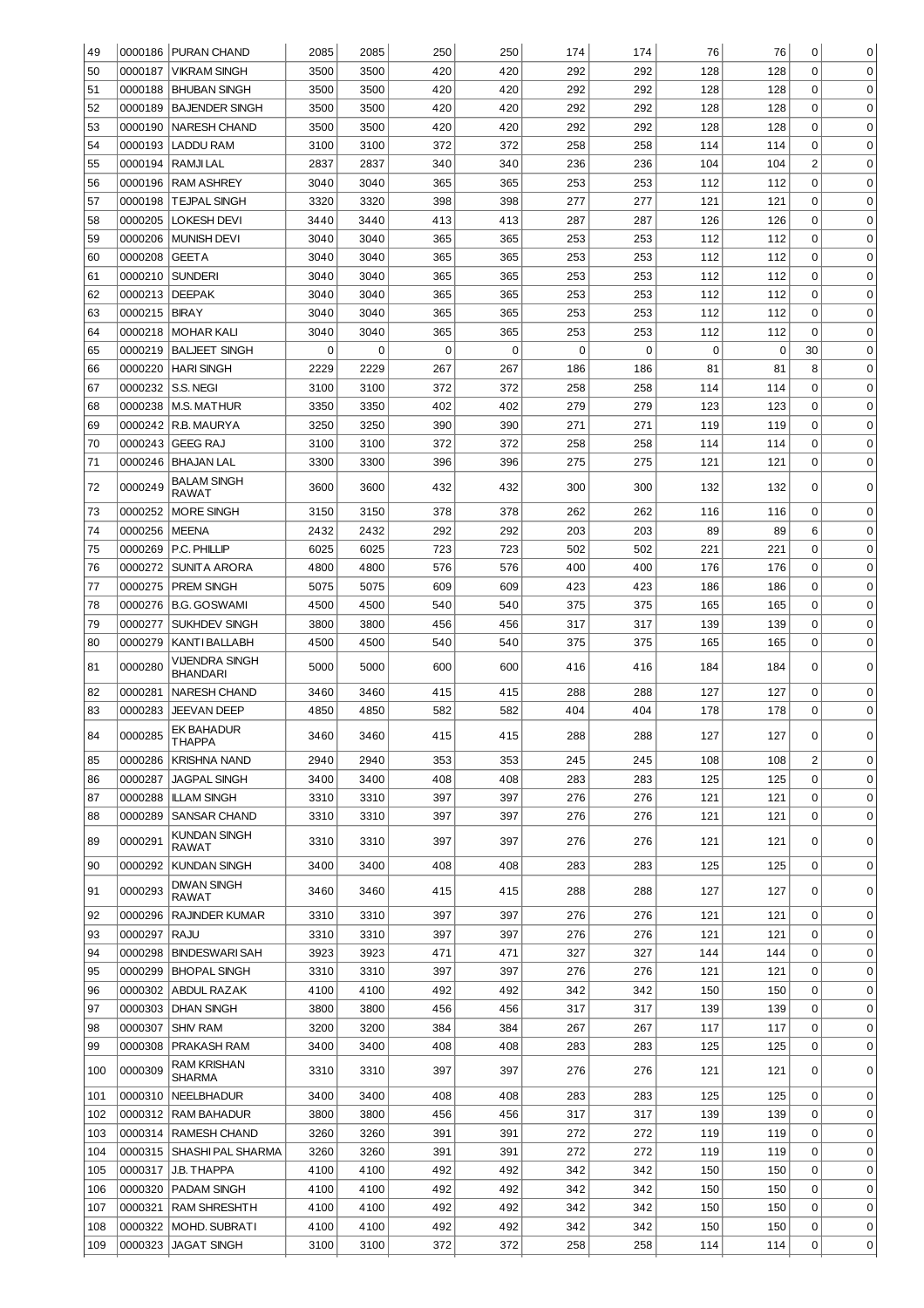| | | | | | | | | | | | | |
|---|---|---|---|---|---|---|---|---|---|---|---|---|
| 49 | 0000186 | PURAN CHAND | 2085 | 2085 | 250 | 250 | 174 | 174 | 76 | 76 | 0 | 0 |
| 50 | 0000187 | VIKRAM SINGH | 3500 | 3500 | 420 | 420 | 292 | 292 | 128 | 128 | 0 | 0 |
| 51 | 0000188 | BHUBAN SINGH | 3500 | 3500 | 420 | 420 | 292 | 292 | 128 | 128 | 0 | 0 |
| 52 | 0000189 | BAJENDER SINGH | 3500 | 3500 | 420 | 420 | 292 | 292 | 128 | 128 | 0 | 0 |
| 53 | 0000190 | NARESH CHAND | 3500 | 3500 | 420 | 420 | 292 | 292 | 128 | 128 | 0 | 0 |
| 54 | 0000193 | LADDU RAM | 3100 | 3100 | 372 | 372 | 258 | 258 | 114 | 114 | 0 | 0 |
| 55 | 0000194 | RAMJI LAL | 2837 | 2837 | 340 | 340 | 236 | 236 | 104 | 104 | 2 | 0 |
| 56 | 0000196 | RAM ASHREY | 3040 | 3040 | 365 | 365 | 253 | 253 | 112 | 112 | 0 | 0 |
| 57 | 0000198 | TEJPAL SINGH | 3320 | 3320 | 398 | 398 | 277 | 277 | 121 | 121 | 0 | 0 |
| 58 | 0000205 | LOKESH DEVI | 3440 | 3440 | 413 | 413 | 287 | 287 | 126 | 126 | 0 | 0 |
| 59 | 0000206 | MUNISH DEVI | 3040 | 3040 | 365 | 365 | 253 | 253 | 112 | 112 | 0 | 0 |
| 60 | 0000208 | GEETA | 3040 | 3040 | 365 | 365 | 253 | 253 | 112 | 112 | 0 | 0 |
| 61 | 0000210 | SUNDERI | 3040 | 3040 | 365 | 365 | 253 | 253 | 112 | 112 | 0 | 0 |
| 62 | 0000213 | DEEPAK | 3040 | 3040 | 365 | 365 | 253 | 253 | 112 | 112 | 0 | 0 |
| 63 | 0000215 | BIRAY | 3040 | 3040 | 365 | 365 | 253 | 253 | 112 | 112 | 0 | 0 |
| 64 | 0000218 | MOHAR KALI | 3040 | 3040 | 365 | 365 | 253 | 253 | 112 | 112 | 0 | 0 |
| 65 | 0000219 | BALJEET SINGH | 0 | 0 | 0 | 0 | 0 | 0 | 0 | 0 | 30 | 0 |
| 66 | 0000220 | HARI SINGH | 2229 | 2229 | 267 | 267 | 186 | 186 | 81 | 81 | 8 | 0 |
| 67 | 0000232 | S.S. NEGI | 3100 | 3100 | 372 | 372 | 258 | 258 | 114 | 114 | 0 | 0 |
| 68 | 0000238 | M.S. MATHUR | 3350 | 3350 | 402 | 402 | 279 | 279 | 123 | 123 | 0 | 0 |
| 69 | 0000242 | R.B. MAURYA | 3250 | 3250 | 390 | 390 | 271 | 271 | 119 | 119 | 0 | 0 |
| 70 | 0000243 | GEEG RAJ | 3100 | 3100 | 372 | 372 | 258 | 258 | 114 | 114 | 0 | 0 |
| 71 | 0000246 | BHAJAN LAL | 3300 | 3300 | 396 | 396 | 275 | 275 | 121 | 121 | 0 | 0 |
| 72 | 0000249 | BALAM SINGH RAWAT | 3600 | 3600 | 432 | 432 | 300 | 300 | 132 | 132 | 0 | 0 |
| 73 | 0000252 | MORE SINGH | 3150 | 3150 | 378 | 378 | 262 | 262 | 116 | 116 | 0 | 0 |
| 74 | 0000256 | MEENA | 2432 | 2432 | 292 | 292 | 203 | 203 | 89 | 89 | 6 | 0 |
| 75 | 0000269 | P.C. PHILLIP | 6025 | 6025 | 723 | 723 | 502 | 502 | 221 | 221 | 0 | 0 |
| 76 | 0000272 | SUNITA ARORA | 4800 | 4800 | 576 | 576 | 400 | 400 | 176 | 176 | 0 | 0 |
| 77 | 0000275 | PREM SINGH | 5075 | 5075 | 609 | 609 | 423 | 423 | 186 | 186 | 0 | 0 |
| 78 | 0000276 | B.G. GOSWAMI | 4500 | 4500 | 540 | 540 | 375 | 375 | 165 | 165 | 0 | 0 |
| 79 | 0000277 | SUKHDEV SINGH | 3800 | 3800 | 456 | 456 | 317 | 317 | 139 | 139 | 0 | 0 |
| 80 | 0000279 | KANTI BALLABH | 4500 | 4500 | 540 | 540 | 375 | 375 | 165 | 165 | 0 | 0 |
| 81 | 0000280 | VIJENDRA SINGH BHANDARI | 5000 | 5000 | 600 | 600 | 416 | 416 | 184 | 184 | 0 | 0 |
| 82 | 0000281 | NARESH CHAND | 3460 | 3460 | 415 | 415 | 288 | 288 | 127 | 127 | 0 | 0 |
| 83 | 0000283 | JEEVAN DEEP | 4850 | 4850 | 582 | 582 | 404 | 404 | 178 | 178 | 0 | 0 |
| 84 | 0000285 | EK BAHADUR THAPPA | 3460 | 3460 | 415 | 415 | 288 | 288 | 127 | 127 | 0 | 0 |
| 85 | 0000286 | KRISHNA NAND | 2940 | 2940 | 353 | 353 | 245 | 245 | 108 | 108 | 2 | 0 |
| 86 | 0000287 | JAGPAL SINGH | 3400 | 3400 | 408 | 408 | 283 | 283 | 125 | 125 | 0 | 0 |
| 87 | 0000288 | ILLAM SINGH | 3310 | 3310 | 397 | 397 | 276 | 276 | 121 | 121 | 0 | 0 |
| 88 | 0000289 | SANSAR CHAND | 3310 | 3310 | 397 | 397 | 276 | 276 | 121 | 121 | 0 | 0 |
| 89 | 0000291 | KUNDAN SINGH RAWAT | 3310 | 3310 | 397 | 397 | 276 | 276 | 121 | 121 | 0 | 0 |
| 90 | 0000292 | KUNDAN SINGH | 3400 | 3400 | 408 | 408 | 283 | 283 | 125 | 125 | 0 | 0 |
| 91 | 0000293 | DIWAN SINGH RAWAT | 3460 | 3460 | 415 | 415 | 288 | 288 | 127 | 127 | 0 | 0 |
| 92 | 0000296 | RAJINDER KUMAR | 3310 | 3310 | 397 | 397 | 276 | 276 | 121 | 121 | 0 | 0 |
| 93 | 0000297 | RAJU | 3310 | 3310 | 397 | 397 | 276 | 276 | 121 | 121 | 0 | 0 |
| 94 | 0000298 | BINDESWARI SAH | 3923 | 3923 | 471 | 471 | 327 | 327 | 144 | 144 | 0 | 0 |
| 95 | 0000299 | BHOPAL SINGH | 3310 | 3310 | 397 | 397 | 276 | 276 | 121 | 121 | 0 | 0 |
| 96 | 0000302 | ABDUL RAZAK | 4100 | 4100 | 492 | 492 | 342 | 342 | 150 | 150 | 0 | 0 |
| 97 | 0000303 | DHAN SINGH | 3800 | 3800 | 456 | 456 | 317 | 317 | 139 | 139 | 0 | 0 |
| 98 | 0000307 | SHIV RAM | 3200 | 3200 | 384 | 384 | 267 | 267 | 117 | 117 | 0 | 0 |
| 99 | 0000308 | PRAKASH RAM | 3400 | 3400 | 408 | 408 | 283 | 283 | 125 | 125 | 0 | 0 |
| 100 | 0000309 | RAM KRISHAN SHARMA | 3310 | 3310 | 397 | 397 | 276 | 276 | 121 | 121 | 0 | 0 |
| 101 | 0000310 | NEELBHADUR | 3400 | 3400 | 408 | 408 | 283 | 283 | 125 | 125 | 0 | 0 |
| 102 | 0000312 | RAM BAHADUR | 3800 | 3800 | 456 | 456 | 317 | 317 | 139 | 139 | 0 | 0 |
| 103 | 0000314 | RAMESH CHAND | 3260 | 3260 | 391 | 391 | 272 | 272 | 119 | 119 | 0 | 0 |
| 104 | 0000315 | SHASHI PAL SHARMA | 3260 | 3260 | 391 | 391 | 272 | 272 | 119 | 119 | 0 | 0 |
| 105 | 0000317 | J.B. THAPPA | 4100 | 4100 | 492 | 492 | 342 | 342 | 150 | 150 | 0 | 0 |
| 106 | 0000320 | PADAM SINGH | 4100 | 4100 | 492 | 492 | 342 | 342 | 150 | 150 | 0 | 0 |
| 107 | 0000321 | RAM SHRESHTH | 4100 | 4100 | 492 | 492 | 342 | 342 | 150 | 150 | 0 | 0 |
| 108 | 0000322 | MOHD. SUBRATI | 4100 | 4100 | 492 | 492 | 342 | 342 | 150 | 150 | 0 | 0 |
| 109 | 0000323 | JAGAT SINGH | 3100 | 3100 | 372 | 372 | 258 | 258 | 114 | 114 | 0 | 0 |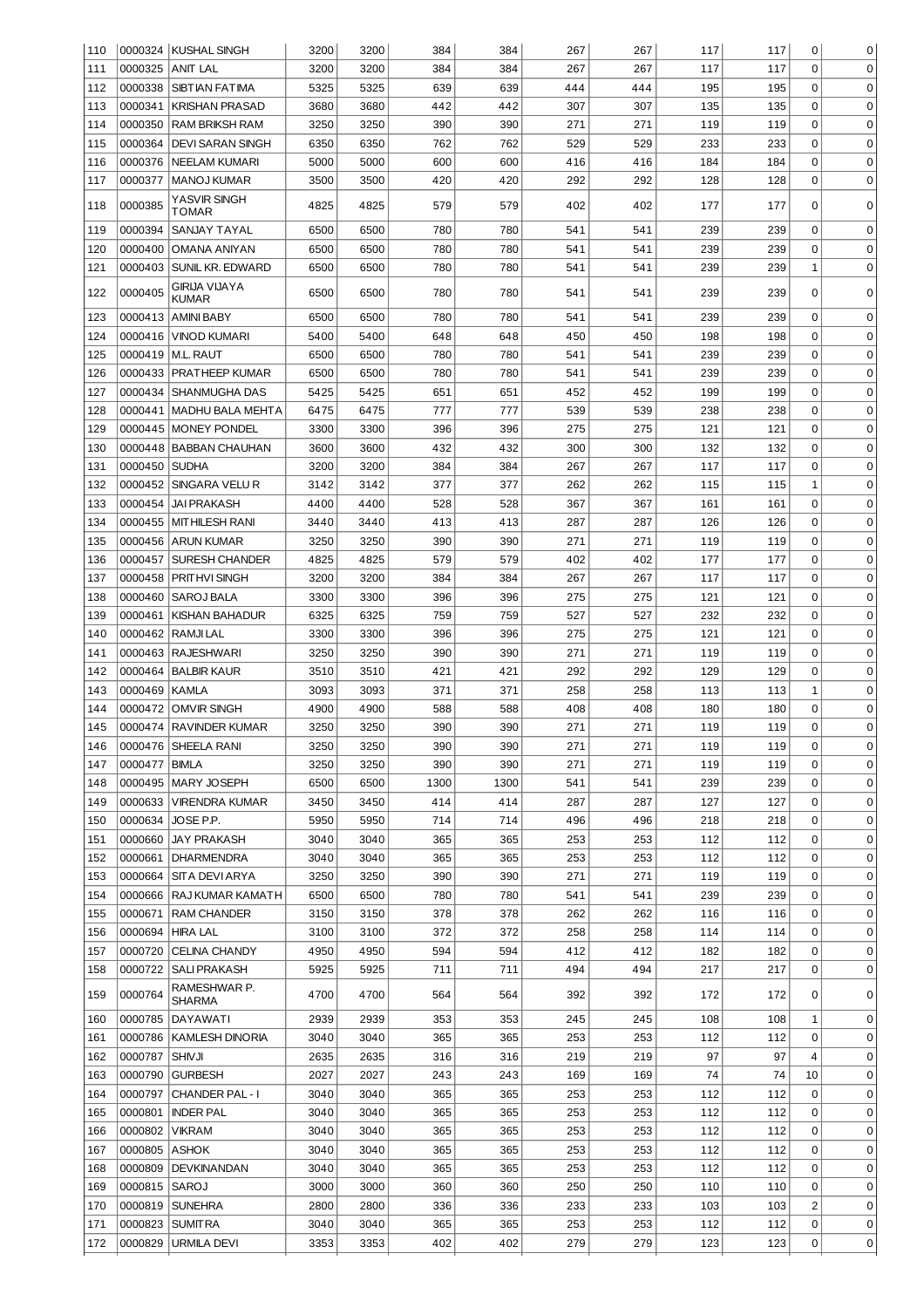| | | | | | | | | | | | | |
|---|---|---|---|---|---|---|---|---|---|---|---|---|
| 110 | 0000324 | KUSHAL SINGH | 3200 | 3200 | 384 | 384 | 267 | 267 | 117 | 117 | 0 | 0 |
| 111 | 0000325 | ANIT LAL | 3200 | 3200 | 384 | 384 | 267 | 267 | 117 | 117 | 0 | 0 |
| 112 | 0000338 | SIBTIAN FATIMA | 5325 | 5325 | 639 | 639 | 444 | 444 | 195 | 195 | 0 | 0 |
| 113 | 0000341 | KRISHAN PRASAD | 3680 | 3680 | 442 | 442 | 307 | 307 | 135 | 135 | 0 | 0 |
| 114 | 0000350 | RAM BRIKSH RAM | 3250 | 3250 | 390 | 390 | 271 | 271 | 119 | 119 | 0 | 0 |
| 115 | 0000364 | DEVI SARAN SINGH | 6350 | 6350 | 762 | 762 | 529 | 529 | 233 | 233 | 0 | 0 |
| 116 | 0000376 | NEELAM KUMARI | 5000 | 5000 | 600 | 600 | 416 | 416 | 184 | 184 | 0 | 0 |
| 117 | 0000377 | MANOJ KUMAR | 3500 | 3500 | 420 | 420 | 292 | 292 | 128 | 128 | 0 | 0 |
| 118 | 0000385 | YASVIR SINGH TOMAR | 4825 | 4825 | 579 | 579 | 402 | 402 | 177 | 177 | 0 | 0 |
| 119 | 0000394 | SANJAY TAYAL | 6500 | 6500 | 780 | 780 | 541 | 541 | 239 | 239 | 0 | 0 |
| 120 | 0000400 | OMANA ANIYAN | 6500 | 6500 | 780 | 780 | 541 | 541 | 239 | 239 | 0 | 0 |
| 121 | 0000403 | SUNIL KR. EDWARD | 6500 | 6500 | 780 | 780 | 541 | 541 | 239 | 239 | 1 | 0 |
| 122 | 0000405 | GIRIJA VIJAYA KUMAR | 6500 | 6500 | 780 | 780 | 541 | 541 | 239 | 239 | 0 | 0 |
| 123 | 0000413 | AMINI BABY | 6500 | 6500 | 780 | 780 | 541 | 541 | 239 | 239 | 0 | 0 |
| 124 | 0000416 | VINOD KUMARI | 5400 | 5400 | 648 | 648 | 450 | 450 | 198 | 198 | 0 | 0 |
| 125 | 0000419 | M.L. RAUT | 6500 | 6500 | 780 | 780 | 541 | 541 | 239 | 239 | 0 | 0 |
| 126 | 0000433 | PRATHEEP KUMAR | 6500 | 6500 | 780 | 780 | 541 | 541 | 239 | 239 | 0 | 0 |
| 127 | 0000434 | SHANMUGHA DAS | 5425 | 5425 | 651 | 651 | 452 | 452 | 199 | 199 | 0 | 0 |
| 128 | 0000441 | MADHU BALA MEHTA | 6475 | 6475 | 777 | 777 | 539 | 539 | 238 | 238 | 0 | 0 |
| 129 | 0000445 | MONEY PONDEL | 3300 | 3300 | 396 | 396 | 275 | 275 | 121 | 121 | 0 | 0 |
| 130 | 0000448 | BABBAN CHAUHAN | 3600 | 3600 | 432 | 432 | 300 | 300 | 132 | 132 | 0 | 0 |
| 131 | 0000450 | SUDHA | 3200 | 3200 | 384 | 384 | 267 | 267 | 117 | 117 | 0 | 0 |
| 132 | 0000452 | SINGARA VELU R | 3142 | 3142 | 377 | 377 | 262 | 262 | 115 | 115 | 1 | 0 |
| 133 | 0000454 | JAI PRAKASH | 4400 | 4400 | 528 | 528 | 367 | 367 | 161 | 161 | 0 | 0 |
| 134 | 0000455 | MITHILESH RANI | 3440 | 3440 | 413 | 413 | 287 | 287 | 126 | 126 | 0 | 0 |
| 135 | 0000456 | ARUN KUMAR | 3250 | 3250 | 390 | 390 | 271 | 271 | 119 | 119 | 0 | 0 |
| 136 | 0000457 | SURESH CHANDER | 4825 | 4825 | 579 | 579 | 402 | 402 | 177 | 177 | 0 | 0 |
| 137 | 0000458 | PRITHVI SINGH | 3200 | 3200 | 384 | 384 | 267 | 267 | 117 | 117 | 0 | 0 |
| 138 | 0000460 | SAROJ BALA | 3300 | 3300 | 396 | 396 | 275 | 275 | 121 | 121 | 0 | 0 |
| 139 | 0000461 | KISHAN BAHADUR | 6325 | 6325 | 759 | 759 | 527 | 527 | 232 | 232 | 0 | 0 |
| 140 | 0000462 | RAMJI LAL | 3300 | 3300 | 396 | 396 | 275 | 275 | 121 | 121 | 0 | 0 |
| 141 | 0000463 | RAJESHWARI | 3250 | 3250 | 390 | 390 | 271 | 271 | 119 | 119 | 0 | 0 |
| 142 | 0000464 | BALBIR KAUR | 3510 | 3510 | 421 | 421 | 292 | 292 | 129 | 129 | 0 | 0 |
| 143 | 0000469 | KAMLA | 3093 | 3093 | 371 | 371 | 258 | 258 | 113 | 113 | 1 | 0 |
| 144 | 0000472 | OMVIR SINGH | 4900 | 4900 | 588 | 588 | 408 | 408 | 180 | 180 | 0 | 0 |
| 145 | 0000474 | RAVINDER KUMAR | 3250 | 3250 | 390 | 390 | 271 | 271 | 119 | 119 | 0 | 0 |
| 146 | 0000476 | SHEELA RANI | 3250 | 3250 | 390 | 390 | 271 | 271 | 119 | 119 | 0 | 0 |
| 147 | 0000477 | BIMLA | 3250 | 3250 | 390 | 390 | 271 | 271 | 119 | 119 | 0 | 0 |
| 148 | 0000495 | MARY JOSEPH | 6500 | 6500 | 1300 | 1300 | 541 | 541 | 239 | 239 | 0 | 0 |
| 149 | 0000633 | VIRENDRA KUMAR | 3450 | 3450 | 414 | 414 | 287 | 287 | 127 | 127 | 0 | 0 |
| 150 | 0000634 | JOSE P.P. | 5950 | 5950 | 714 | 714 | 496 | 496 | 218 | 218 | 0 | 0 |
| 151 | 0000660 | JAY PRAKASH | 3040 | 3040 | 365 | 365 | 253 | 253 | 112 | 112 | 0 | 0 |
| 152 | 0000661 | DHARMENDRA | 3040 | 3040 | 365 | 365 | 253 | 253 | 112 | 112 | 0 | 0 |
| 153 | 0000664 | SITA DEVI ARYA | 3250 | 3250 | 390 | 390 | 271 | 271 | 119 | 119 | 0 | 0 |
| 154 | 0000666 | RAJ KUMAR KAMATH | 6500 | 6500 | 780 | 780 | 541 | 541 | 239 | 239 | 0 | 0 |
| 155 | 0000671 | RAM CHANDER | 3150 | 3150 | 378 | 378 | 262 | 262 | 116 | 116 | 0 | 0 |
| 156 | 0000694 | HIRA LAL | 3100 | 3100 | 372 | 372 | 258 | 258 | 114 | 114 | 0 | 0 |
| 157 | 0000720 | CELINA CHANDY | 4950 | 4950 | 594 | 594 | 412 | 412 | 182 | 182 | 0 | 0 |
| 158 | 0000722 | SALI PRAKASH | 5925 | 5925 | 711 | 711 | 494 | 494 | 217 | 217 | 0 | 0 |
| 159 | 0000764 | RAMESHWAR P. SHARMA | 4700 | 4700 | 564 | 564 | 392 | 392 | 172 | 172 | 0 | 0 |
| 160 | 0000785 | DAYAWATI | 2939 | 2939 | 353 | 353 | 245 | 245 | 108 | 108 | 1 | 0 |
| 161 | 0000786 | KAMLESH DINORIA | 3040 | 3040 | 365 | 365 | 253 | 253 | 112 | 112 | 0 | 0 |
| 162 | 0000787 | SHIVJI | 2635 | 2635 | 316 | 316 | 219 | 219 | 97 | 97 | 4 | 0 |
| 163 | 0000790 | GURBESH | 2027 | 2027 | 243 | 243 | 169 | 169 | 74 | 74 | 10 | 0 |
| 164 | 0000797 | CHANDER PAL - I | 3040 | 3040 | 365 | 365 | 253 | 253 | 112 | 112 | 0 | 0 |
| 165 | 0000801 | INDER PAL | 3040 | 3040 | 365 | 365 | 253 | 253 | 112 | 112 | 0 | 0 |
| 166 | 0000802 | VIKRAM | 3040 | 3040 | 365 | 365 | 253 | 253 | 112 | 112 | 0 | 0 |
| 167 | 0000805 | ASHOK | 3040 | 3040 | 365 | 365 | 253 | 253 | 112 | 112 | 0 | 0 |
| 168 | 0000809 | DEVKINANDAN | 3040 | 3040 | 365 | 365 | 253 | 253 | 112 | 112 | 0 | 0 |
| 169 | 0000815 | SAROJ | 3000 | 3000 | 360 | 360 | 250 | 250 | 110 | 110 | 0 | 0 |
| 170 | 0000819 | SUNEHRA | 2800 | 2800 | 336 | 336 | 233 | 233 | 103 | 103 | 2 | 0 |
| 171 | 0000823 | SUMITRA | 3040 | 3040 | 365 | 365 | 253 | 253 | 112 | 112 | 0 | 0 |
| 172 | 0000829 | URMILA DEVI | 3353 | 3353 | 402 | 402 | 279 | 279 | 123 | 123 | 0 | 0 |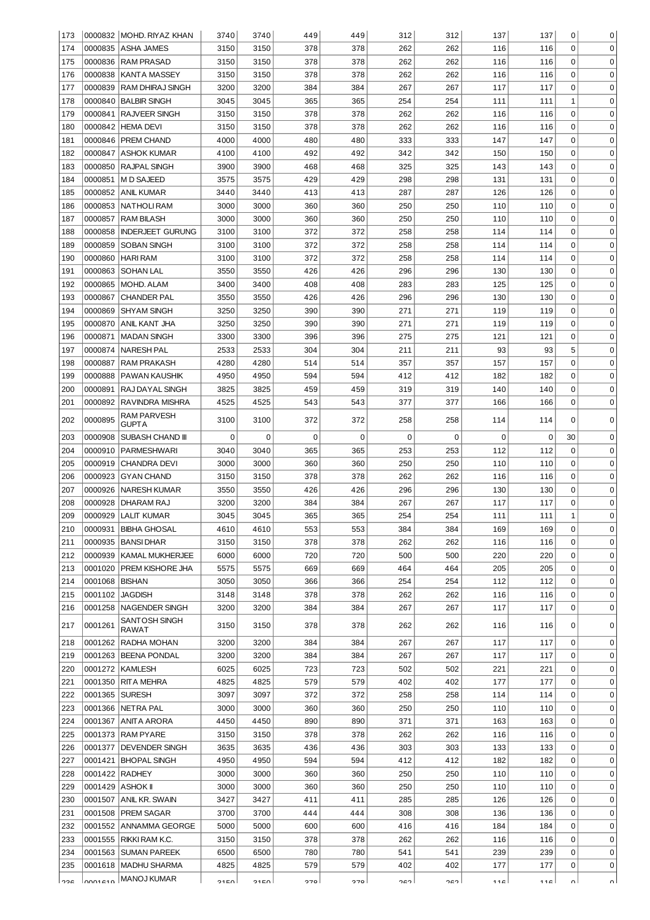| 173 | 0000832 | MOHD. RIYAZ KHAN | 3740 | 3740 | 449 | 449 | 312 | 312 | 137 | 137 | 0 | 0 |
|---|---|---|---|---|---|---|---|---|---|---|---|---|
| 174 | 0000835 | ASHA JAMES | 3150 | 3150 | 378 | 378 | 262 | 262 | 116 | 116 | 0 | 0 |
| 175 | 0000836 | RAM PRASAD | 3150 | 3150 | 378 | 378 | 262 | 262 | 116 | 116 | 0 | 0 |
| 176 | 0000838 | KANTA MASSEY | 3150 | 3150 | 378 | 378 | 262 | 262 | 116 | 116 | 0 | 0 |
| 177 | 0000839 | RAM DHIRAJ SINGH | 3200 | 3200 | 384 | 384 | 267 | 267 | 117 | 117 | 0 | 0 |
| 178 | 0000840 | BALBIR SINGH | 3045 | 3045 | 365 | 365 | 254 | 254 | 111 | 111 | 1 | 0 |
| 179 | 0000841 | RAJVEER SINGH | 3150 | 3150 | 378 | 378 | 262 | 262 | 116 | 116 | 0 | 0 |
| 180 | 0000842 | HEMA DEVI | 3150 | 3150 | 378 | 378 | 262 | 262 | 116 | 116 | 0 | 0 |
| 181 | 0000846 | PREM CHAND | 4000 | 4000 | 480 | 480 | 333 | 333 | 147 | 147 | 0 | 0 |
| 182 | 0000847 | ASHOK KUMAR | 4100 | 4100 | 492 | 492 | 342 | 342 | 150 | 150 | 0 | 0 |
| 183 | 0000850 | RAJPAL SINGH | 3900 | 3900 | 468 | 468 | 325 | 325 | 143 | 143 | 0 | 0 |
| 184 | 0000851 | M D SAJEED | 3575 | 3575 | 429 | 429 | 298 | 298 | 131 | 131 | 0 | 0 |
| 185 | 0000852 | ANIL KUMAR | 3440 | 3440 | 413 | 413 | 287 | 287 | 126 | 126 | 0 | 0 |
| 186 | 0000853 | NATHOLI RAM | 3000 | 3000 | 360 | 360 | 250 | 250 | 110 | 110 | 0 | 0 |
| 187 | 0000857 | RAM BILASH | 3000 | 3000 | 360 | 360 | 250 | 250 | 110 | 110 | 0 | 0 |
| 188 | 0000858 | INDERJEET GURUNG | 3100 | 3100 | 372 | 372 | 258 | 258 | 114 | 114 | 0 | 0 |
| 189 | 0000859 | SOBAN SINGH | 3100 | 3100 | 372 | 372 | 258 | 258 | 114 | 114 | 0 | 0 |
| 190 | 0000860 | HARI RAM | 3100 | 3100 | 372 | 372 | 258 | 258 | 114 | 114 | 0 | 0 |
| 191 | 0000863 | SOHAN LAL | 3550 | 3550 | 426 | 426 | 296 | 296 | 130 | 130 | 0 | 0 |
| 192 | 0000865 | MOHD. ALAM | 3400 | 3400 | 408 | 408 | 283 | 283 | 125 | 125 | 0 | 0 |
| 193 | 0000867 | CHANDER PAL | 3550 | 3550 | 426 | 426 | 296 | 296 | 130 | 130 | 0 | 0 |
| 194 | 0000869 | SHYAM SINGH | 3250 | 3250 | 390 | 390 | 271 | 271 | 119 | 119 | 0 | 0 |
| 195 | 0000870 | ANIL KANT JHA | 3250 | 3250 | 390 | 390 | 271 | 271 | 119 | 119 | 0 | 0 |
| 196 | 0000871 | MADAN SINGH | 3300 | 3300 | 396 | 396 | 275 | 275 | 121 | 121 | 0 | 0 |
| 197 | 0000874 | NARESH PAL | 2533 | 2533 | 304 | 304 | 211 | 211 | 93 | 93 | 5 | 0 |
| 198 | 0000887 | RAM PRAKASH | 4280 | 4280 | 514 | 514 | 357 | 357 | 157 | 157 | 0 | 0 |
| 199 | 0000888 | PAWAN KAUSHIK | 4950 | 4950 | 594 | 594 | 412 | 412 | 182 | 182 | 0 | 0 |
| 200 | 0000891 | RAJ DAYAL SINGH | 3825 | 3825 | 459 | 459 | 319 | 319 | 140 | 140 | 0 | 0 |
| 201 | 0000892 | RAVINDRA MISHRA | 4525 | 4525 | 543 | 543 | 377 | 377 | 166 | 166 | 0 | 0 |
| 202 | 0000895 | RAM PARVESH GUPTA | 3100 | 3100 | 372 | 372 | 258 | 258 | 114 | 114 | 0 | 0 |
| 203 | 0000908 | SUBASH CHAND III | 0 | 0 | 0 | 0 | 0 | 0 | 0 | 0 | 30 | 0 |
| 204 | 0000910 | PARMESHWARI | 3040 | 3040 | 365 | 365 | 253 | 253 | 112 | 112 | 0 | 0 |
| 205 | 0000919 | CHANDRA DEVI | 3000 | 3000 | 360 | 360 | 250 | 250 | 110 | 110 | 0 | 0 |
| 206 | 0000923 | GYAN CHAND | 3150 | 3150 | 378 | 378 | 262 | 262 | 116 | 116 | 0 | 0 |
| 207 | 0000926 | NARESH KUMAR | 3550 | 3550 | 426 | 426 | 296 | 296 | 130 | 130 | 0 | 0 |
| 208 | 0000928 | DHARAM RAJ | 3200 | 3200 | 384 | 384 | 267 | 267 | 117 | 117 | 0 | 0 |
| 209 | 0000929 | LALIT KUMAR | 3045 | 3045 | 365 | 365 | 254 | 254 | 111 | 111 | 1 | 0 |
| 210 | 0000931 | BIBHA GHOSAL | 4610 | 4610 | 553 | 553 | 384 | 384 | 169 | 169 | 0 | 0 |
| 211 | 0000935 | BANSI DHAR | 3150 | 3150 | 378 | 378 | 262 | 262 | 116 | 116 | 0 | 0 |
| 212 | 0000939 | KAMAL MUKHERJEE | 6000 | 6000 | 720 | 720 | 500 | 500 | 220 | 220 | 0 | 0 |
| 213 | 0001020 | PREM KISHORE JHA | 5575 | 5575 | 669 | 669 | 464 | 464 | 205 | 205 | 0 | 0 |
| 214 | 0001068 | BISHAN | 3050 | 3050 | 366 | 366 | 254 | 254 | 112 | 112 | 0 | 0 |
| 215 | 0001102 | JAGDISH | 3148 | 3148 | 378 | 378 | 262 | 262 | 116 | 116 | 0 | 0 |
| 216 | 0001258 | NAGENDER SINGH | 3200 | 3200 | 384 | 384 | 267 | 267 | 117 | 117 | 0 | 0 |
| 217 | 0001261 | SANTOSH SINGH RAWAT | 3150 | 3150 | 378 | 378 | 262 | 262 | 116 | 116 | 0 | 0 |
| 218 | 0001262 | RADHA MOHAN | 3200 | 3200 | 384 | 384 | 267 | 267 | 117 | 117 | 0 | 0 |
| 219 | 0001263 | BEENA PONDAL | 3200 | 3200 | 384 | 384 | 267 | 267 | 117 | 117 | 0 | 0 |
| 220 | 0001272 | KAMLESH | 6025 | 6025 | 723 | 723 | 502 | 502 | 221 | 221 | 0 | 0 |
| 221 | 0001350 | RITA MEHRA | 4825 | 4825 | 579 | 579 | 402 | 402 | 177 | 177 | 0 | 0 |
| 222 | 0001365 | SURESH | 3097 | 3097 | 372 | 372 | 258 | 258 | 114 | 114 | 0 | 0 |
| 223 | 0001366 | NETRA PAL | 3000 | 3000 | 360 | 360 | 250 | 250 | 110 | 110 | 0 | 0 |
| 224 | 0001367 | ANITA ARORA | 4450 | 4450 | 890 | 890 | 371 | 371 | 163 | 163 | 0 | 0 |
| 225 | 0001373 | RAM PYARE | 3150 | 3150 | 378 | 378 | 262 | 262 | 116 | 116 | 0 | 0 |
| 226 | 0001377 | DEVENDER SINGH | 3635 | 3635 | 436 | 436 | 303 | 303 | 133 | 133 | 0 | 0 |
| 227 | 0001421 | BHOPAL SINGH | 4950 | 4950 | 594 | 594 | 412 | 412 | 182 | 182 | 0 | 0 |
| 228 | 0001422 | RADHEY | 3000 | 3000 | 360 | 360 | 250 | 250 | 110 | 110 | 0 | 0 |
| 229 | 0001429 | ASHOK II | 3000 | 3000 | 360 | 360 | 250 | 250 | 110 | 110 | 0 | 0 |
| 230 | 0001507 | ANIL KR. SWAIN | 3427 | 3427 | 411 | 411 | 285 | 285 | 126 | 126 | 0 | 0 |
| 231 | 0001508 | PREM SAGAR | 3700 | 3700 | 444 | 444 | 308 | 308 | 136 | 136 | 0 | 0 |
| 232 | 0001552 | ANNAMMA GEORGE | 5000 | 5000 | 600 | 600 | 416 | 416 | 184 | 184 | 0 | 0 |
| 233 | 0001555 | RIKKI RAM K.C. | 3150 | 3150 | 378 | 378 | 262 | 262 | 116 | 116 | 0 | 0 |
| 234 | 0001563 | SUMAN PAREEK | 6500 | 6500 | 780 | 780 | 541 | 541 | 239 | 239 | 0 | 0 |
| 235 | 0001618 | MADHU SHARMA | 4825 | 4825 | 579 | 579 | 402 | 402 | 177 | 177 | 0 | 0 |
| 236 | 0001619 | MANOJ KUMAR | 3150 | 3150 | 378 | 378 | 262 | 262 | 116 | 116 | 0 | 0 |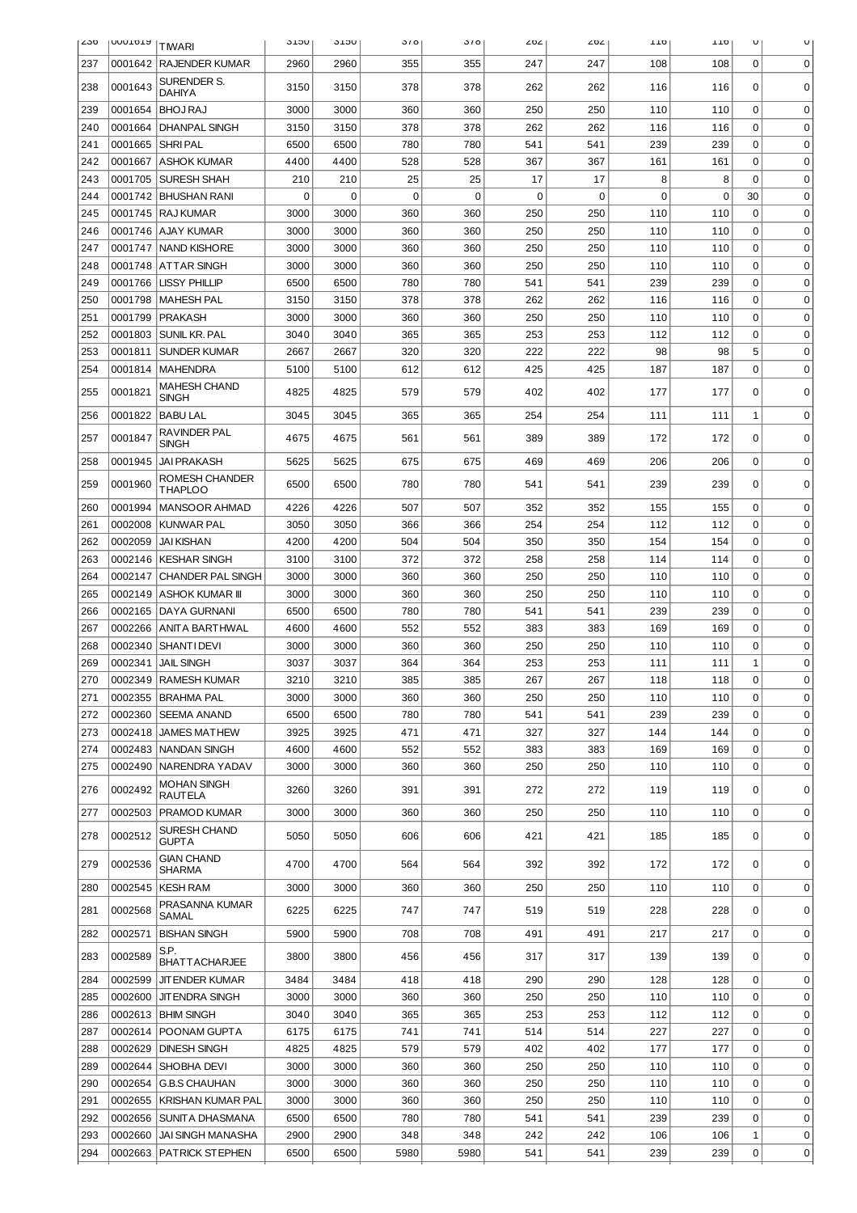| 236 | 0001619 | TIWARI | 3150 | 3150 | 378 | 378 | 262 | 262 | 116 | 116 | 0 | 0 |
|---|---|---|---|---|---|---|---|---|---|---|---|---|
| 237 | 0001642 | RAJENDER KUMAR | 2960 | 2960 | 355 | 355 | 247 | 247 | 108 | 108 | 0 | 0 |
| 238 | 0001643 | SURENDER S. DAHIYA | 3150 | 3150 | 378 | 378 | 262 | 262 | 116 | 116 | 0 | 0 |
| 239 | 0001654 | BHOJ RAJ | 3000 | 3000 | 360 | 360 | 250 | 250 | 110 | 110 | 0 | 0 |
| 240 | 0001664 | DHANPAL SINGH | 3150 | 3150 | 378 | 378 | 262 | 262 | 116 | 116 | 0 | 0 |
| 241 | 0001665 | SHRI PAL | 6500 | 6500 | 780 | 780 | 541 | 541 | 239 | 239 | 0 | 0 |
| 242 | 0001667 | ASHOK KUMAR | 4400 | 4400 | 528 | 528 | 367 | 367 | 161 | 161 | 0 | 0 |
| 243 | 0001705 | SURESH SHAH | 210 | 210 | 25 | 25 | 17 | 17 | 8 | 8 | 0 | 0 |
| 244 | 0001742 | BHUSHAN RANI | 0 | 0 | 0 | 0 | 0 | 0 | 0 | 0 | 30 | 0 |
| 245 | 0001745 | RAJ KUMAR | 3000 | 3000 | 360 | 360 | 250 | 250 | 110 | 110 | 0 | 0 |
| 246 | 0001746 | AJAY KUMAR | 3000 | 3000 | 360 | 360 | 250 | 250 | 110 | 110 | 0 | 0 |
| 247 | 0001747 | NAND KISHORE | 3000 | 3000 | 360 | 360 | 250 | 250 | 110 | 110 | 0 | 0 |
| 248 | 0001748 | ATTAR SINGH | 3000 | 3000 | 360 | 360 | 250 | 250 | 110 | 110 | 0 | 0 |
| 249 | 0001766 | LISSY PHILLIP | 6500 | 6500 | 780 | 780 | 541 | 541 | 239 | 239 | 0 | 0 |
| 250 | 0001798 | MAHESH PAL | 3150 | 3150 | 378 | 378 | 262 | 262 | 116 | 116 | 0 | 0 |
| 251 | 0001799 | PRAKASH | 3000 | 3000 | 360 | 360 | 250 | 250 | 110 | 110 | 0 | 0 |
| 252 | 0001803 | SUNIL KR. PAL | 3040 | 3040 | 365 | 365 | 253 | 253 | 112 | 112 | 0 | 0 |
| 253 | 0001811 | SUNDER KUMAR | 2667 | 2667 | 320 | 320 | 222 | 222 | 98 | 98 | 5 | 0 |
| 254 | 0001814 | MAHENDRA | 5100 | 5100 | 612 | 612 | 425 | 425 | 187 | 187 | 0 | 0 |
| 255 | 0001821 | MAHESH CHAND SINGH | 4825 | 4825 | 579 | 579 | 402 | 402 | 177 | 177 | 0 | 0 |
| 256 | 0001822 | BABU LAL | 3045 | 3045 | 365 | 365 | 254 | 254 | 111 | 111 | 1 | 0 |
| 257 | 0001847 | RAVINDER PAL SINGH | 4675 | 4675 | 561 | 561 | 389 | 389 | 172 | 172 | 0 | 0 |
| 258 | 0001945 | JAI PRAKASH | 5625 | 5625 | 675 | 675 | 469 | 469 | 206 | 206 | 0 | 0 |
| 259 | 0001960 | ROMESH CHANDER THAPLOO | 6500 | 6500 | 780 | 780 | 541 | 541 | 239 | 239 | 0 | 0 |
| 260 | 0001994 | MANSOOR AHMAD | 4226 | 4226 | 507 | 507 | 352 | 352 | 155 | 155 | 0 | 0 |
| 261 | 0002008 | KUNWAR PAL | 3050 | 3050 | 366 | 366 | 254 | 254 | 112 | 112 | 0 | 0 |
| 262 | 0002059 | JAI KISHAN | 4200 | 4200 | 504 | 504 | 350 | 350 | 154 | 154 | 0 | 0 |
| 263 | 0002146 | KESHAR SINGH | 3100 | 3100 | 372 | 372 | 258 | 258 | 114 | 114 | 0 | 0 |
| 264 | 0002147 | CHANDER PAL SINGH | 3000 | 3000 | 360 | 360 | 250 | 250 | 110 | 110 | 0 | 0 |
| 265 | 0002149 | ASHOK KUMAR III | 3000 | 3000 | 360 | 360 | 250 | 250 | 110 | 110 | 0 | 0 |
| 266 | 0002165 | DAYA GURNANI | 6500 | 6500 | 780 | 780 | 541 | 541 | 239 | 239 | 0 | 0 |
| 267 | 0002266 | ANITA BARTHWAL | 4600 | 4600 | 552 | 552 | 383 | 383 | 169 | 169 | 0 | 0 |
| 268 | 0002340 | SHANTI DEVI | 3000 | 3000 | 360 | 360 | 250 | 250 | 110 | 110 | 0 | 0 |
| 269 | 0002341 | JAIL SINGH | 3037 | 3037 | 364 | 364 | 253 | 253 | 111 | 111 | 1 | 0 |
| 270 | 0002349 | RAMESH KUMAR | 3210 | 3210 | 385 | 385 | 267 | 267 | 118 | 118 | 0 | 0 |
| 271 | 0002355 | BRAHMA PAL | 3000 | 3000 | 360 | 360 | 250 | 250 | 110 | 110 | 0 | 0 |
| 272 | 0002360 | SEEMA ANAND | 6500 | 6500 | 780 | 780 | 541 | 541 | 239 | 239 | 0 | 0 |
| 273 | 0002418 | JAMES MATHEW | 3925 | 3925 | 471 | 471 | 327 | 327 | 144 | 144 | 0 | 0 |
| 274 | 0002483 | NANDAN SINGH | 4600 | 4600 | 552 | 552 | 383 | 383 | 169 | 169 | 0 | 0 |
| 275 | 0002490 | NARENDRA YADAV | 3000 | 3000 | 360 | 360 | 250 | 250 | 110 | 110 | 0 | 0 |
| 276 | 0002492 | MOHAN SINGH RAUTELA | 3260 | 3260 | 391 | 391 | 272 | 272 | 119 | 119 | 0 | 0 |
| 277 | 0002503 | PRAMOD KUMAR | 3000 | 3000 | 360 | 360 | 250 | 250 | 110 | 110 | 0 | 0 |
| 278 | 0002512 | SURESH CHAND GUPTA | 5050 | 5050 | 606 | 606 | 421 | 421 | 185 | 185 | 0 | 0 |
| 279 | 0002536 | GIAN CHAND SHARMA | 4700 | 4700 | 564 | 564 | 392 | 392 | 172 | 172 | 0 | 0 |
| 280 | 0002545 | KESH RAM | 3000 | 3000 | 360 | 360 | 250 | 250 | 110 | 110 | 0 | 0 |
| 281 | 0002568 | PRASANNA KUMAR SAMAL | 6225 | 6225 | 747 | 747 | 519 | 519 | 228 | 228 | 0 | 0 |
| 282 | 0002571 | BISHAN SINGH | 5900 | 5900 | 708 | 708 | 491 | 491 | 217 | 217 | 0 | 0 |
| 283 | 0002589 | S.P. BHATTACHARJEE | 3800 | 3800 | 456 | 456 | 317 | 317 | 139 | 139 | 0 | 0 |
| 284 | 0002599 | JITENDER KUMAR | 3484 | 3484 | 418 | 418 | 290 | 290 | 128 | 128 | 0 | 0 |
| 285 | 0002600 | JITENDRA SINGH | 3000 | 3000 | 360 | 360 | 250 | 250 | 110 | 110 | 0 | 0 |
| 286 | 0002613 | BHIM SINGH | 3040 | 3040 | 365 | 365 | 253 | 253 | 112 | 112 | 0 | 0 |
| 287 | 0002614 | POONAM GUPTA | 6175 | 6175 | 741 | 741 | 514 | 514 | 227 | 227 | 0 | 0 |
| 288 | 0002629 | DINESH SINGH | 4825 | 4825 | 579 | 579 | 402 | 402 | 177 | 177 | 0 | 0 |
| 289 | 0002644 | SHOBHA DEVI | 3000 | 3000 | 360 | 360 | 250 | 250 | 110 | 110 | 0 | 0 |
| 290 | 0002654 | G.B.S CHAUHAN | 3000 | 3000 | 360 | 360 | 250 | 250 | 110 | 110 | 0 | 0 |
| 291 | 0002655 | KRISHAN KUMAR PAL | 3000 | 3000 | 360 | 360 | 250 | 250 | 110 | 110 | 0 | 0 |
| 292 | 0002656 | SUNITA DHASMANA | 6500 | 6500 | 780 | 780 | 541 | 541 | 239 | 239 | 0 | 0 |
| 293 | 0002660 | JAI SINGH MANASHA | 2900 | 2900 | 348 | 348 | 242 | 242 | 106 | 106 | 1 | 0 |
| 294 | 0002663 | PATRICK STEPHEN | 6500 | 6500 | 5980 | 5980 | 541 | 541 | 239 | 239 | 0 | 0 |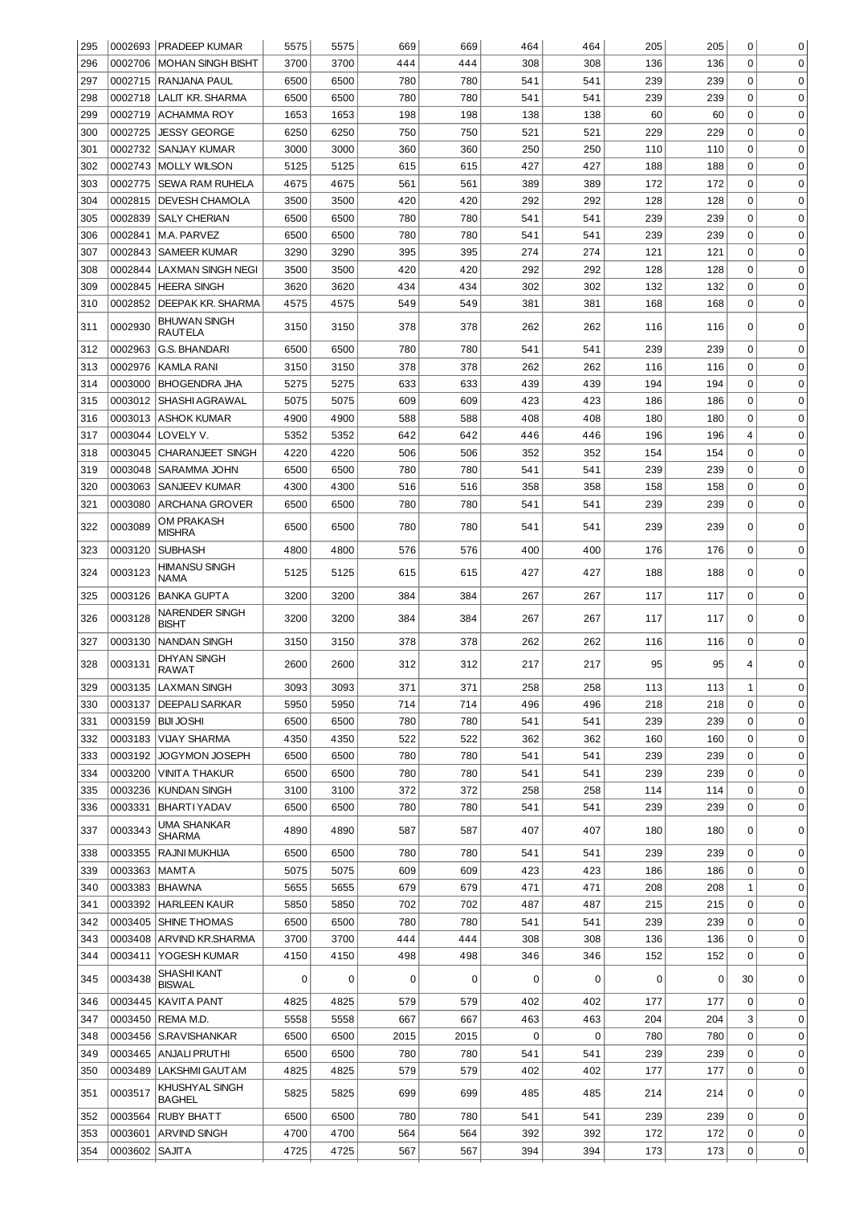| | | | | | | | | | | | | |
|---|---|---|---|---|---|---|---|---|---|---|---|---|
| 295 | 0002693 | PRADEEP KUMAR | 5575 | 5575 | 669 | 669 | 464 | 464 | 205 | 205 | 0 | 0 |
| 296 | 0002706 | MOHAN SINGH BISHT | 3700 | 3700 | 444 | 444 | 308 | 308 | 136 | 136 | 0 | 0 |
| 297 | 0002715 | RANJANA PAUL | 6500 | 6500 | 780 | 780 | 541 | 541 | 239 | 239 | 0 | 0 |
| 298 | 0002718 | LALIT KR. SHARMA | 6500 | 6500 | 780 | 780 | 541 | 541 | 239 | 239 | 0 | 0 |
| 299 | 0002719 | ACHAMMA ROY | 1653 | 1653 | 198 | 198 | 138 | 138 | 60 | 60 | 0 | 0 |
| 300 | 0002725 | JESSY GEORGE | 6250 | 6250 | 750 | 750 | 521 | 521 | 229 | 229 | 0 | 0 |
| 301 | 0002732 | SANJAY KUMAR | 3000 | 3000 | 360 | 360 | 250 | 250 | 110 | 110 | 0 | 0 |
| 302 | 0002743 | MOLLY WILSON | 5125 | 5125 | 615 | 615 | 427 | 427 | 188 | 188 | 0 | 0 |
| 303 | 0002775 | SEWA RAM RUHELA | 4675 | 4675 | 561 | 561 | 389 | 389 | 172 | 172 | 0 | 0 |
| 304 | 0002815 | DEVESH CHAMOLA | 3500 | 3500 | 420 | 420 | 292 | 292 | 128 | 128 | 0 | 0 |
| 305 | 0002839 | SALY CHERIAN | 6500 | 6500 | 780 | 780 | 541 | 541 | 239 | 239 | 0 | 0 |
| 306 | 0002841 | M.A. PARVEZ | 6500 | 6500 | 780 | 780 | 541 | 541 | 239 | 239 | 0 | 0 |
| 307 | 0002843 | SAMEER KUMAR | 3290 | 3290 | 395 | 395 | 274 | 274 | 121 | 121 | 0 | 0 |
| 308 | 0002844 | LAXMAN SINGH NEGI | 3500 | 3500 | 420 | 420 | 292 | 292 | 128 | 128 | 0 | 0 |
| 309 | 0002845 | HEERA SINGH | 3620 | 3620 | 434 | 434 | 302 | 302 | 132 | 132 | 0 | 0 |
| 310 | 0002852 | DEEPAK KR. SHARMA | 4575 | 4575 | 549 | 549 | 381 | 381 | 168 | 168 | 0 | 0 |
| 311 | 0002930 | BHUWAN SINGH RAUTELA | 3150 | 3150 | 378 | 378 | 262 | 262 | 116 | 116 | 0 | 0 |
| 312 | 0002963 | G.S. BHANDARI | 6500 | 6500 | 780 | 780 | 541 | 541 | 239 | 239 | 0 | 0 |
| 313 | 0002976 | KAMLA RANI | 3150 | 3150 | 378 | 378 | 262 | 262 | 116 | 116 | 0 | 0 |
| 314 | 0003000 | BHOGENDRA JHA | 5275 | 5275 | 633 | 633 | 439 | 439 | 194 | 194 | 0 | 0 |
| 315 | 0003012 | SHASHI AGRAWAL | 5075 | 5075 | 609 | 609 | 423 | 423 | 186 | 186 | 0 | 0 |
| 316 | 0003013 | ASHOK KUMAR | 4900 | 4900 | 588 | 588 | 408 | 408 | 180 | 180 | 0 | 0 |
| 317 | 0003044 | LOVELY V. | 5352 | 5352 | 642 | 642 | 446 | 446 | 196 | 196 | 4 | 0 |
| 318 | 0003045 | CHARANJEET SINGH | 4220 | 4220 | 506 | 506 | 352 | 352 | 154 | 154 | 0 | 0 |
| 319 | 0003048 | SARAMMA JOHN | 6500 | 6500 | 780 | 780 | 541 | 541 | 239 | 239 | 0 | 0 |
| 320 | 0003063 | SANJEEV KUMAR | 4300 | 4300 | 516 | 516 | 358 | 358 | 158 | 158 | 0 | 0 |
| 321 | 0003080 | ARCHANA GROVER | 6500 | 6500 | 780 | 780 | 541 | 541 | 239 | 239 | 0 | 0 |
| 322 | 0003089 | OM PRAKASH MISHRA | 6500 | 6500 | 780 | 780 | 541 | 541 | 239 | 239 | 0 | 0 |
| 323 | 0003120 | SUBHASH | 4800 | 4800 | 576 | 576 | 400 | 400 | 176 | 176 | 0 | 0 |
| 324 | 0003123 | HIMANSU SINGH NAMA | 5125 | 5125 | 615 | 615 | 427 | 427 | 188 | 188 | 0 | 0 |
| 325 | 0003126 | BANKA GUPTA | 3200 | 3200 | 384 | 384 | 267 | 267 | 117 | 117 | 0 | 0 |
| 326 | 0003128 | NARENDER SINGH BISHT | 3200 | 3200 | 384 | 384 | 267 | 267 | 117 | 117 | 0 | 0 |
| 327 | 0003130 | NANDAN SINGH | 3150 | 3150 | 378 | 378 | 262 | 262 | 116 | 116 | 0 | 0 |
| 328 | 0003131 | DHYAN SINGH RAWAT | 2600 | 2600 | 312 | 312 | 217 | 217 | 95 | 95 | 4 | 0 |
| 329 | 0003135 | LAXMAN SINGH | 3093 | 3093 | 371 | 371 | 258 | 258 | 113 | 113 | 1 | 0 |
| 330 | 0003137 | DEEPALI SARKAR | 5950 | 5950 | 714 | 714 | 496 | 496 | 218 | 218 | 0 | 0 |
| 331 | 0003159 | BIJI JOSHI | 6500 | 6500 | 780 | 780 | 541 | 541 | 239 | 239 | 0 | 0 |
| 332 | 0003183 | VIJAY SHARMA | 4350 | 4350 | 522 | 522 | 362 | 362 | 160 | 160 | 0 | 0 |
| 333 | 0003192 | JOGYMON JOSEPH | 6500 | 6500 | 780 | 780 | 541 | 541 | 239 | 239 | 0 | 0 |
| 334 | 0003200 | VINITA THAKUR | 6500 | 6500 | 780 | 780 | 541 | 541 | 239 | 239 | 0 | 0 |
| 335 | 0003236 | KUNDAN SINGH | 3100 | 3100 | 372 | 372 | 258 | 258 | 114 | 114 | 0 | 0 |
| 336 | 0003331 | BHARTI YADAV | 6500 | 6500 | 780 | 780 | 541 | 541 | 239 | 239 | 0 | 0 |
| 337 | 0003343 | UMA SHANKAR SHARMA | 4890 | 4890 | 587 | 587 | 407 | 407 | 180 | 180 | 0 | 0 |
| 338 | 0003355 | RAJNI MUKHIJA | 6500 | 6500 | 780 | 780 | 541 | 541 | 239 | 239 | 0 | 0 |
| 339 | 0003363 | MAMTA | 5075 | 5075 | 609 | 609 | 423 | 423 | 186 | 186 | 0 | 0 |
| 340 | 0003383 | BHAWNA | 5655 | 5655 | 679 | 679 | 471 | 471 | 208 | 208 | 1 | 0 |
| 341 | 0003392 | HARLEEN KAUR | 5850 | 5850 | 702 | 702 | 487 | 487 | 215 | 215 | 0 | 0 |
| 342 | 0003405 | SHINE THOMAS | 6500 | 6500 | 780 | 780 | 541 | 541 | 239 | 239 | 0 | 0 |
| 343 | 0003408 | ARVIND KR.SHARMA | 3700 | 3700 | 444 | 444 | 308 | 308 | 136 | 136 | 0 | 0 |
| 344 | 0003411 | YOGESH KUMAR | 4150 | 4150 | 498 | 498 | 346 | 346 | 152 | 152 | 0 | 0 |
| 345 | 0003438 | SHASHI KANT BISWAL | 0 | 0 | 0 | 0 | 0 | 0 | 0 | 0 | 30 | 0 |
| 346 | 0003445 | KAVITA PANT | 4825 | 4825 | 579 | 579 | 402 | 402 | 177 | 177 | 0 | 0 |
| 347 | 0003450 | REMA M.D. | 5558 | 5558 | 667 | 667 | 463 | 463 | 204 | 204 | 3 | 0 |
| 348 | 0003456 | S.RAVISHANKAR | 6500 | 6500 | 2015 | 2015 | 0 | 0 | 780 | 780 | 0 | 0 |
| 349 | 0003465 | ANJALI PRUTHI | 6500 | 6500 | 780 | 780 | 541 | 541 | 239 | 239 | 0 | 0 |
| 350 | 0003489 | LAKSHMI GAUTAM | 4825 | 4825 | 579 | 579 | 402 | 402 | 177 | 177 | 0 | 0 |
| 351 | 0003517 | KHUSHYAL SINGH BAGHEL | 5825 | 5825 | 699 | 699 | 485 | 485 | 214 | 214 | 0 | 0 |
| 352 | 0003564 | RUBY BHATT | 6500 | 6500 | 780 | 780 | 541 | 541 | 239 | 239 | 0 | 0 |
| 353 | 0003601 | ARVIND SINGH | 4700 | 4700 | 564 | 564 | 392 | 392 | 172 | 172 | 0 | 0 |
| 354 | 0003602 | SAJITA | 4725 | 4725 | 567 | 567 | 394 | 394 | 173 | 173 | 0 | 0 |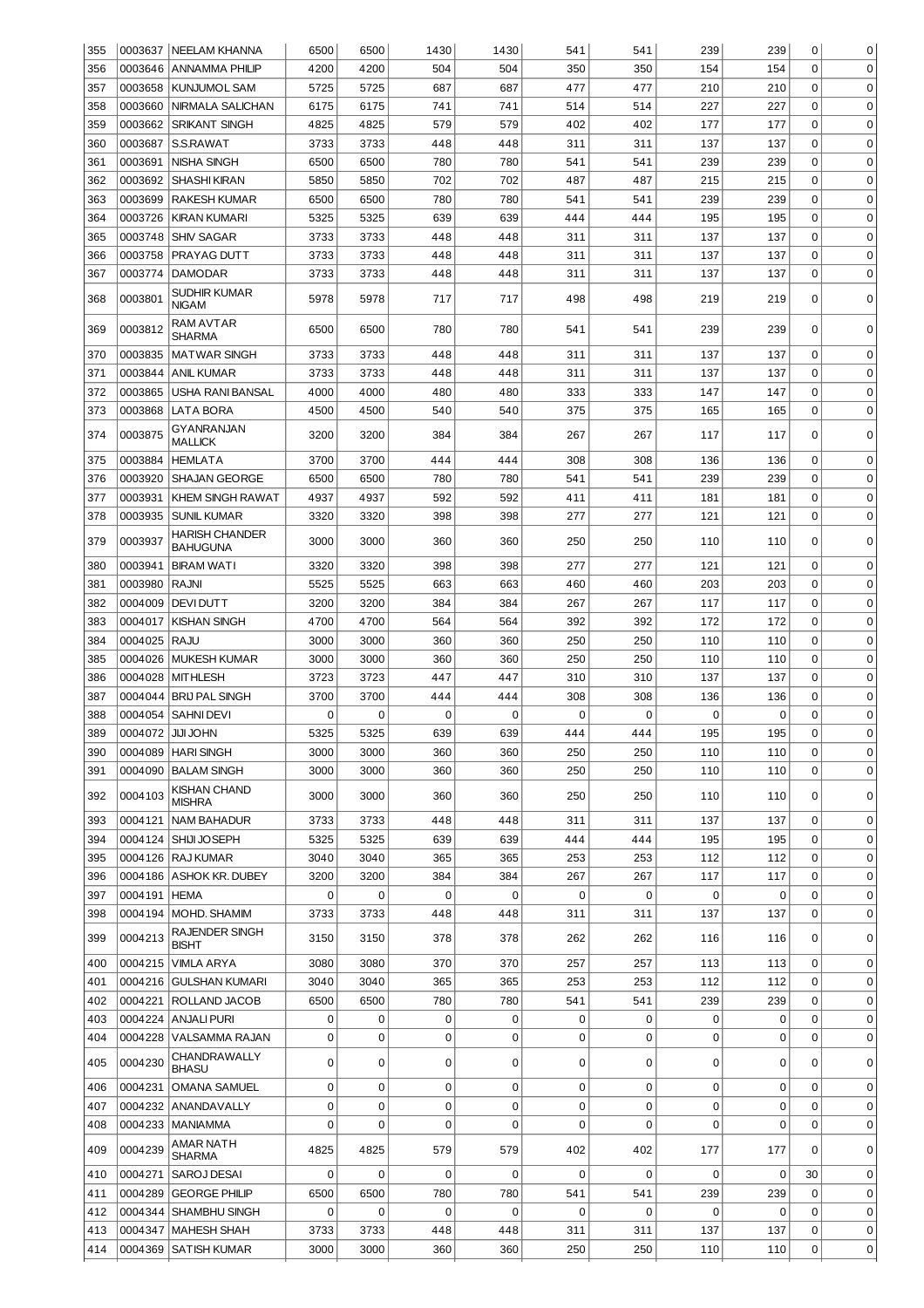| 355 | 0003637 | NEELAM KHANNA | 6500 | 6500 | 1430 | 1430 | 541 | 541 | 239 | 239 | 0 | 0 |
|---|---|---|---|---|---|---|---|---|---|---|---|---|
| 356 | 0003646 | ANNAMMA PHILIP | 4200 | 4200 | 504 | 504 | 350 | 350 | 154 | 154 | 0 | 0 |
| 357 | 0003658 | KUNJUMOL SAM | 5725 | 5725 | 687 | 687 | 477 | 477 | 210 | 210 | 0 | 0 |
| 358 | 0003660 | NIRMALA SALICHAN | 6175 | 6175 | 741 | 741 | 514 | 514 | 227 | 227 | 0 | 0 |
| 359 | 0003662 | SRIKANT SINGH | 4825 | 4825 | 579 | 579 | 402 | 402 | 177 | 177 | 0 | 0 |
| 360 | 0003687 | S.S.RAWAT | 3733 | 3733 | 448 | 448 | 311 | 311 | 137 | 137 | 0 | 0 |
| 361 | 0003691 | NISHA SINGH | 6500 | 6500 | 780 | 780 | 541 | 541 | 239 | 239 | 0 | 0 |
| 362 | 0003692 | SHASHI KIRAN | 5850 | 5850 | 702 | 702 | 487 | 487 | 215 | 215 | 0 | 0 |
| 363 | 0003699 | RAKESH KUMAR | 6500 | 6500 | 780 | 780 | 541 | 541 | 239 | 239 | 0 | 0 |
| 364 | 0003726 | KIRAN KUMARI | 5325 | 5325 | 639 | 639 | 444 | 444 | 195 | 195 | 0 | 0 |
| 365 | 0003748 | SHIV SAGAR | 3733 | 3733 | 448 | 448 | 311 | 311 | 137 | 137 | 0 | 0 |
| 366 | 0003758 | PRAYAG DUTT | 3733 | 3733 | 448 | 448 | 311 | 311 | 137 | 137 | 0 | 0 |
| 367 | 0003774 | DAMODAR | 3733 | 3733 | 448 | 448 | 311 | 311 | 137 | 137 | 0 | 0 |
| 368 | 0003801 | SUDHIR KUMAR NIGAM | 5978 | 5978 | 717 | 717 | 498 | 498 | 219 | 219 | 0 | 0 |
| 369 | 0003812 | RAM AVTAR SHARMA | 6500 | 6500 | 780 | 780 | 541 | 541 | 239 | 239 | 0 | 0 |
| 370 | 0003835 | MATWAR SINGH | 3733 | 3733 | 448 | 448 | 311 | 311 | 137 | 137 | 0 | 0 |
| 371 | 0003844 | ANIL KUMAR | 3733 | 3733 | 448 | 448 | 311 | 311 | 137 | 137 | 0 | 0 |
| 372 | 0003865 | USHA RANI BANSAL | 4000 | 4000 | 480 | 480 | 333 | 333 | 147 | 147 | 0 | 0 |
| 373 | 0003868 | LATA BORA | 4500 | 4500 | 540 | 540 | 375 | 375 | 165 | 165 | 0 | 0 |
| 374 | 0003875 | GYANRANJAN MALLICK | 3200 | 3200 | 384 | 384 | 267 | 267 | 117 | 117 | 0 | 0 |
| 375 | 0003884 | HEMLATA | 3700 | 3700 | 444 | 444 | 308 | 308 | 136 | 136 | 0 | 0 |
| 376 | 0003920 | SHAJAN GEORGE | 6500 | 6500 | 780 | 780 | 541 | 541 | 239 | 239 | 0 | 0 |
| 377 | 0003931 | KHEM SINGH RAWAT | 4937 | 4937 | 592 | 592 | 411 | 411 | 181 | 181 | 0 | 0 |
| 378 | 0003935 | SUNIL KUMAR | 3320 | 3320 | 398 | 398 | 277 | 277 | 121 | 121 | 0 | 0 |
| 379 | 0003937 | HARISH CHANDER BAHUGUNA | 3000 | 3000 | 360 | 360 | 250 | 250 | 110 | 110 | 0 | 0 |
| 380 | 0003941 | BIRAM WATI | 3320 | 3320 | 398 | 398 | 277 | 277 | 121 | 121 | 0 | 0 |
| 381 | 0003980 | RAJNI | 5525 | 5525 | 663 | 663 | 460 | 460 | 203 | 203 | 0 | 0 |
| 382 | 0004009 | DEVI DUTT | 3200 | 3200 | 384 | 384 | 267 | 267 | 117 | 117 | 0 | 0 |
| 383 | 0004017 | KISHAN SINGH | 4700 | 4700 | 564 | 564 | 392 | 392 | 172 | 172 | 0 | 0 |
| 384 | 0004025 | RAJU | 3000 | 3000 | 360 | 360 | 250 | 250 | 110 | 110 | 0 | 0 |
| 385 | 0004026 | MUKESH KUMAR | 3000 | 3000 | 360 | 360 | 250 | 250 | 110 | 110 | 0 | 0 |
| 386 | 0004028 | MITHLESH | 3723 | 3723 | 447 | 447 | 310 | 310 | 137 | 137 | 0 | 0 |
| 387 | 0004044 | BRIJ PAL SINGH | 3700 | 3700 | 444 | 444 | 308 | 308 | 136 | 136 | 0 | 0 |
| 388 | 0004054 | SAHNI DEVI | 0 | 0 | 0 | 0 | 0 | 0 | 0 | 0 | 0 | 0 |
| 389 | 0004072 | JIJI JOHN | 5325 | 5325 | 639 | 639 | 444 | 444 | 195 | 195 | 0 | 0 |
| 390 | 0004089 | HARI SINGH | 3000 | 3000 | 360 | 360 | 250 | 250 | 110 | 110 | 0 | 0 |
| 391 | 0004090 | BALAM SINGH | 3000 | 3000 | 360 | 360 | 250 | 250 | 110 | 110 | 0 | 0 |
| 392 | 0004103 | KISHAN CHAND MISHRA | 3000 | 3000 | 360 | 360 | 250 | 250 | 110 | 110 | 0 | 0 |
| 393 | 0004121 | NAM BAHADUR | 3733 | 3733 | 448 | 448 | 311 | 311 | 137 | 137 | 0 | 0 |
| 394 | 0004124 | SHIJI JOSEPH | 5325 | 5325 | 639 | 639 | 444 | 444 | 195 | 195 | 0 | 0 |
| 395 | 0004126 | RAJ KUMAR | 3040 | 3040 | 365 | 365 | 253 | 253 | 112 | 112 | 0 | 0 |
| 396 | 0004186 | ASHOK KR. DUBEY | 3200 | 3200 | 384 | 384 | 267 | 267 | 117 | 117 | 0 | 0 |
| 397 | 0004191 | HEMA | 0 | 0 | 0 | 0 | 0 | 0 | 0 | 0 | 0 | 0 |
| 398 | 0004194 | MOHD. SHAMIM | 3733 | 3733 | 448 | 448 | 311 | 311 | 137 | 137 | 0 | 0 |
| 399 | 0004213 | RAJENDER SINGH BISHT | 3150 | 3150 | 378 | 378 | 262 | 262 | 116 | 116 | 0 | 0 |
| 400 | 0004215 | VIMLA ARYA | 3080 | 3080 | 370 | 370 | 257 | 257 | 113 | 113 | 0 | 0 |
| 401 | 0004216 | GULSHAN KUMARI | 3040 | 3040 | 365 | 365 | 253 | 253 | 112 | 112 | 0 | 0 |
| 402 | 0004221 | ROLLAND JACOB | 6500 | 6500 | 780 | 780 | 541 | 541 | 239 | 239 | 0 | 0 |
| 403 | 0004224 | ANJALI PURI | 0 | 0 | 0 | 0 | 0 | 0 | 0 | 0 | 0 | 0 |
| 404 | 0004228 | VALSAMMA RAJAN | 0 | 0 | 0 | 0 | 0 | 0 | 0 | 0 | 0 | 0 |
| 405 | 0004230 | CHANDRAWALLY BHASU | 0 | 0 | 0 | 0 | 0 | 0 | 0 | 0 | 0 | 0 |
| 406 | 0004231 | OMANA SAMUEL | 0 | 0 | 0 | 0 | 0 | 0 | 0 | 0 | 0 | 0 |
| 407 | 0004232 | ANANDAVALLY | 0 | 0 | 0 | 0 | 0 | 0 | 0 | 0 | 0 | 0 |
| 408 | 0004233 | MANIAMMA | 0 | 0 | 0 | 0 | 0 | 0 | 0 | 0 | 0 | 0 |
| 409 | 0004239 | AMAR NATH SHARMA | 4825 | 4825 | 579 | 579 | 402 | 402 | 177 | 177 | 0 | 0 |
| 410 | 0004271 | SAROJ DESAI | 0 | 0 | 0 | 0 | 0 | 0 | 0 | 0 | 30 | 0 |
| 411 | 0004289 | GEORGE PHILIP | 6500 | 6500 | 780 | 780 | 541 | 541 | 239 | 239 | 0 | 0 |
| 412 | 0004344 | SHAMBHU SINGH | 0 | 0 | 0 | 0 | 0 | 0 | 0 | 0 | 0 | 0 |
| 413 | 0004347 | MAHESH SHAH | 3733 | 3733 | 448 | 448 | 311 | 311 | 137 | 137 | 0 | 0 |
| 414 | 0004369 | SATISH KUMAR | 3000 | 3000 | 360 | 360 | 250 | 250 | 110 | 110 | 0 | 0 |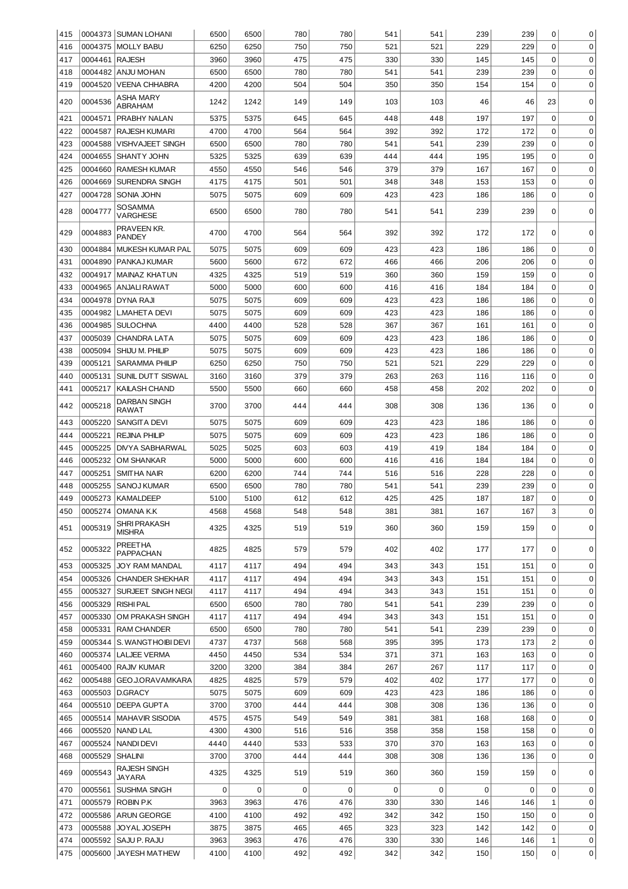| | | | | | | | | | | | | |
|---|---|---|---|---|---|---|---|---|---|---|---|---|
| 415 | 0004373 | SUMAN LOHANI | 6500 | 6500 | 780 | 780 | 541 | 541 | 239 | 239 | 0 | 0 |
| 416 | 0004375 | MOLLY BABU | 6250 | 6250 | 750 | 750 | 521 | 521 | 229 | 229 | 0 | 0 |
| 417 | 0004461 | RAJESH | 3960 | 3960 | 475 | 475 | 330 | 330 | 145 | 145 | 0 | 0 |
| 418 | 0004482 | ANJU MOHAN | 6500 | 6500 | 780 | 780 | 541 | 541 | 239 | 239 | 0 | 0 |
| 419 | 0004520 | VEENA CHHABRA | 4200 | 4200 | 504 | 504 | 350 | 350 | 154 | 154 | 0 | 0 |
| 420 | 0004536 | ASHA MARY ABRAHAM | 1242 | 1242 | 149 | 149 | 103 | 103 | 46 | 46 | 23 | 0 |
| 421 | 0004571 | PRABHY NALAN | 5375 | 5375 | 645 | 645 | 448 | 448 | 197 | 197 | 0 | 0 |
| 422 | 0004587 | RAJESH KUMARI | 4700 | 4700 | 564 | 564 | 392 | 392 | 172 | 172 | 0 | 0 |
| 423 | 0004588 | VISHVAJEET SINGH | 6500 | 6500 | 780 | 780 | 541 | 541 | 239 | 239 | 0 | 0 |
| 424 | 0004655 | SHANTY JOHN | 5325 | 5325 | 639 | 639 | 444 | 444 | 195 | 195 | 0 | 0 |
| 425 | 0004660 | RAMESH KUMAR | 4550 | 4550 | 546 | 546 | 379 | 379 | 167 | 167 | 0 | 0 |
| 426 | 0004669 | SURENDRA SINGH | 4175 | 4175 | 501 | 501 | 348 | 348 | 153 | 153 | 0 | 0 |
| 427 | 0004728 | SONIA JOHN | 5075 | 5075 | 609 | 609 | 423 | 423 | 186 | 186 | 0 | 0 |
| 428 | 0004777 | SOSAMMA VARGHESE | 6500 | 6500 | 780 | 780 | 541 | 541 | 239 | 239 | 0 | 0 |
| 429 | 0004883 | PRAVEEN KR. PANDEY | 4700 | 4700 | 564 | 564 | 392 | 392 | 172 | 172 | 0 | 0 |
| 430 | 0004884 | MUKESH KUMAR PAL | 5075 | 5075 | 609 | 609 | 423 | 423 | 186 | 186 | 0 | 0 |
| 431 | 0004890 | PANKAJ KUMAR | 5600 | 5600 | 672 | 672 | 466 | 466 | 206 | 206 | 0 | 0 |
| 432 | 0004917 | MAINAZ KHATUN | 4325 | 4325 | 519 | 519 | 360 | 360 | 159 | 159 | 0 | 0 |
| 433 | 0004965 | ANJALI RAWAT | 5000 | 5000 | 600 | 600 | 416 | 416 | 184 | 184 | 0 | 0 |
| 434 | 0004978 | DYNA RAJI | 5075 | 5075 | 609 | 609 | 423 | 423 | 186 | 186 | 0 | 0 |
| 435 | 0004982 | L.MAHETA DEVI | 5075 | 5075 | 609 | 609 | 423 | 423 | 186 | 186 | 0 | 0 |
| 436 | 0004985 | SULOCHNA | 4400 | 4400 | 528 | 528 | 367 | 367 | 161 | 161 | 0 | 0 |
| 437 | 0005039 | CHANDRA LATA | 5075 | 5075 | 609 | 609 | 423 | 423 | 186 | 186 | 0 | 0 |
| 438 | 0005094 | SHIJU M. PHILIP | 5075 | 5075 | 609 | 609 | 423 | 423 | 186 | 186 | 0 | 0 |
| 439 | 0005121 | SARAMMA PHILIP | 6250 | 6250 | 750 | 750 | 521 | 521 | 229 | 229 | 0 | 0 |
| 440 | 0005131 | SUNIL DUTT SISWAL | 3160 | 3160 | 379 | 379 | 263 | 263 | 116 | 116 | 0 | 0 |
| 441 | 0005217 | KAILASH CHAND | 5500 | 5500 | 660 | 660 | 458 | 458 | 202 | 202 | 0 | 0 |
| 442 | 0005218 | DARBAN SINGH RAWAT | 3700 | 3700 | 444 | 444 | 308 | 308 | 136 | 136 | 0 | 0 |
| 443 | 0005220 | SANGITA DEVI | 5075 | 5075 | 609 | 609 | 423 | 423 | 186 | 186 | 0 | 0 |
| 444 | 0005221 | REJINA PHILIP | 5075 | 5075 | 609 | 609 | 423 | 423 | 186 | 186 | 0 | 0 |
| 445 | 0005225 | DIVYA SABHARWAL | 5025 | 5025 | 603 | 603 | 419 | 419 | 184 | 184 | 0 | 0 |
| 446 | 0005232 | OM SHANKAR | 5000 | 5000 | 600 | 600 | 416 | 416 | 184 | 184 | 0 | 0 |
| 447 | 0005251 | SMITHA NAIR | 6200 | 6200 | 744 | 744 | 516 | 516 | 228 | 228 | 0 | 0 |
| 448 | 0005255 | SANOJ KUMAR | 6500 | 6500 | 780 | 780 | 541 | 541 | 239 | 239 | 0 | 0 |
| 449 | 0005273 | KAMALDEEP | 5100 | 5100 | 612 | 612 | 425 | 425 | 187 | 187 | 0 | 0 |
| 450 | 0005274 | OMANA K.K | 4568 | 4568 | 548 | 548 | 381 | 381 | 167 | 167 | 3 | 0 |
| 451 | 0005319 | SHRI PRAKASH MISHRA | 4325 | 4325 | 519 | 519 | 360 | 360 | 159 | 159 | 0 | 0 |
| 452 | 0005322 | PREETHA PAPPACHAN | 4825 | 4825 | 579 | 579 | 402 | 402 | 177 | 177 | 0 | 0 |
| 453 | 0005325 | JOY RAM MANDAL | 4117 | 4117 | 494 | 494 | 343 | 343 | 151 | 151 | 0 | 0 |
| 454 | 0005326 | CHANDER SHEKHAR | 4117 | 4117 | 494 | 494 | 343 | 343 | 151 | 151 | 0 | 0 |
| 455 | 0005327 | SURJEET SINGH NEGI | 4117 | 4117 | 494 | 494 | 343 | 343 | 151 | 151 | 0 | 0 |
| 456 | 0005329 | RISHI PAL | 6500 | 6500 | 780 | 780 | 541 | 541 | 239 | 239 | 0 | 0 |
| 457 | 0005330 | OM PRAKASH SINGH | 4117 | 4117 | 494 | 494 | 343 | 343 | 151 | 151 | 0 | 0 |
| 458 | 0005331 | RAM CHANDER | 6500 | 6500 | 780 | 780 | 541 | 541 | 239 | 239 | 0 | 0 |
| 459 | 0005344 | S. WANGTHOIBI DEVI | 4737 | 4737 | 568 | 568 | 395 | 395 | 173 | 173 | 2 | 0 |
| 460 | 0005374 | LALJEE VERMA | 4450 | 4450 | 534 | 534 | 371 | 371 | 163 | 163 | 0 | 0 |
| 461 | 0005400 | RAJIV KUMAR | 3200 | 3200 | 384 | 384 | 267 | 267 | 117 | 117 | 0 | 0 |
| 462 | 0005488 | GEO.J.ORAVAMKARA | 4825 | 4825 | 579 | 579 | 402 | 402 | 177 | 177 | 0 | 0 |
| 463 | 0005503 | D.GRACY | 5075 | 5075 | 609 | 609 | 423 | 423 | 186 | 186 | 0 | 0 |
| 464 | 0005510 | DEEPA GUPTA | 3700 | 3700 | 444 | 444 | 308 | 308 | 136 | 136 | 0 | 0 |
| 465 | 0005514 | MAHAVIR SISODIA | 4575 | 4575 | 549 | 549 | 381 | 381 | 168 | 168 | 0 | 0 |
| 466 | 0005520 | NAND LAL | 4300 | 4300 | 516 | 516 | 358 | 358 | 158 | 158 | 0 | 0 |
| 467 | 0005524 | NANDI DEVI | 4440 | 4440 | 533 | 533 | 370 | 370 | 163 | 163 | 0 | 0 |
| 468 | 0005529 | SHALINI | 3700 | 3700 | 444 | 444 | 308 | 308 | 136 | 136 | 0 | 0 |
| 469 | 0005543 | RAJESH SINGH JAYARA | 4325 | 4325 | 519 | 519 | 360 | 360 | 159 | 159 | 0 | 0 |
| 470 | 0005561 | SUSHMA SINGH | 0 | 0 | 0 | 0 | 0 | 0 | 0 | 0 | 0 | 0 |
| 471 | 0005579 | ROBIN P.K | 3963 | 3963 | 476 | 476 | 330 | 330 | 146 | 146 | 1 | 0 |
| 472 | 0005586 | ARUN GEORGE | 4100 | 4100 | 492 | 492 | 342 | 342 | 150 | 150 | 0 | 0 |
| 473 | 0005588 | JOYAL JOSEPH | 3875 | 3875 | 465 | 465 | 323 | 323 | 142 | 142 | 0 | 0 |
| 474 | 0005592 | SAJU P. RAJU | 3963 | 3963 | 476 | 476 | 330 | 330 | 146 | 146 | 1 | 0 |
| 475 | 0005600 | JAYESH MATHEW | 4100 | 4100 | 492 | 492 | 342 | 342 | 150 | 150 | 0 | 0 |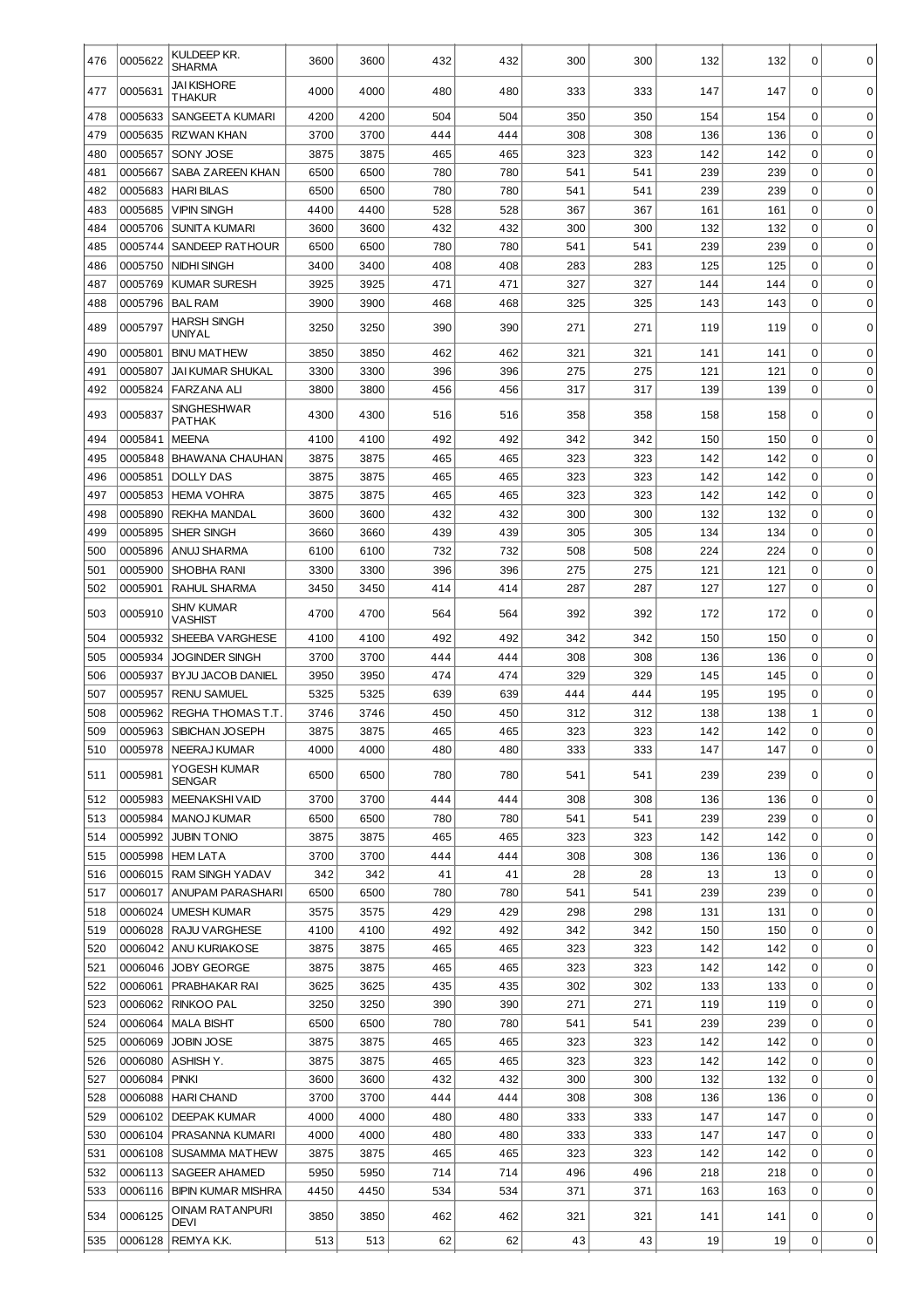| | | | | | | | | | | | | |
|---|---|---|---|---|---|---|---|---|---|---|---|---|
| 476 | 0005622 | KULDEEP KR. SHARMA | 3600 | 3600 | 432 | 432 | 300 | 300 | 132 | 132 | 0 | 0 |
| 477 | 0005631 | JAI KISHORE THAKUR | 4000 | 4000 | 480 | 480 | 333 | 333 | 147 | 147 | 0 | 0 |
| 478 | 0005633 | SANGEETA KUMARI | 4200 | 4200 | 504 | 504 | 350 | 350 | 154 | 154 | 0 | 0 |
| 479 | 0005635 | RIZWAN KHAN | 3700 | 3700 | 444 | 444 | 308 | 308 | 136 | 136 | 0 | 0 |
| 480 | 0005657 | SONY JOSE | 3875 | 3875 | 465 | 465 | 323 | 323 | 142 | 142 | 0 | 0 |
| 481 | 0005667 | SABA ZAREEN KHAN | 6500 | 6500 | 780 | 780 | 541 | 541 | 239 | 239 | 0 | 0 |
| 482 | 0005683 | HARI BILAS | 6500 | 6500 | 780 | 780 | 541 | 541 | 239 | 239 | 0 | 0 |
| 483 | 0005685 | VIPIN SINGH | 4400 | 4400 | 528 | 528 | 367 | 367 | 161 | 161 | 0 | 0 |
| 484 | 0005706 | SUNITA KUMARI | 3600 | 3600 | 432 | 432 | 300 | 300 | 132 | 132 | 0 | 0 |
| 485 | 0005744 | SANDEEP RATHOUR | 6500 | 6500 | 780 | 780 | 541 | 541 | 239 | 239 | 0 | 0 |
| 486 | 0005750 | NIDHI SINGH | 3400 | 3400 | 408 | 408 | 283 | 283 | 125 | 125 | 0 | 0 |
| 487 | 0005769 | KUMAR SURESH | 3925 | 3925 | 471 | 471 | 327 | 327 | 144 | 144 | 0 | 0 |
| 488 | 0005796 | BAL RAM | 3900 | 3900 | 468 | 468 | 325 | 325 | 143 | 143 | 0 | 0 |
| 489 | 0005797 | HARSH SINGH UNIYAL | 3250 | 3250 | 390 | 390 | 271 | 271 | 119 | 119 | 0 | 0 |
| 490 | 0005801 | BINU MATHEW | 3850 | 3850 | 462 | 462 | 321 | 321 | 141 | 141 | 0 | 0 |
| 491 | 0005807 | JAI KUMAR SHUKAL | 3300 | 3300 | 396 | 396 | 275 | 275 | 121 | 121 | 0 | 0 |
| 492 | 0005824 | FARZANA ALI | 3800 | 3800 | 456 | 456 | 317 | 317 | 139 | 139 | 0 | 0 |
| 493 | 0005837 | SINGHESHWAR PATHAK | 4300 | 4300 | 516 | 516 | 358 | 358 | 158 | 158 | 0 | 0 |
| 494 | 0005841 | MEENA | 4100 | 4100 | 492 | 492 | 342 | 342 | 150 | 150 | 0 | 0 |
| 495 | 0005848 | BHAWANA CHAUHAN | 3875 | 3875 | 465 | 465 | 323 | 323 | 142 | 142 | 0 | 0 |
| 496 | 0005851 | DOLLY DAS | 3875 | 3875 | 465 | 465 | 323 | 323 | 142 | 142 | 0 | 0 |
| 497 | 0005853 | HEMA VOHRA | 3875 | 3875 | 465 | 465 | 323 | 323 | 142 | 142 | 0 | 0 |
| 498 | 0005890 | REKHA MANDAL | 3600 | 3600 | 432 | 432 | 300 | 300 | 132 | 132 | 0 | 0 |
| 499 | 0005895 | SHER SINGH | 3660 | 3660 | 439 | 439 | 305 | 305 | 134 | 134 | 0 | 0 |
| 500 | 0005896 | ANUJ SHARMA | 6100 | 6100 | 732 | 732 | 508 | 508 | 224 | 224 | 0 | 0 |
| 501 | 0005900 | SHOBHA RANI | 3300 | 3300 | 396 | 396 | 275 | 275 | 121 | 121 | 0 | 0 |
| 502 | 0005901 | RAHUL SHARMA | 3450 | 3450 | 414 | 414 | 287 | 287 | 127 | 127 | 0 | 0 |
| 503 | 0005910 | SHIV KUMAR VASHIST | 4700 | 4700 | 564 | 564 | 392 | 392 | 172 | 172 | 0 | 0 |
| 504 | 0005932 | SHEEBA VARGHESE | 4100 | 4100 | 492 | 492 | 342 | 342 | 150 | 150 | 0 | 0 |
| 505 | 0005934 | JOGINDER SINGH | 3700 | 3700 | 444 | 444 | 308 | 308 | 136 | 136 | 0 | 0 |
| 506 | 0005937 | BYJU JACOB DANIEL | 3950 | 3950 | 474 | 474 | 329 | 329 | 145 | 145 | 0 | 0 |
| 507 | 0005957 | RENU SAMUEL | 5325 | 5325 | 639 | 639 | 444 | 444 | 195 | 195 | 0 | 0 |
| 508 | 0005962 | REGHA THOMAS T.T. | 3746 | 3746 | 450 | 450 | 312 | 312 | 138 | 138 | 1 | 0 |
| 509 | 0005963 | SIBICHAN JOSEPH | 3875 | 3875 | 465 | 465 | 323 | 323 | 142 | 142 | 0 | 0 |
| 510 | 0005978 | NEERAJ KUMAR | 4000 | 4000 | 480 | 480 | 333 | 333 | 147 | 147 | 0 | 0 |
| 511 | 0005981 | YOGESH KUMAR SENGAR | 6500 | 6500 | 780 | 780 | 541 | 541 | 239 | 239 | 0 | 0 |
| 512 | 0005983 | MEENAKSHI VAID | 3700 | 3700 | 444 | 444 | 308 | 308 | 136 | 136 | 0 | 0 |
| 513 | 0005984 | MANOJ KUMAR | 6500 | 6500 | 780 | 780 | 541 | 541 | 239 | 239 | 0 | 0 |
| 514 | 0005992 | JUBIN TONIO | 3875 | 3875 | 465 | 465 | 323 | 323 | 142 | 142 | 0 | 0 |
| 515 | 0005998 | HEM LATA | 3700 | 3700 | 444 | 444 | 308 | 308 | 136 | 136 | 0 | 0 |
| 516 | 0006015 | RAM SINGH YADAV | 342 | 342 | 41 | 41 | 28 | 28 | 13 | 13 | 0 | 0 |
| 517 | 0006017 | ANUPAM PARASHARI | 6500 | 6500 | 780 | 780 | 541 | 541 | 239 | 239 | 0 | 0 |
| 518 | 0006024 | UMESH KUMAR | 3575 | 3575 | 429 | 429 | 298 | 298 | 131 | 131 | 0 | 0 |
| 519 | 0006028 | RAJU VARGHESE | 4100 | 4100 | 492 | 492 | 342 | 342 | 150 | 150 | 0 | 0 |
| 520 | 0006042 | ANU KURIAKOSE | 3875 | 3875 | 465 | 465 | 323 | 323 | 142 | 142 | 0 | 0 |
| 521 | 0006046 | JOBY GEORGE | 3875 | 3875 | 465 | 465 | 323 | 323 | 142 | 142 | 0 | 0 |
| 522 | 0006061 | PRABHAKAR RAI | 3625 | 3625 | 435 | 435 | 302 | 302 | 133 | 133 | 0 | 0 |
| 523 | 0006062 | RINKOO PAL | 3250 | 3250 | 390 | 390 | 271 | 271 | 119 | 119 | 0 | 0 |
| 524 | 0006064 | MALA BISHT | 6500 | 6500 | 780 | 780 | 541 | 541 | 239 | 239 | 0 | 0 |
| 525 | 0006069 | JOBIN JOSE | 3875 | 3875 | 465 | 465 | 323 | 323 | 142 | 142 | 0 | 0 |
| 526 | 0006080 | ASHISH Y. | 3875 | 3875 | 465 | 465 | 323 | 323 | 142 | 142 | 0 | 0 |
| 527 | 0006084 | PINKI | 3600 | 3600 | 432 | 432 | 300 | 300 | 132 | 132 | 0 | 0 |
| 528 | 0006088 | HARI CHAND | 3700 | 3700 | 444 | 444 | 308 | 308 | 136 | 136 | 0 | 0 |
| 529 | 0006102 | DEEPAK KUMAR | 4000 | 4000 | 480 | 480 | 333 | 333 | 147 | 147 | 0 | 0 |
| 530 | 0006104 | PRASANNA KUMARI | 4000 | 4000 | 480 | 480 | 333 | 333 | 147 | 147 | 0 | 0 |
| 531 | 0006108 | SUSAMMA MATHEW | 3875 | 3875 | 465 | 465 | 323 | 323 | 142 | 142 | 0 | 0 |
| 532 | 0006113 | SAGEER AHAMED | 5950 | 5950 | 714 | 714 | 496 | 496 | 218 | 218 | 0 | 0 |
| 533 | 0006116 | BIPIN KUMAR MISHRA | 4450 | 4450 | 534 | 534 | 371 | 371 | 163 | 163 | 0 | 0 |
| 534 | 0006125 | OINAM RATANPURI DEVI | 3850 | 3850 | 462 | 462 | 321 | 321 | 141 | 141 | 0 | 0 |
| 535 | 0006128 | REMYA K.K. | 513 | 513 | 62 | 62 | 43 | 43 | 19 | 19 | 0 | 0 |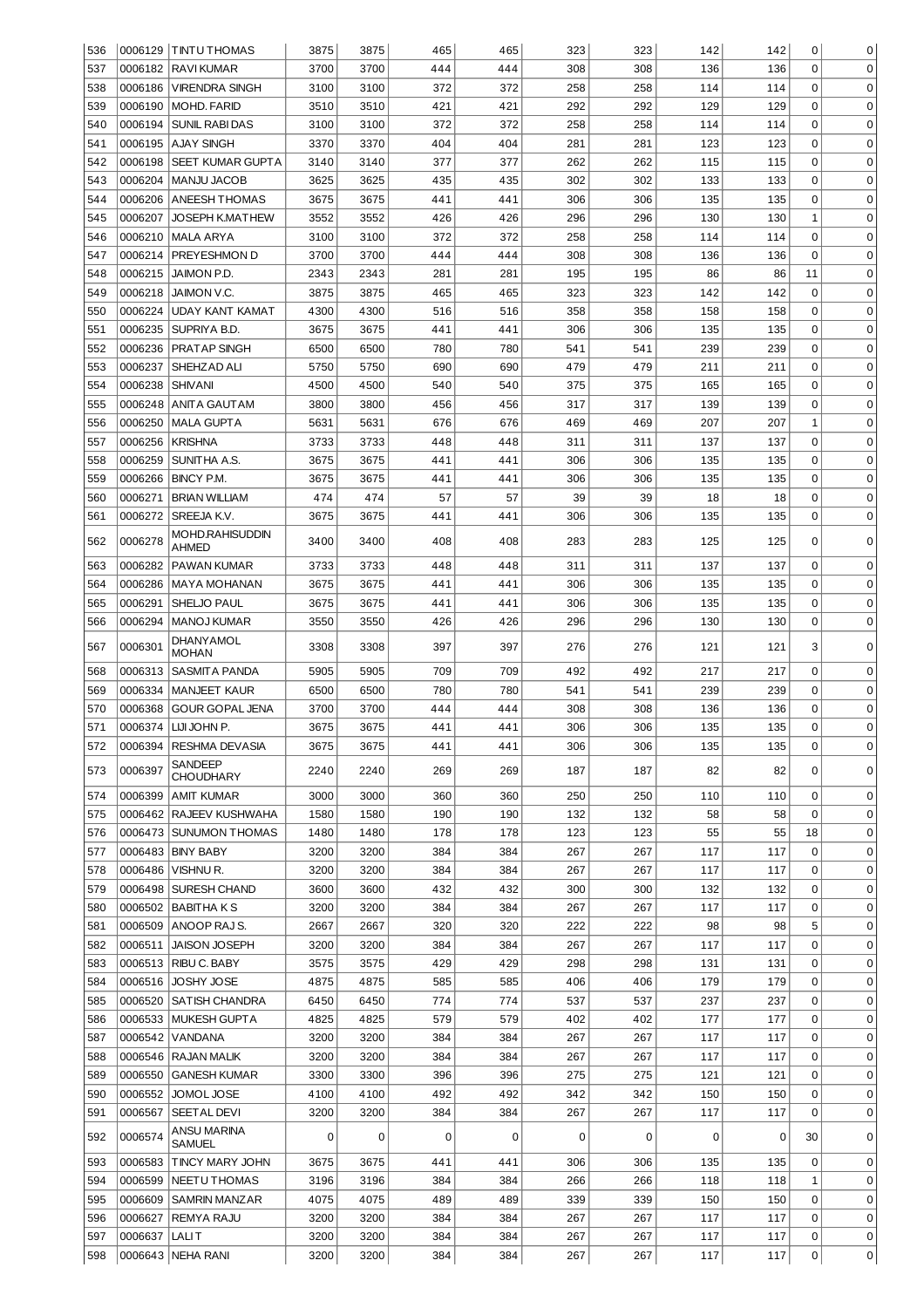| | | | | | | | | | | | |
|---|---|---|---|---|---|---|---|---|---|---|---|
| 536 | 0006129 | TINTU THOMAS | 3875 | 3875 | 465 | 465 | 323 | 323 | 142 | 142 | 0 | 0 |
| 537 | 0006182 | RAVI KUMAR | 3700 | 3700 | 444 | 444 | 308 | 308 | 136 | 136 | 0 | 0 |
| 538 | 0006186 | VIRENDRA SINGH | 3100 | 3100 | 372 | 372 | 258 | 258 | 114 | 114 | 0 | 0 |
| 539 | 0006190 | MOHD. FARID | 3510 | 3510 | 421 | 421 | 292 | 292 | 129 | 129 | 0 | 0 |
| 540 | 0006194 | SUNIL RABI DAS | 3100 | 3100 | 372 | 372 | 258 | 258 | 114 | 114 | 0 | 0 |
| 541 | 0006195 | AJAY SINGH | 3370 | 3370 | 404 | 404 | 281 | 281 | 123 | 123 | 0 | 0 |
| 542 | 0006198 | SEET KUMAR GUPTA | 3140 | 3140 | 377 | 377 | 262 | 262 | 115 | 115 | 0 | 0 |
| 543 | 0006204 | MANJU JACOB | 3625 | 3625 | 435 | 435 | 302 | 302 | 133 | 133 | 0 | 0 |
| 544 | 0006206 | ANEESH THOMAS | 3675 | 3675 | 441 | 441 | 306 | 306 | 135 | 135 | 0 | 0 |
| 545 | 0006207 | JOSEPH K.MATHEW | 3552 | 3552 | 426 | 426 | 296 | 296 | 130 | 130 | 1 | 0 |
| 546 | 0006210 | MALA ARYA | 3100 | 3100 | 372 | 372 | 258 | 258 | 114 | 114 | 0 | 0 |
| 547 | 0006214 | PREYESHMON D | 3700 | 3700 | 444 | 444 | 308 | 308 | 136 | 136 | 0 | 0 |
| 548 | 0006215 | JAIMON P.D. | 2343 | 2343 | 281 | 281 | 195 | 195 | 86 | 86 | 11 | 0 |
| 549 | 0006218 | JAIMON V.C. | 3875 | 3875 | 465 | 465 | 323 | 323 | 142 | 142 | 0 | 0 |
| 550 | 0006224 | UDAY KANT KAMAT | 4300 | 4300 | 516 | 516 | 358 | 358 | 158 | 158 | 0 | 0 |
| 551 | 0006235 | SUPRIYA B.D. | 3675 | 3675 | 441 | 441 | 306 | 306 | 135 | 135 | 0 | 0 |
| 552 | 0006236 | PRATAP SINGH | 6500 | 6500 | 780 | 780 | 541 | 541 | 239 | 239 | 0 | 0 |
| 553 | 0006237 | SHEHZAD ALI | 5750 | 5750 | 690 | 690 | 479 | 479 | 211 | 211 | 0 | 0 |
| 554 | 0006238 | SHIVANI | 4500 | 4500 | 540 | 540 | 375 | 375 | 165 | 165 | 0 | 0 |
| 555 | 0006248 | ANITA GAUTAM | 3800 | 3800 | 456 | 456 | 317 | 317 | 139 | 139 | 0 | 0 |
| 556 | 0006250 | MALA GUPTA | 5631 | 5631 | 676 | 676 | 469 | 469 | 207 | 207 | 1 | 0 |
| 557 | 0006256 | KRISHNA | 3733 | 3733 | 448 | 448 | 311 | 311 | 137 | 137 | 0 | 0 |
| 558 | 0006259 | SUNITHA A.S. | 3675 | 3675 | 441 | 441 | 306 | 306 | 135 | 135 | 0 | 0 |
| 559 | 0006266 | BINCY P.M. | 3675 | 3675 | 441 | 441 | 306 | 306 | 135 | 135 | 0 | 0 |
| 560 | 0006271 | BRIAN WILLIAM | 474 | 474 | 57 | 57 | 39 | 39 | 18 | 18 | 0 | 0 |
| 561 | 0006272 | SREEJA K.V. | 3675 | 3675 | 441 | 441 | 306 | 306 | 135 | 135 | 0 | 0 |
| 562 | 0006278 | MOHD.RAHISUDDIN AHMED | 3400 | 3400 | 408 | 408 | 283 | 283 | 125 | 125 | 0 | 0 |
| 563 | 0006282 | PAWAN KUMAR | 3733 | 3733 | 448 | 448 | 311 | 311 | 137 | 137 | 0 | 0 |
| 564 | 0006286 | MAYA MOHANAN | 3675 | 3675 | 441 | 441 | 306 | 306 | 135 | 135 | 0 | 0 |
| 565 | 0006291 | SHELJO PAUL | 3675 | 3675 | 441 | 441 | 306 | 306 | 135 | 135 | 0 | 0 |
| 566 | 0006294 | MANOJ KUMAR | 3550 | 3550 | 426 | 426 | 296 | 296 | 130 | 130 | 0 | 0 |
| 567 | 0006301 | DHANYAMOL MOHAN | 3308 | 3308 | 397 | 397 | 276 | 276 | 121 | 121 | 3 | 0 |
| 568 | 0006313 | SASMITA PANDA | 5905 | 5905 | 709 | 709 | 492 | 492 | 217 | 217 | 0 | 0 |
| 569 | 0006334 | MANJEET KAUR | 6500 | 6500 | 780 | 780 | 541 | 541 | 239 | 239 | 0 | 0 |
| 570 | 0006368 | GOUR GOPAL JENA | 3700 | 3700 | 444 | 444 | 308 | 308 | 136 | 136 | 0 | 0 |
| 571 | 0006374 | LIJI JOHN P. | 3675 | 3675 | 441 | 441 | 306 | 306 | 135 | 135 | 0 | 0 |
| 572 | 0006394 | RESHMA DEVASIA | 3675 | 3675 | 441 | 441 | 306 | 306 | 135 | 135 | 0 | 0 |
| 573 | 0006397 | SANDEEP CHOUDHARY | 2240 | 2240 | 269 | 269 | 187 | 187 | 82 | 82 | 0 | 0 |
| 574 | 0006399 | AMIT KUMAR | 3000 | 3000 | 360 | 360 | 250 | 250 | 110 | 110 | 0 | 0 |
| 575 | 0006462 | RAJEEV KUSHWAHA | 1580 | 1580 | 190 | 190 | 132 | 132 | 58 | 58 | 0 | 0 |
| 576 | 0006473 | SUNUMON THOMAS | 1480 | 1480 | 178 | 178 | 123 | 123 | 55 | 55 | 18 | 0 |
| 577 | 0006483 | BINY BABY | 3200 | 3200 | 384 | 384 | 267 | 267 | 117 | 117 | 0 | 0 |
| 578 | 0006486 | VISHNU R. | 3200 | 3200 | 384 | 384 | 267 | 267 | 117 | 117 | 0 | 0 |
| 579 | 0006498 | SURESH CHAND | 3600 | 3600 | 432 | 432 | 300 | 300 | 132 | 132 | 0 | 0 |
| 580 | 0006502 | BABITHA K S | 3200 | 3200 | 384 | 384 | 267 | 267 | 117 | 117 | 0 | 0 |
| 581 | 0006509 | ANOOP RAJ S. | 2667 | 2667 | 320 | 320 | 222 | 222 | 98 | 98 | 5 | 0 |
| 582 | 0006511 | JAISON JOSEPH | 3200 | 3200 | 384 | 384 | 267 | 267 | 117 | 117 | 0 | 0 |
| 583 | 0006513 | RIBU C. BABY | 3575 | 3575 | 429 | 429 | 298 | 298 | 131 | 131 | 0 | 0 |
| 584 | 0006516 | JOSHY JOSE | 4875 | 4875 | 585 | 585 | 406 | 406 | 179 | 179 | 0 | 0 |
| 585 | 0006520 | SATISH CHANDRA | 6450 | 6450 | 774 | 774 | 537 | 537 | 237 | 237 | 0 | 0 |
| 586 | 0006533 | MUKESH GUPTA | 4825 | 4825 | 579 | 579 | 402 | 402 | 177 | 177 | 0 | 0 |
| 587 | 0006542 | VANDANA | 3200 | 3200 | 384 | 384 | 267 | 267 | 117 | 117 | 0 | 0 |
| 588 | 0006546 | RAJAN MALIK | 3200 | 3200 | 384 | 384 | 267 | 267 | 117 | 117 | 0 | 0 |
| 589 | 0006550 | GANESH KUMAR | 3300 | 3300 | 396 | 396 | 275 | 275 | 121 | 121 | 0 | 0 |
| 590 | 0006552 | JOMOL JOSE | 4100 | 4100 | 492 | 492 | 342 | 342 | 150 | 150 | 0 | 0 |
| 591 | 0006567 | SEETAL DEVI | 3200 | 3200 | 384 | 384 | 267 | 267 | 117 | 117 | 0 | 0 |
| 592 | 0006574 | ANSU MARINA SAMUEL | 0 | 0 | 0 | 0 | 0 | 0 | 0 | 0 | 30 | 0 |
| 593 | 0006583 | TINCY MARY JOHN | 3675 | 3675 | 441 | 441 | 306 | 306 | 135 | 135 | 0 | 0 |
| 594 | 0006599 | NEETU THOMAS | 3196 | 3196 | 384 | 384 | 266 | 266 | 118 | 118 | 1 | 0 |
| 595 | 0006609 | SAMRIN MANZAR | 4075 | 4075 | 489 | 489 | 339 | 339 | 150 | 150 | 0 | 0 |
| 596 | 0006627 | REMYA RAJU | 3200 | 3200 | 384 | 384 | 267 | 267 | 117 | 117 | 0 | 0 |
| 597 | 0006637 | LALIT | 3200 | 3200 | 384 | 384 | 267 | 267 | 117 | 117 | 0 | 0 |
| 598 | 0006643 | NEHA RANI | 3200 | 3200 | 384 | 384 | 267 | 267 | 117 | 117 | 0 | 0 |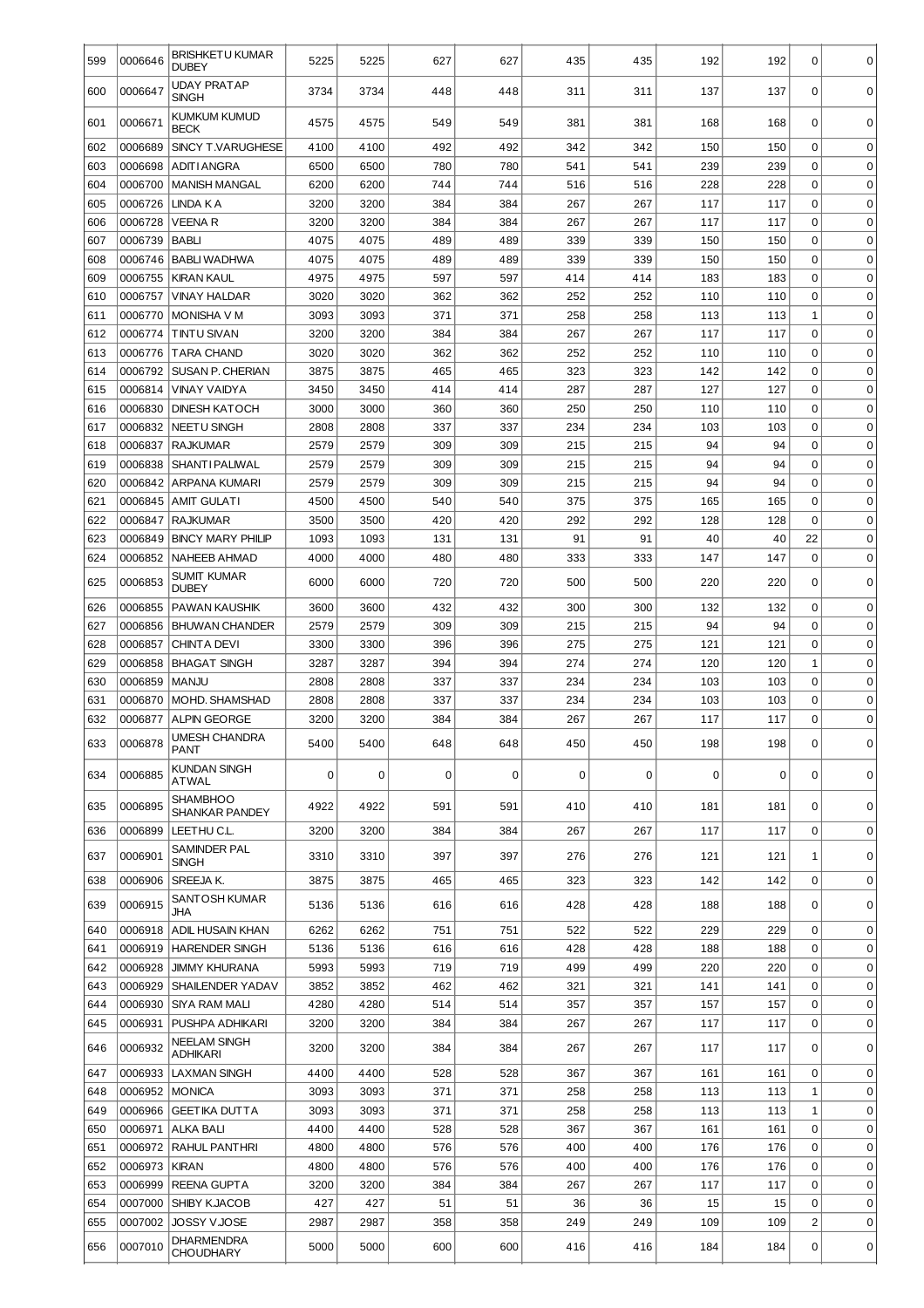| 599 | 0006646 | BRISHKETU KUMAR DUBEY | 5225 | 5225 | 627 | 627 | 435 | 435 | 192 | 192 | 0 | 0 |
|---|---|---|---|---|---|---|---|---|---|---|---|---|
| 600 | 0006647 | UDAY PRATAP SINGH | 3734 | 3734 | 448 | 448 | 311 | 311 | 137 | 137 | 0 | 0 |
| 601 | 0006671 | KUMKUM KUMUD BECK | 4575 | 4575 | 549 | 549 | 381 | 381 | 168 | 168 | 0 | 0 |
| 602 | 0006689 | SINCY T.VARUGHESE | 4100 | 4100 | 492 | 492 | 342 | 342 | 150 | 150 | 0 | 0 |
| 603 | 0006698 | ADITI ANGRA | 6500 | 6500 | 780 | 780 | 541 | 541 | 239 | 239 | 0 | 0 |
| 604 | 0006700 | MANISH MANGAL | 6200 | 6200 | 744 | 744 | 516 | 516 | 228 | 228 | 0 | 0 |
| 605 | 0006726 | LINDA K A | 3200 | 3200 | 384 | 384 | 267 | 267 | 117 | 117 | 0 | 0 |
| 606 | 0006728 | VEENA R | 3200 | 3200 | 384 | 384 | 267 | 267 | 117 | 117 | 0 | 0 |
| 607 | 0006739 | BABLI | 4075 | 4075 | 489 | 489 | 339 | 339 | 150 | 150 | 0 | 0 |
| 608 | 0006746 | BABLI WADHWA | 4075 | 4075 | 489 | 489 | 339 | 339 | 150 | 150 | 0 | 0 |
| 609 | 0006755 | KIRAN KAUL | 4975 | 4975 | 597 | 597 | 414 | 414 | 183 | 183 | 0 | 0 |
| 610 | 0006757 | VINAY HALDAR | 3020 | 3020 | 362 | 362 | 252 | 252 | 110 | 110 | 0 | 0 |
| 611 | 0006770 | MONISHA V M | 3093 | 3093 | 371 | 371 | 258 | 258 | 113 | 113 | 1 | 0 |
| 612 | 0006774 | TINTU SIVAN | 3200 | 3200 | 384 | 384 | 267 | 267 | 117 | 117 | 0 | 0 |
| 613 | 0006776 | TARA CHAND | 3020 | 3020 | 362 | 362 | 252 | 252 | 110 | 110 | 0 | 0 |
| 614 | 0006792 | SUSAN P. CHERIAN | 3875 | 3875 | 465 | 465 | 323 | 323 | 142 | 142 | 0 | 0 |
| 615 | 0006814 | VINAY VAIDYA | 3450 | 3450 | 414 | 414 | 287 | 287 | 127 | 127 | 0 | 0 |
| 616 | 0006830 | DINESH KATOCH | 3000 | 3000 | 360 | 360 | 250 | 250 | 110 | 110 | 0 | 0 |
| 617 | 0006832 | NEETU SINGH | 2808 | 2808 | 337 | 337 | 234 | 234 | 103 | 103 | 0 | 0 |
| 618 | 0006837 | RAJKUMAR | 2579 | 2579 | 309 | 309 | 215 | 215 | 94 | 94 | 0 | 0 |
| 619 | 0006838 | SHANTI PALIWAL | 2579 | 2579 | 309 | 309 | 215 | 215 | 94 | 94 | 0 | 0 |
| 620 | 0006842 | ARPANA KUMARI | 2579 | 2579 | 309 | 309 | 215 | 215 | 94 | 94 | 0 | 0 |
| 621 | 0006845 | AMIT GULATI | 4500 | 4500 | 540 | 540 | 375 | 375 | 165 | 165 | 0 | 0 |
| 622 | 0006847 | RAJKUMAR | 3500 | 3500 | 420 | 420 | 292 | 292 | 128 | 128 | 0 | 0 |
| 623 | 0006849 | BINCY MARY PHILIP | 1093 | 1093 | 131 | 131 | 91 | 91 | 40 | 40 | 22 | 0 |
| 624 | 0006852 | NAHEEB AHMAD | 4000 | 4000 | 480 | 480 | 333 | 333 | 147 | 147 | 0 | 0 |
| 625 | 0006853 | SUMIT KUMAR DUBEY | 6000 | 6000 | 720 | 720 | 500 | 500 | 220 | 220 | 0 | 0 |
| 626 | 0006855 | PAWAN KAUSHIK | 3600 | 3600 | 432 | 432 | 300 | 300 | 132 | 132 | 0 | 0 |
| 627 | 0006856 | BHUWAN CHANDER | 2579 | 2579 | 309 | 309 | 215 | 215 | 94 | 94 | 0 | 0 |
| 628 | 0006857 | CHINTA DEVI | 3300 | 3300 | 396 | 396 | 275 | 275 | 121 | 121 | 0 | 0 |
| 629 | 0006858 | BHAGAT SINGH | 3287 | 3287 | 394 | 394 | 274 | 274 | 120 | 120 | 1 | 0 |
| 630 | 0006859 | MANJU | 2808 | 2808 | 337 | 337 | 234 | 234 | 103 | 103 | 0 | 0 |
| 631 | 0006870 | MOHD. SHAMSHAD | 2808 | 2808 | 337 | 337 | 234 | 234 | 103 | 103 | 0 | 0 |
| 632 | 0006877 | ALPIN GEORGE | 3200 | 3200 | 384 | 384 | 267 | 267 | 117 | 117 | 0 | 0 |
| 633 | 0006878 | UMESH CHANDRA PANT | 5400 | 5400 | 648 | 648 | 450 | 450 | 198 | 198 | 0 | 0 |
| 634 | 0006885 | KUNDAN SINGH ATWAL | 0 | 0 | 0 | 0 | 0 | 0 | 0 | 0 | 0 | 0 |
| 635 | 0006895 | SHAMBHOO SHANKAR PANDEY | 4922 | 4922 | 591 | 591 | 410 | 410 | 181 | 181 | 0 | 0 |
| 636 | 0006899 | LEETHU C.L. | 3200 | 3200 | 384 | 384 | 267 | 267 | 117 | 117 | 0 | 0 |
| 637 | 0006901 | SAMINDER PAL SINGH | 3310 | 3310 | 397 | 397 | 276 | 276 | 121 | 121 | 1 | 0 |
| 638 | 0006906 | SREEJA K. | 3875 | 3875 | 465 | 465 | 323 | 323 | 142 | 142 | 0 | 0 |
| 639 | 0006915 | SANTOSH KUMAR JHA | 5136 | 5136 | 616 | 616 | 428 | 428 | 188 | 188 | 0 | 0 |
| 640 | 0006918 | ADIL HUSAIN KHAN | 6262 | 6262 | 751 | 751 | 522 | 522 | 229 | 229 | 0 | 0 |
| 641 | 0006919 | HARENDER SINGH | 5136 | 5136 | 616 | 616 | 428 | 428 | 188 | 188 | 0 | 0 |
| 642 | 0006928 | JIMMY KHURANA | 5993 | 5993 | 719 | 719 | 499 | 499 | 220 | 220 | 0 | 0 |
| 643 | 0006929 | SHAILENDER YADAV | 3852 | 3852 | 462 | 462 | 321 | 321 | 141 | 141 | 0 | 0 |
| 644 | 0006930 | SIYA RAM MALI | 4280 | 4280 | 514 | 514 | 357 | 357 | 157 | 157 | 0 | 0 |
| 645 | 0006931 | PUSHPA ADHIKARI | 3200 | 3200 | 384 | 384 | 267 | 267 | 117 | 117 | 0 | 0 |
| 646 | 0006932 | NEELAM SINGH ADHIKARI | 3200 | 3200 | 384 | 384 | 267 | 267 | 117 | 117 | 0 | 0 |
| 647 | 0006933 | LAXMAN SINGH | 4400 | 4400 | 528 | 528 | 367 | 367 | 161 | 161 | 0 | 0 |
| 648 | 0006952 | MONICA | 3093 | 3093 | 371 | 371 | 258 | 258 | 113 | 113 | 1 | 0 |
| 649 | 0006966 | GEETIKA DUTTA | 3093 | 3093 | 371 | 371 | 258 | 258 | 113 | 113 | 1 | 0 |
| 650 | 0006971 | ALKA BALI | 4400 | 4400 | 528 | 528 | 367 | 367 | 161 | 161 | 0 | 0 |
| 651 | 0006972 | RAHUL PANTHRI | 4800 | 4800 | 576 | 576 | 400 | 400 | 176 | 176 | 0 | 0 |
| 652 | 0006973 | KIRAN | 4800 | 4800 | 576 | 576 | 400 | 400 | 176 | 176 | 0 | 0 |
| 653 | 0006999 | REENA GUPTA | 3200 | 3200 | 384 | 384 | 267 | 267 | 117 | 117 | 0 | 0 |
| 654 | 0007000 | SHIBY K.JACOB | 427 | 427 | 51 | 51 | 36 | 36 | 15 | 15 | 0 | 0 |
| 655 | 0007002 | JOSSY V.JOSE | 2987 | 2987 | 358 | 358 | 249 | 249 | 109 | 109 | 2 | 0 |
| 656 | 0007010 | DHARMENDRA CHOUDHARY | 5000 | 5000 | 600 | 600 | 416 | 416 | 184 | 184 | 0 | 0 |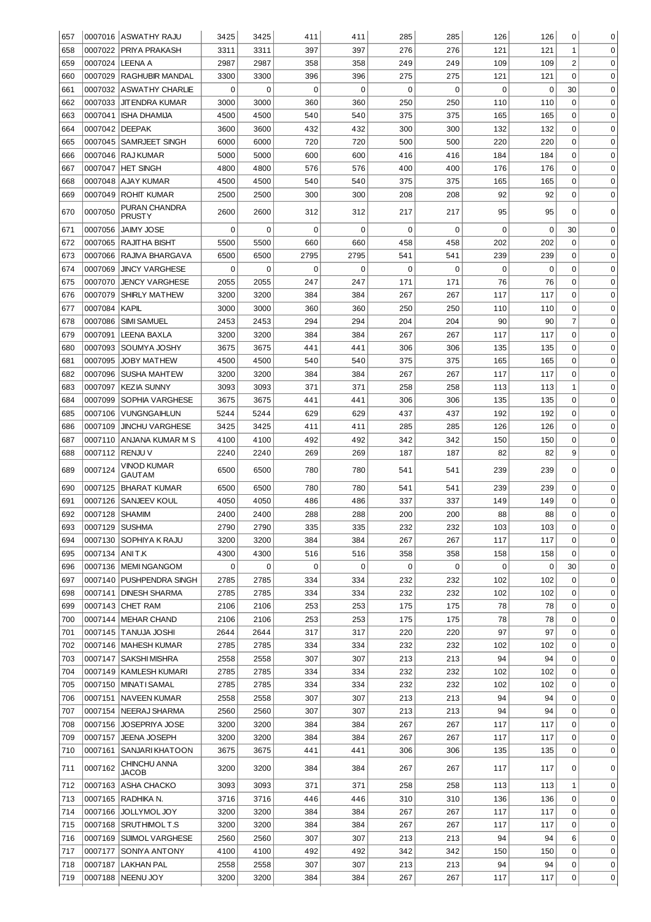| | | | | | | | | | | | | |
|---|---|---|---|---|---|---|---|---|---|---|---|---|
| 657 | 0007016 | ASWATHY RAJU | 3425 | 3425 | 411 | 411 | 285 | 285 | 126 | 126 | 0 | 0 |
| 658 | 0007022 | PRIYA PRAKASH | 3311 | 3311 | 397 | 397 | 276 | 276 | 121 | 121 | 1 | 0 |
| 659 | 0007024 | LEENA A | 2987 | 2987 | 358 | 358 | 249 | 249 | 109 | 109 | 2 | 0 |
| 660 | 0007029 | RAGHUBIR MANDAL | 3300 | 3300 | 396 | 396 | 275 | 275 | 121 | 121 | 0 | 0 |
| 661 | 0007032 | ASWATHY CHARLIE | 0 | 0 | 0 | 0 | 0 | 0 | 0 | 0 | 30 | 0 |
| 662 | 0007033 | JITENDRA KUMAR | 3000 | 3000 | 360 | 360 | 250 | 250 | 110 | 110 | 0 | 0 |
| 663 | 0007041 | ISHA DHAMIJA | 4500 | 4500 | 540 | 540 | 375 | 375 | 165 | 165 | 0 | 0 |
| 664 | 0007042 | DEEPAK | 3600 | 3600 | 432 | 432 | 300 | 300 | 132 | 132 | 0 | 0 |
| 665 | 0007045 | SAMRJEET SINGH | 6000 | 6000 | 720 | 720 | 500 | 500 | 220 | 220 | 0 | 0 |
| 666 | 0007046 | RAJ KUMAR | 5000 | 5000 | 600 | 600 | 416 | 416 | 184 | 184 | 0 | 0 |
| 667 | 0007047 | HET SINGH | 4800 | 4800 | 576 | 576 | 400 | 400 | 176 | 176 | 0 | 0 |
| 668 | 0007048 | AJAY KUMAR | 4500 | 4500 | 540 | 540 | 375 | 375 | 165 | 165 | 0 | 0 |
| 669 | 0007049 | ROHIT KUMAR | 2500 | 2500 | 300 | 300 | 208 | 208 | 92 | 92 | 0 | 0 |
| 670 | 0007050 | PURAN CHANDRA PRUSTY | 2600 | 2600 | 312 | 312 | 217 | 217 | 95 | 95 | 0 | 0 |
| 671 | 0007056 | JAIMY JOSE | 0 | 0 | 0 | 0 | 0 | 0 | 0 | 0 | 30 | 0 |
| 672 | 0007065 | RAJITHA BISHT | 5500 | 5500 | 660 | 660 | 458 | 458 | 202 | 202 | 0 | 0 |
| 673 | 0007066 | RAJIVA BHARGAVA | 6500 | 6500 | 2795 | 2795 | 541 | 541 | 239 | 239 | 0 | 0 |
| 674 | 0007069 | JINCY VARGHESE | 0 | 0 | 0 | 0 | 0 | 0 | 0 | 0 | 0 | 0 |
| 675 | 0007070 | JENCY VARGHESE | 2055 | 2055 | 247 | 247 | 171 | 171 | 76 | 76 | 0 | 0 |
| 676 | 0007079 | SHIRLY MATHEW | 3200 | 3200 | 384 | 384 | 267 | 267 | 117 | 117 | 0 | 0 |
| 677 | 0007084 | KAPIL | 3000 | 3000 | 360 | 360 | 250 | 250 | 110 | 110 | 0 | 0 |
| 678 | 0007086 | SIMI SAMUEL | 2453 | 2453 | 294 | 294 | 204 | 204 | 90 | 90 | 7 | 0 |
| 679 | 0007091 | LEENA BAXLA | 3200 | 3200 | 384 | 384 | 267 | 267 | 117 | 117 | 0 | 0 |
| 680 | 0007093 | SOUMYA JOSHY | 3675 | 3675 | 441 | 441 | 306 | 306 | 135 | 135 | 0 | 0 |
| 681 | 0007095 | JOBY MATHEW | 4500 | 4500 | 540 | 540 | 375 | 375 | 165 | 165 | 0 | 0 |
| 682 | 0007096 | SUSHA MAHTEW | 3200 | 3200 | 384 | 384 | 267 | 267 | 117 | 117 | 0 | 0 |
| 683 | 0007097 | KEZIA SUNNY | 3093 | 3093 | 371 | 371 | 258 | 258 | 113 | 113 | 1 | 0 |
| 684 | 0007099 | SOPHIA VARGHESE | 3675 | 3675 | 441 | 441 | 306 | 306 | 135 | 135 | 0 | 0 |
| 685 | 0007106 | VUNGNGAIHLUN | 5244 | 5244 | 629 | 629 | 437 | 437 | 192 | 192 | 0 | 0 |
| 686 | 0007109 | JINCHU VARGHESE | 3425 | 3425 | 411 | 411 | 285 | 285 | 126 | 126 | 0 | 0 |
| 687 | 0007110 | ANJANA KUMAR M S | 4100 | 4100 | 492 | 492 | 342 | 342 | 150 | 150 | 0 | 0 |
| 688 | 0007112 | RENJU V | 2240 | 2240 | 269 | 269 | 187 | 187 | 82 | 82 | 9 | 0 |
| 689 | 0007124 | VINOD KUMAR GAUTAM | 6500 | 6500 | 780 | 780 | 541 | 541 | 239 | 239 | 0 | 0 |
| 690 | 0007125 | BHARAT KUMAR | 6500 | 6500 | 780 | 780 | 541 | 541 | 239 | 239 | 0 | 0 |
| 691 | 0007126 | SANJEEV KOUL | 4050 | 4050 | 486 | 486 | 337 | 337 | 149 | 149 | 0 | 0 |
| 692 | 0007128 | SHAMIM | 2400 | 2400 | 288 | 288 | 200 | 200 | 88 | 88 | 0 | 0 |
| 693 | 0007129 | SUSHMA | 2790 | 2790 | 335 | 335 | 232 | 232 | 103 | 103 | 0 | 0 |
| 694 | 0007130 | SOPHIYA K RAJU | 3200 | 3200 | 384 | 384 | 267 | 267 | 117 | 117 | 0 | 0 |
| 695 | 0007134 | ANI T.K | 4300 | 4300 | 516 | 516 | 358 | 358 | 158 | 158 | 0 | 0 |
| 696 | 0007136 | MEMI NGANGOM | 0 | 0 | 0 | 0 | 0 | 0 | 0 | 0 | 30 | 0 |
| 697 | 0007140 | PUSHPENDRA SINGH | 2785 | 2785 | 334 | 334 | 232 | 232 | 102 | 102 | 0 | 0 |
| 698 | 0007141 | DINESH SHARMA | 2785 | 2785 | 334 | 334 | 232 | 232 | 102 | 102 | 0 | 0 |
| 699 | 0007143 | CHET RAM | 2106 | 2106 | 253 | 253 | 175 | 175 | 78 | 78 | 0 | 0 |
| 700 | 0007144 | MEHAR CHAND | 2106 | 2106 | 253 | 253 | 175 | 175 | 78 | 78 | 0 | 0 |
| 701 | 0007145 | TANUJA JOSHI | 2644 | 2644 | 317 | 317 | 220 | 220 | 97 | 97 | 0 | 0 |
| 702 | 0007146 | MAHESH KUMAR | 2785 | 2785 | 334 | 334 | 232 | 232 | 102 | 102 | 0 | 0 |
| 703 | 0007147 | SAKSHI MISHRA | 2558 | 2558 | 307 | 307 | 213 | 213 | 94 | 94 | 0 | 0 |
| 704 | 0007149 | KAMLESH KUMARI | 2785 | 2785 | 334 | 334 | 232 | 232 | 102 | 102 | 0 | 0 |
| 705 | 0007150 | MINATI SAMAL | 2785 | 2785 | 334 | 334 | 232 | 232 | 102 | 102 | 0 | 0 |
| 706 | 0007151 | NAVEEN KUMAR | 2558 | 2558 | 307 | 307 | 213 | 213 | 94 | 94 | 0 | 0 |
| 707 | 0007154 | NEERAJ SHARMA | 2560 | 2560 | 307 | 307 | 213 | 213 | 94 | 94 | 0 | 0 |
| 708 | 0007156 | JOSEPRIYA JOSE | 3200 | 3200 | 384 | 384 | 267 | 267 | 117 | 117 | 0 | 0 |
| 709 | 0007157 | JEENA JOSEPH | 3200 | 3200 | 384 | 384 | 267 | 267 | 117 | 117 | 0 | 0 |
| 710 | 0007161 | SANJARI KHATOON | 3675 | 3675 | 441 | 441 | 306 | 306 | 135 | 135 | 0 | 0 |
| 711 | 0007162 | CHINCHU ANNA JACOB | 3200 | 3200 | 384 | 384 | 267 | 267 | 117 | 117 | 0 | 0 |
| 712 | 0007163 | ASHA CHACKO | 3093 | 3093 | 371 | 371 | 258 | 258 | 113 | 113 | 1 | 0 |
| 713 | 0007165 | RADHIKA N. | 3716 | 3716 | 446 | 446 | 310 | 310 | 136 | 136 | 0 | 0 |
| 714 | 0007166 | JOLLYMOL JOY | 3200 | 3200 | 384 | 384 | 267 | 267 | 117 | 117 | 0 | 0 |
| 715 | 0007168 | SRUTHIMOL T.S | 3200 | 3200 | 384 | 384 | 267 | 267 | 117 | 117 | 0 | 0 |
| 716 | 0007169 | SIJIMOL VARGHESE | 2560 | 2560 | 307 | 307 | 213 | 213 | 94 | 94 | 6 | 0 |
| 717 | 0007177 | SONIYA ANTONY | 4100 | 4100 | 492 | 492 | 342 | 342 | 150 | 150 | 0 | 0 |
| 718 | 0007187 | LAKHAN PAL | 2558 | 2558 | 307 | 307 | 213 | 213 | 94 | 94 | 0 | 0 |
| 719 | 0007188 | NEENU JOY | 3200 | 3200 | 384 | 384 | 267 | 267 | 117 | 117 | 0 | 0 |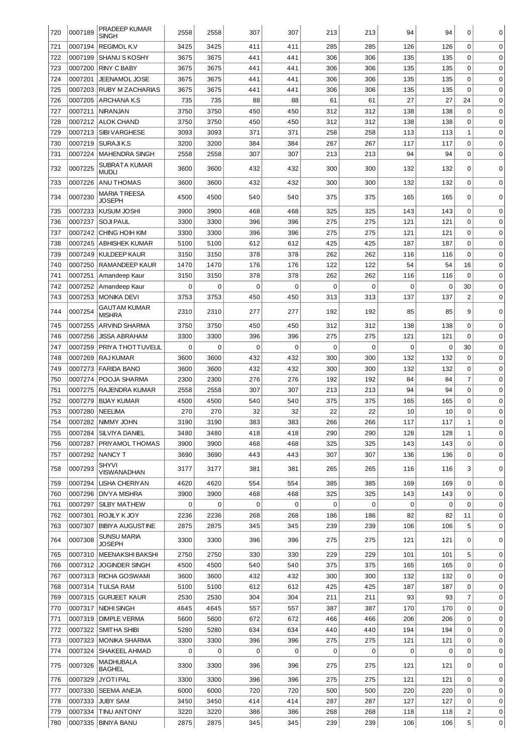| | | | | | | | | | | | |
|---|---|---|---|---|---|---|---|---|---|---|---|
| 720 | 0007189 | PRADEEP KUMAR SINGH | 2558 | 2558 | 307 | 307 | 213 | 213 | 94 | 94 | 0 | 0 |
| 721 | 0007194 | REGIMOL K.V | 3425 | 3425 | 411 | 411 | 285 | 285 | 126 | 126 | 0 | 0 |
| 722 | 0007199 | SHANU S KOSHY | 3675 | 3675 | 441 | 441 | 306 | 306 | 135 | 135 | 0 | 0 |
| 723 | 0007200 | RINY C BABY | 3675 | 3675 | 441 | 441 | 306 | 306 | 135 | 135 | 0 | 0 |
| 724 | 0007201 | JEENAMOL JOSE | 3675 | 3675 | 441 | 441 | 306 | 306 | 135 | 135 | 0 | 0 |
| 725 | 0007203 | RUBY M ZACHARIAS | 3675 | 3675 | 441 | 441 | 306 | 306 | 135 | 135 | 0 | 0 |
| 726 | 0007205 | ARCHANA K.S | 735 | 735 | 88 | 88 | 61 | 61 | 27 | 27 | 24 | 0 |
| 727 | 0007211 | NIRANJAN | 3750 | 3750 | 450 | 450 | 312 | 312 | 138 | 138 | 0 | 0 |
| 728 | 0007212 | ALOK CHAND | 3750 | 3750 | 450 | 450 | 312 | 312 | 138 | 138 | 0 | 0 |
| 729 | 0007213 | SIBI VARGHESE | 3093 | 3093 | 371 | 371 | 258 | 258 | 113 | 113 | 1 | 0 |
| 730 | 0007219 | SURAJI K.S | 3200 | 3200 | 384 | 384 | 267 | 267 | 117 | 117 | 0 | 0 |
| 731 | 0007224 | MAHENDRA SINGH | 2558 | 2558 | 307 | 307 | 213 | 213 | 94 | 94 | 0 | 0 |
| 732 | 0007225 | SUBRATA KUMAR MUDLI | 3600 | 3600 | 432 | 432 | 300 | 300 | 132 | 132 | 0 | 0 |
| 733 | 0007226 | ANU THOMAS | 3600 | 3600 | 432 | 432 | 300 | 300 | 132 | 132 | 0 | 0 |
| 734 | 0007230 | MARIA TREESA JOSEPH | 4500 | 4500 | 540 | 540 | 375 | 375 | 165 | 165 | 0 | 0 |
| 735 | 0007233 | KUSUM JOSHI | 3900 | 3900 | 468 | 468 | 325 | 325 | 143 | 143 | 0 | 0 |
| 736 | 0007237 | SOJI PAUL | 3300 | 3300 | 396 | 396 | 275 | 275 | 121 | 121 | 0 | 0 |
| 737 | 0007242 | CHING HOIH KIM | 3300 | 3300 | 396 | 396 | 275 | 275 | 121 | 121 | 0 | 0 |
| 738 | 0007245 | ABHISHEK KUMAR | 5100 | 5100 | 612 | 612 | 425 | 425 | 187 | 187 | 0 | 0 |
| 739 | 0007249 | KULDEEP KAUR | 3150 | 3150 | 378 | 378 | 262 | 262 | 116 | 116 | 0 | 0 |
| 740 | 0007250 | RAMANDEEP KAUR | 1470 | 1470 | 176 | 176 | 122 | 122 | 54 | 54 | 16 | 0 |
| 741 | 0007251 | Amandeep Kaur | 3150 | 3150 | 378 | 378 | 262 | 262 | 116 | 116 | 0 | 0 |
| 742 | 0007252 | Amandeep Kaur | 0 | 0 | 0 | 0 | 0 | 0 | 0 | 0 | 30 | 0 |
| 743 | 0007253 | MONIKA DEVI | 3753 | 3753 | 450 | 450 | 313 | 313 | 137 | 137 | 2 | 0 |
| 744 | 0007254 | GAUTAM KUMAR MISHRA | 2310 | 2310 | 277 | 277 | 192 | 192 | 85 | 85 | 9 | 0 |
| 745 | 0007255 | ARVIND SHARMA | 3750 | 3750 | 450 | 450 | 312 | 312 | 138 | 138 | 0 | 0 |
| 746 | 0007256 | JISSA ABRAHAM | 3300 | 3300 | 396 | 396 | 275 | 275 | 121 | 121 | 0 | 0 |
| 747 | 0007259 | PRIYA THOTTUVELIL | 0 | 0 | 0 | 0 | 0 | 0 | 0 | 0 | 30 | 0 |
| 748 | 0007269 | RAJ KUMAR | 3600 | 3600 | 432 | 432 | 300 | 300 | 132 | 132 | 0 | 0 |
| 749 | 0007273 | FARIDA BANO | 3600 | 3600 | 432 | 432 | 300 | 300 | 132 | 132 | 0 | 0 |
| 750 | 0007274 | POOJA SHARMA | 2300 | 2300 | 276 | 276 | 192 | 192 | 84 | 84 | 7 | 0 |
| 751 | 0007275 | RAJENDRA KUMAR | 2558 | 2558 | 307 | 307 | 213 | 213 | 94 | 94 | 0 | 0 |
| 752 | 0007279 | BIJAY KUMAR | 4500 | 4500 | 540 | 540 | 375 | 375 | 165 | 165 | 0 | 0 |
| 753 | 0007280 | NEELIMA | 270 | 270 | 32 | 32 | 22 | 22 | 10 | 10 | 0 | 0 |
| 754 | 0007282 | NIMMY JOHN | 3190 | 3190 | 383 | 383 | 266 | 266 | 117 | 117 | 1 | 0 |
| 755 | 0007284 | SILVIYA DANIEL | 3480 | 3480 | 418 | 418 | 290 | 290 | 128 | 128 | 1 | 0 |
| 756 | 0007287 | PRIYAMOL THOMAS | 3900 | 3900 | 468 | 468 | 325 | 325 | 143 | 143 | 0 | 0 |
| 757 | 0007292 | NANCY T | 3690 | 3690 | 443 | 443 | 307 | 307 | 136 | 136 | 0 | 0 |
| 758 | 0007293 | SHYVI VISWANADHAN | 3177 | 3177 | 381 | 381 | 265 | 265 | 116 | 116 | 3 | 0 |
| 759 | 0007294 | LISHA CHERIYAN | 4620 | 4620 | 554 | 554 | 385 | 385 | 169 | 169 | 0 | 0 |
| 760 | 0007296 | DIVYA MISHRA | 3900 | 3900 | 468 | 468 | 325 | 325 | 143 | 143 | 0 | 0 |
| 761 | 0007297 | SILBY MATHEW | 0 | 0 | 0 | 0 | 0 | 0 | 0 | 0 | 0 | 0 |
| 762 | 0007301 | ROJILY K JOY | 2236 | 2236 | 268 | 268 | 186 | 186 | 82 | 82 | 11 | 0 |
| 763 | 0007307 | BIBIYA AUGUSTINE | 2875 | 2875 | 345 | 345 | 239 | 239 | 106 | 106 | 5 | 0 |
| 764 | 0007308 | SUNSU MARIA JOSEPH | 3300 | 3300 | 396 | 396 | 275 | 275 | 121 | 121 | 0 | 0 |
| 765 | 0007310 | MEENAKSHI BAKSHI | 2750 | 2750 | 330 | 330 | 229 | 229 | 101 | 101 | 5 | 0 |
| 766 | 0007312 | JOGINDER SINGH | 4500 | 4500 | 540 | 540 | 375 | 375 | 165 | 165 | 0 | 0 |
| 767 | 0007313 | RICHA GOSWAMI | 3600 | 3600 | 432 | 432 | 300 | 300 | 132 | 132 | 0 | 0 |
| 768 | 0007314 | TULSA RAM | 5100 | 5100 | 612 | 612 | 425 | 425 | 187 | 187 | 0 | 0 |
| 769 | 0007315 | GURJEET KAUR | 2530 | 2530 | 304 | 304 | 211 | 211 | 93 | 93 | 7 | 0 |
| 770 | 0007317 | NIDHI SINGH | 4645 | 4645 | 557 | 557 | 387 | 387 | 170 | 170 | 0 | 0 |
| 771 | 0007319 | DIMPLE VERMA | 5600 | 5600 | 672 | 672 | 466 | 466 | 206 | 206 | 0 | 0 |
| 772 | 0007322 | SMITHA SHIBI | 5280 | 5280 | 634 | 634 | 440 | 440 | 194 | 194 | 0 | 0 |
| 773 | 0007323 | MONIKA SHARMA | 3300 | 3300 | 396 | 396 | 275 | 275 | 121 | 121 | 0 | 0 |
| 774 | 0007324 | SHAKEEL AHMAD | 0 | 0 | 0 | 0 | 0 | 0 | 0 | 0 | 0 | 0 |
| 775 | 0007326 | MADHUBALA BAGHEL | 3300 | 3300 | 396 | 396 | 275 | 275 | 121 | 121 | 0 | 0 |
| 776 | 0007329 | JYOTI PAL | 3300 | 3300 | 396 | 396 | 275 | 275 | 121 | 121 | 0 | 0 |
| 777 | 0007330 | SEEMA ANEJA | 6000 | 6000 | 720 | 720 | 500 | 500 | 220 | 220 | 0 | 0 |
| 778 | 0007333 | JUBY SAM | 3450 | 3450 | 414 | 414 | 287 | 287 | 127 | 127 | 0 | 0 |
| 779 | 0007334 | TINU ANTONY | 3220 | 3220 | 386 | 386 | 268 | 268 | 118 | 118 | 2 | 0 |
| 780 | 0007335 | BINIYA BANU | 2875 | 2875 | 345 | 345 | 239 | 239 | 106 | 106 | 5 | 0 |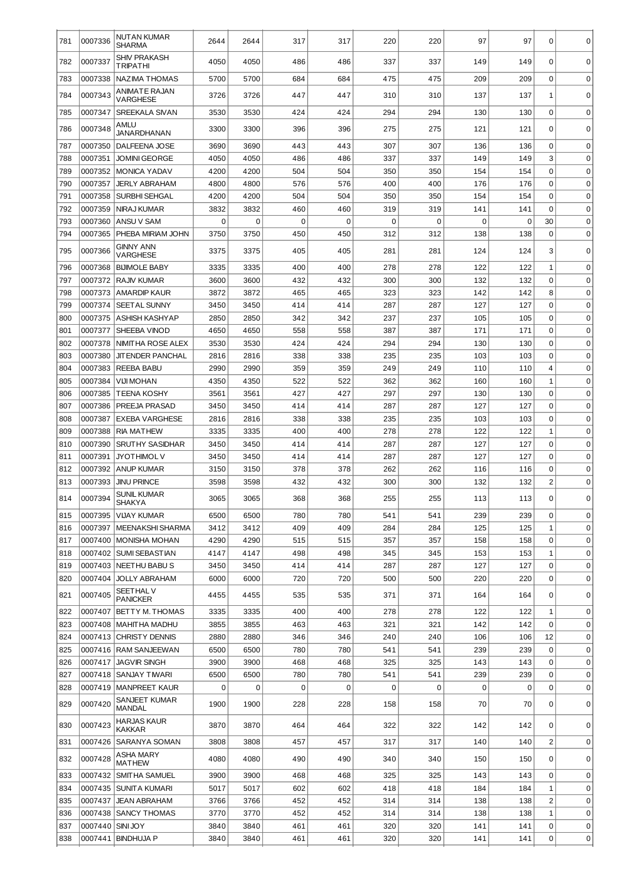| | | | | | | | | | | | | |
|---|---|---|---|---|---|---|---|---|---|---|---|---|
| 781 | 0007336 | NUTAN KUMAR SHARMA | 2644 | 2644 | 317 | 317 | 220 | 220 | 97 | 97 | 0 | 0 |
| 782 | 0007337 | SHIV PRAKASH TRIPATHI | 4050 | 4050 | 486 | 486 | 337 | 337 | 149 | 149 | 0 | 0 |
| 783 | 0007338 | NAZIMA THOMAS | 5700 | 5700 | 684 | 684 | 475 | 475 | 209 | 209 | 0 | 0 |
| 784 | 0007343 | ANIMATE RAJAN VARGHESE | 3726 | 3726 | 447 | 447 | 310 | 310 | 137 | 137 | 1 | 0 |
| 785 | 0007347 | SREEKALA SIVAN | 3530 | 3530 | 424 | 424 | 294 | 294 | 130 | 130 | 0 | 0 |
| 786 | 0007348 | AMLU JANARDHANAN | 3300 | 3300 | 396 | 396 | 275 | 275 | 121 | 121 | 0 | 0 |
| 787 | 0007350 | DALFEENA JOSE | 3690 | 3690 | 443 | 443 | 307 | 307 | 136 | 136 | 0 | 0 |
| 788 | 0007351 | JOMINI GEORGE | 4050 | 4050 | 486 | 486 | 337 | 337 | 149 | 149 | 3 | 0 |
| 789 | 0007352 | MONICA YADAV | 4200 | 4200 | 504 | 504 | 350 | 350 | 154 | 154 | 0 | 0 |
| 790 | 0007357 | JERLY ABRAHAM | 4800 | 4800 | 576 | 576 | 400 | 400 | 176 | 176 | 0 | 0 |
| 791 | 0007358 | SURBHI SEHGAL | 4200 | 4200 | 504 | 504 | 350 | 350 | 154 | 154 | 0 | 0 |
| 792 | 0007359 | NIRAJ KUMAR | 3832 | 3832 | 460 | 460 | 319 | 319 | 141 | 141 | 0 | 0 |
| 793 | 0007360 | ANSU V SAM | 0 | 0 | 0 | 0 | 0 | 0 | 0 | 0 | 30 | 0 |
| 794 | 0007365 | PHEBA MIRIAM JOHN | 3750 | 3750 | 450 | 450 | 312 | 312 | 138 | 138 | 0 | 0 |
| 795 | 0007366 | GINNY ANN VARGHESE | 3375 | 3375 | 405 | 405 | 281 | 281 | 124 | 124 | 3 | 0 |
| 796 | 0007368 | BIJIMOLE BABY | 3335 | 3335 | 400 | 400 | 278 | 278 | 122 | 122 | 1 | 0 |
| 797 | 0007372 | RAJIV KUMAR | 3600 | 3600 | 432 | 432 | 300 | 300 | 132 | 132 | 0 | 0 |
| 798 | 0007373 | AMARDIP KAUR | 3872 | 3872 | 465 | 465 | 323 | 323 | 142 | 142 | 8 | 0 |
| 799 | 0007374 | SEETAL SUNNY | 3450 | 3450 | 414 | 414 | 287 | 287 | 127 | 127 | 0 | 0 |
| 800 | 0007375 | ASHISH KASHYAP | 2850 | 2850 | 342 | 342 | 237 | 237 | 105 | 105 | 0 | 0 |
| 801 | 0007377 | SHEEBA VINOD | 4650 | 4650 | 558 | 558 | 387 | 387 | 171 | 171 | 0 | 0 |
| 802 | 0007378 | NIMITHA ROSE ALEX | 3530 | 3530 | 424 | 424 | 294 | 294 | 130 | 130 | 0 | 0 |
| 803 | 0007380 | JITENDER PANCHAL | 2816 | 2816 | 338 | 338 | 235 | 235 | 103 | 103 | 0 | 0 |
| 804 | 0007383 | REEBA BABU | 2990 | 2990 | 359 | 359 | 249 | 249 | 110 | 110 | 4 | 0 |
| 805 | 0007384 | VIJI MOHAN | 4350 | 4350 | 522 | 522 | 362 | 362 | 160 | 160 | 1 | 0 |
| 806 | 0007385 | TEENA KOSHY | 3561 | 3561 | 427 | 427 | 297 | 297 | 130 | 130 | 0 | 0 |
| 807 | 0007386 | PREEJA PRASAD | 3450 | 3450 | 414 | 414 | 287 | 287 | 127 | 127 | 0 | 0 |
| 808 | 0007387 | EXEBA VARGHESE | 2816 | 2816 | 338 | 338 | 235 | 235 | 103 | 103 | 0 | 0 |
| 809 | 0007388 | RIA MATHEW | 3335 | 3335 | 400 | 400 | 278 | 278 | 122 | 122 | 1 | 0 |
| 810 | 0007390 | SRUTHY SASIDHAR | 3450 | 3450 | 414 | 414 | 287 | 287 | 127 | 127 | 0 | 0 |
| 811 | 0007391 | JYOTHIMOL V | 3450 | 3450 | 414 | 414 | 287 | 287 | 127 | 127 | 0 | 0 |
| 812 | 0007392 | ANUP KUMAR | 3150 | 3150 | 378 | 378 | 262 | 262 | 116 | 116 | 0 | 0 |
| 813 | 0007393 | JINU PRINCE | 3598 | 3598 | 432 | 432 | 300 | 300 | 132 | 132 | 2 | 0 |
| 814 | 0007394 | SUNIL KUMAR SHAKYA | 3065 | 3065 | 368 | 368 | 255 | 255 | 113 | 113 | 0 | 0 |
| 815 | 0007395 | VIJAY KUMAR | 6500 | 6500 | 780 | 780 | 541 | 541 | 239 | 239 | 0 | 0 |
| 816 | 0007397 | MEENAKSHI SHARMA | 3412 | 3412 | 409 | 409 | 284 | 284 | 125 | 125 | 1 | 0 |
| 817 | 0007400 | MONISHA MOHAN | 4290 | 4290 | 515 | 515 | 357 | 357 | 158 | 158 | 0 | 0 |
| 818 | 0007402 | SUMI SEBASTIAN | 4147 | 4147 | 498 | 498 | 345 | 345 | 153 | 153 | 1 | 0 |
| 819 | 0007403 | NEETHU BABU S | 3450 | 3450 | 414 | 414 | 287 | 287 | 127 | 127 | 0 | 0 |
| 820 | 0007404 | JOLLY ABRAHAM | 6000 | 6000 | 720 | 720 | 500 | 500 | 220 | 220 | 0 | 0 |
| 821 | 0007405 | SEETHAL V PANICKER | 4455 | 4455 | 535 | 535 | 371 | 371 | 164 | 164 | 0 | 0 |
| 822 | 0007407 | BETTY M. THOMAS | 3335 | 3335 | 400 | 400 | 278 | 278 | 122 | 122 | 1 | 0 |
| 823 | 0007408 | MAHITHA MADHU | 3855 | 3855 | 463 | 463 | 321 | 321 | 142 | 142 | 0 | 0 |
| 824 | 0007413 | CHRISTY DENNIS | 2880 | 2880 | 346 | 346 | 240 | 240 | 106 | 106 | 12 | 0 |
| 825 | 0007416 | RAM SANJEEWAN | 6500 | 6500 | 780 | 780 | 541 | 541 | 239 | 239 | 0 | 0 |
| 826 | 0007417 | JAGVIR SINGH | 3900 | 3900 | 468 | 468 | 325 | 325 | 143 | 143 | 0 | 0 |
| 827 | 0007418 | SANJAY TIWARI | 6500 | 6500 | 780 | 780 | 541 | 541 | 239 | 239 | 0 | 0 |
| 828 | 0007419 | MANPREET KAUR | 0 | 0 | 0 | 0 | 0 | 0 | 0 | 0 | 0 | 0 |
| 829 | 0007420 | SANJEET KUMAR MANDAL | 1900 | 1900 | 228 | 228 | 158 | 158 | 70 | 70 | 0 | 0 |
| 830 | 0007423 | HARJAS KAUR KAKKAR | 3870 | 3870 | 464 | 464 | 322 | 322 | 142 | 142 | 0 | 0 |
| 831 | 0007426 | SARANYA SOMAN | 3808 | 3808 | 457 | 457 | 317 | 317 | 140 | 140 | 2 | 0 |
| 832 | 0007428 | ASHA MARY MATHEW | 4080 | 4080 | 490 | 490 | 340 | 340 | 150 | 150 | 0 | 0 |
| 833 | 0007432 | SMITHA SAMUEL | 3900 | 3900 | 468 | 468 | 325 | 325 | 143 | 143 | 0 | 0 |
| 834 | 0007435 | SUNITA KUMARI | 5017 | 5017 | 602 | 602 | 418 | 418 | 184 | 184 | 1 | 0 |
| 835 | 0007437 | JEAN ABRAHAM | 3766 | 3766 | 452 | 452 | 314 | 314 | 138 | 138 | 2 | 0 |
| 836 | 0007438 | SANCY THOMAS | 3770 | 3770 | 452 | 452 | 314 | 314 | 138 | 138 | 1 | 0 |
| 837 | 0007440 | SINI JOY | 3840 | 3840 | 461 | 461 | 320 | 320 | 141 | 141 | 0 | 0 |
| 838 | 0007441 | BINDHUJA P | 3840 | 3840 | 461 | 461 | 320 | 320 | 141 | 141 | 0 | 0 |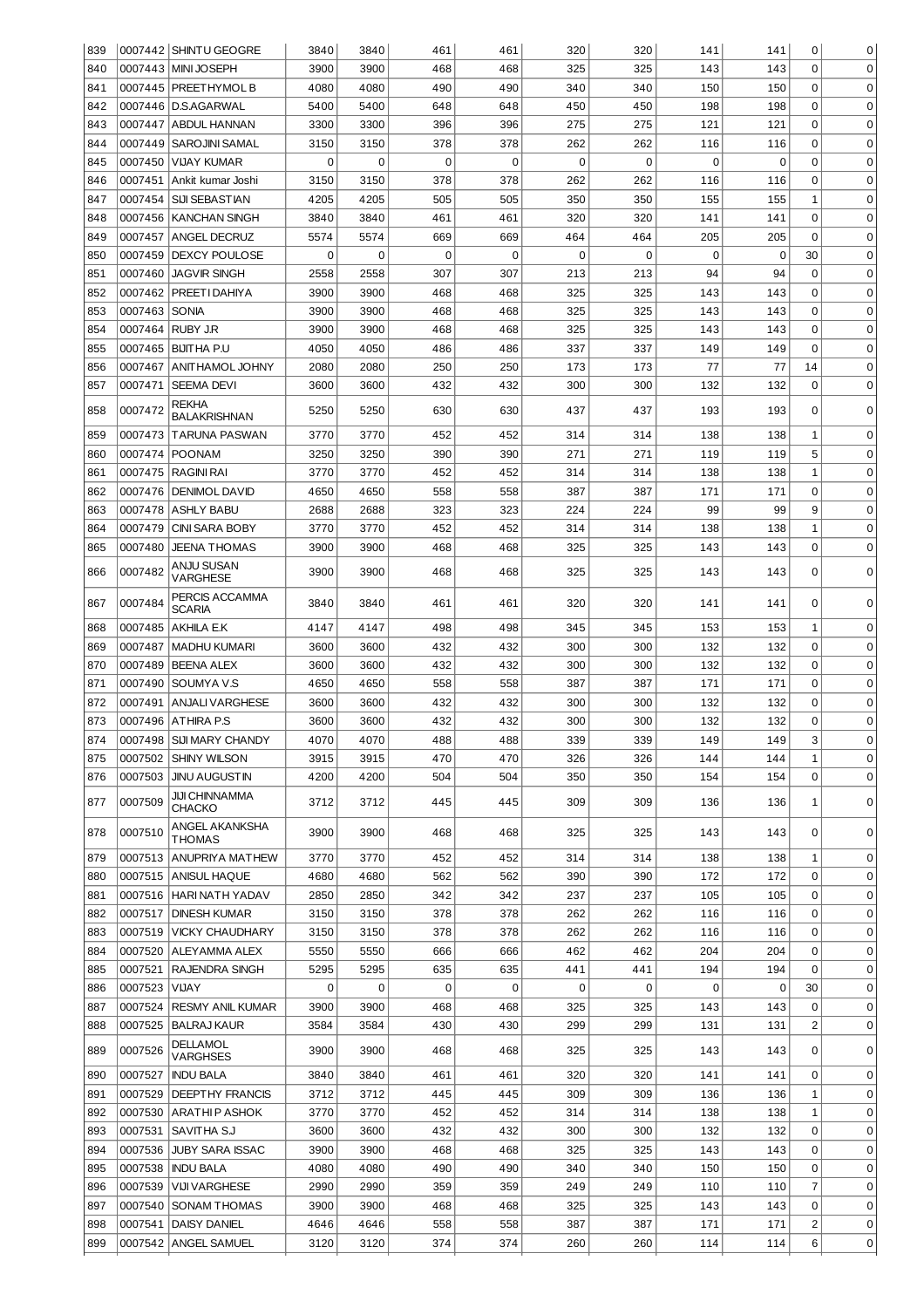| | | | | | | | | | | | | |
|---|---|---|---|---|---|---|---|---|---|---|---|---|
| 839 | 0007442 | SHINTU GEOGRE | 3840 | 3840 | 461 | 461 | 320 | 320 | 141 | 141 | 0 | 0 |
| 840 | 0007443 | MINI JOSEPH | 3900 | 3900 | 468 | 468 | 325 | 325 | 143 | 143 | 0 | 0 |
| 841 | 0007445 | PREETHYMOL B | 4080 | 4080 | 490 | 490 | 340 | 340 | 150 | 150 | 0 | 0 |
| 842 | 0007446 | D.S.AGARWAL | 5400 | 5400 | 648 | 648 | 450 | 450 | 198 | 198 | 0 | 0 |
| 843 | 0007447 | ABDUL HANNAN | 3300 | 3300 | 396 | 396 | 275 | 275 | 121 | 121 | 0 | 0 |
| 844 | 0007449 | SAROJINI SAMAL | 3150 | 3150 | 378 | 378 | 262 | 262 | 116 | 116 | 0 | 0 |
| 845 | 0007450 | VIJAY KUMAR | 0 | 0 | 0 | 0 | 0 | 0 | 0 | 0 | 0 | 0 |
| 846 | 0007451 | Ankit kumar Joshi | 3150 | 3150 | 378 | 378 | 262 | 262 | 116 | 116 | 0 | 0 |
| 847 | 0007454 | SIJI SEBASTIAN | 4205 | 4205 | 505 | 505 | 350 | 350 | 155 | 155 | 1 | 0 |
| 848 | 0007456 | KANCHAN SINGH | 3840 | 3840 | 461 | 461 | 320 | 320 | 141 | 141 | 0 | 0 |
| 849 | 0007457 | ANGEL DECRUZ | 5574 | 5574 | 669 | 669 | 464 | 464 | 205 | 205 | 0 | 0 |
| 850 | 0007459 | DEXCY POULOSE | 0 | 0 | 0 | 0 | 0 | 0 | 0 | 0 | 30 | 0 |
| 851 | 0007460 | JAGVIR SINGH | 2558 | 2558 | 307 | 307 | 213 | 213 | 94 | 94 | 0 | 0 |
| 852 | 0007462 | PREETI DAHIYA | 3900 | 3900 | 468 | 468 | 325 | 325 | 143 | 143 | 0 | 0 |
| 853 | 0007463 | SONIA | 3900 | 3900 | 468 | 468 | 325 | 325 | 143 | 143 | 0 | 0 |
| 854 | 0007464 | RUBY J.R | 3900 | 3900 | 468 | 468 | 325 | 325 | 143 | 143 | 0 | 0 |
| 855 | 0007465 | BIJITHA P.U | 4050 | 4050 | 486 | 486 | 337 | 337 | 149 | 149 | 0 | 0 |
| 856 | 0007467 | ANITHAMOL JOHNY | 2080 | 2080 | 250 | 250 | 173 | 173 | 77 | 77 | 14 | 0 |
| 857 | 0007471 | SEEMA DEVI | 3600 | 3600 | 432 | 432 | 300 | 300 | 132 | 132 | 0 | 0 |
| 858 | 0007472 | REKHA BALAKRISHNAN | 5250 | 5250 | 630 | 630 | 437 | 437 | 193 | 193 | 0 | 0 |
| 859 | 0007473 | TARUNA PASWAN | 3770 | 3770 | 452 | 452 | 314 | 314 | 138 | 138 | 1 | 0 |
| 860 | 0007474 | POONAM | 3250 | 3250 | 390 | 390 | 271 | 271 | 119 | 119 | 5 | 0 |
| 861 | 0007475 | RAGINI RAI | 3770 | 3770 | 452 | 452 | 314 | 314 | 138 | 138 | 1 | 0 |
| 862 | 0007476 | DENIMOL DAVID | 4650 | 4650 | 558 | 558 | 387 | 387 | 171 | 171 | 0 | 0 |
| 863 | 0007478 | ASHLY BABU | 2688 | 2688 | 323 | 323 | 224 | 224 | 99 | 99 | 9 | 0 |
| 864 | 0007479 | CINI SARA BOBY | 3770 | 3770 | 452 | 452 | 314 | 314 | 138 | 138 | 1 | 0 |
| 865 | 0007480 | JEENA THOMAS | 3900 | 3900 | 468 | 468 | 325 | 325 | 143 | 143 | 0 | 0 |
| 866 | 0007482 | ANJU SUSAN VARGHESE | 3900 | 3900 | 468 | 468 | 325 | 325 | 143 | 143 | 0 | 0 |
| 867 | 0007484 | PERCIS ACCAMMA SCARIA | 3840 | 3840 | 461 | 461 | 320 | 320 | 141 | 141 | 0 | 0 |
| 868 | 0007485 | AKHILA E.K | 4147 | 4147 | 498 | 498 | 345 | 345 | 153 | 153 | 1 | 0 |
| 869 | 0007487 | MADHU KUMARI | 3600 | 3600 | 432 | 432 | 300 | 300 | 132 | 132 | 0 | 0 |
| 870 | 0007489 | BEENA ALEX | 3600 | 3600 | 432 | 432 | 300 | 300 | 132 | 132 | 0 | 0 |
| 871 | 0007490 | SOUMYA V.S | 4650 | 4650 | 558 | 558 | 387 | 387 | 171 | 171 | 0 | 0 |
| 872 | 0007491 | ANJALI VARGHESE | 3600 | 3600 | 432 | 432 | 300 | 300 | 132 | 132 | 0 | 0 |
| 873 | 0007496 | ATHIRA P.S | 3600 | 3600 | 432 | 432 | 300 | 300 | 132 | 132 | 0 | 0 |
| 874 | 0007498 | SIJI MARY CHANDY | 4070 | 4070 | 488 | 488 | 339 | 339 | 149 | 149 | 3 | 0 |
| 875 | 0007502 | SHINY WILSON | 3915 | 3915 | 470 | 470 | 326 | 326 | 144 | 144 | 1 | 0 |
| 876 | 0007503 | JINU AUGUSTIN | 4200 | 4200 | 504 | 504 | 350 | 350 | 154 | 154 | 0 | 0 |
| 877 | 0007509 | JIJI CHINNAMMA CHACKO | 3712 | 3712 | 445 | 445 | 309 | 309 | 136 | 136 | 1 | 0 |
| 878 | 0007510 | ANGEL AKANKSHA THOMAS | 3900 | 3900 | 468 | 468 | 325 | 325 | 143 | 143 | 0 | 0 |
| 879 | 0007513 | ANUPRIYA MATHEW | 3770 | 3770 | 452 | 452 | 314 | 314 | 138 | 138 | 1 | 0 |
| 880 | 0007515 | ANISUL HAQUE | 4680 | 4680 | 562 | 562 | 390 | 390 | 172 | 172 | 0 | 0 |
| 881 | 0007516 | HARI NATH YADAV | 2850 | 2850 | 342 | 342 | 237 | 237 | 105 | 105 | 0 | 0 |
| 882 | 0007517 | DINESH KUMAR | 3150 | 3150 | 378 | 378 | 262 | 262 | 116 | 116 | 0 | 0 |
| 883 | 0007519 | VICKY CHAUDHARY | 3150 | 3150 | 378 | 378 | 262 | 262 | 116 | 116 | 0 | 0 |
| 884 | 0007520 | ALEYAMMA ALEX | 5550 | 5550 | 666 | 666 | 462 | 462 | 204 | 204 | 0 | 0 |
| 885 | 0007521 | RAJENDRA SINGH | 5295 | 5295 | 635 | 635 | 441 | 441 | 194 | 194 | 0 | 0 |
| 886 | 0007523 | VIJAY | 0 | 0 | 0 | 0 | 0 | 0 | 0 | 0 | 30 | 0 |
| 887 | 0007524 | RESMY ANIL KUMAR | 3900 | 3900 | 468 | 468 | 325 | 325 | 143 | 143 | 0 | 0 |
| 888 | 0007525 | BALRAJ KAUR | 3584 | 3584 | 430 | 430 | 299 | 299 | 131 | 131 | 2 | 0 |
| 889 | 0007526 | DELLAMOL VARGHSES | 3900 | 3900 | 468 | 468 | 325 | 325 | 143 | 143 | 0 | 0 |
| 890 | 0007527 | INDU BALA | 3840 | 3840 | 461 | 461 | 320 | 320 | 141 | 141 | 0 | 0 |
| 891 | 0007529 | DEEPTHY FRANCIS | 3712 | 3712 | 445 | 445 | 309 | 309 | 136 | 136 | 1 | 0 |
| 892 | 0007530 | ARATHI P ASHOK | 3770 | 3770 | 452 | 452 | 314 | 314 | 138 | 138 | 1 | 0 |
| 893 | 0007531 | SAVITHA S.J | 3600 | 3600 | 432 | 432 | 300 | 300 | 132 | 132 | 0 | 0 |
| 894 | 0007536 | JUBY SARA ISSAC | 3900 | 3900 | 468 | 468 | 325 | 325 | 143 | 143 | 0 | 0 |
| 895 | 0007538 | INDU BALA | 4080 | 4080 | 490 | 490 | 340 | 340 | 150 | 150 | 0 | 0 |
| 896 | 0007539 | VIJI VARGHESE | 2990 | 2990 | 359 | 359 | 249 | 249 | 110 | 110 | 7 | 0 |
| 897 | 0007540 | SONAM THOMAS | 3900 | 3900 | 468 | 468 | 325 | 325 | 143 | 143 | 0 | 0 |
| 898 | 0007541 | DAISY DANIEL | 4646 | 4646 | 558 | 558 | 387 | 387 | 171 | 171 | 2 | 0 |
| 899 | 0007542 | ANGEL SAMUEL | 3120 | 3120 | 374 | 374 | 260 | 260 | 114 | 114 | 6 | 0 |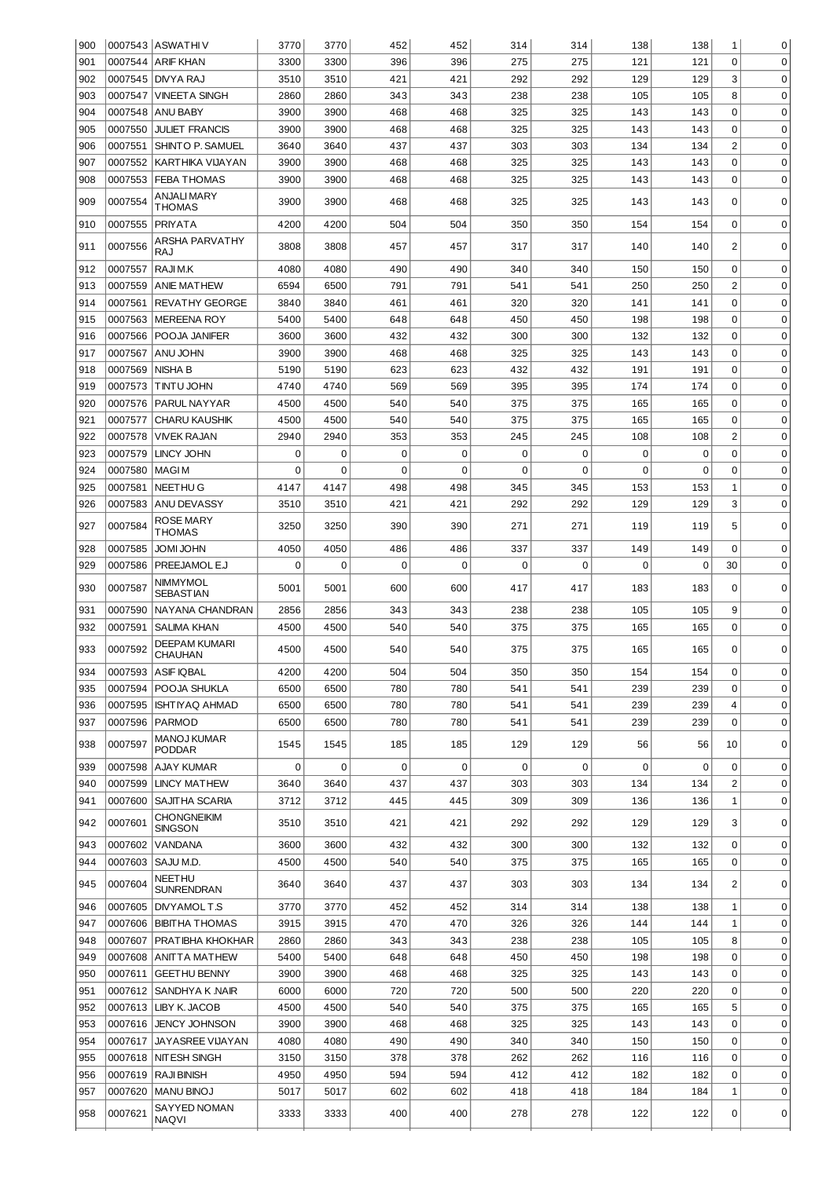| | | | | | | | | | | | |
|---|---|---|---|---|---|---|---|---|---|---|---|
| 900 | 0007543 | ASWATHI V | 3770 | 3770 | 452 | 452 | 314 | 314 | 138 | 138 | 1 | 0 |
| 901 | 0007544 | ARIF KHAN | 3300 | 3300 | 396 | 396 | 275 | 275 | 121 | 121 | 0 | 0 |
| 902 | 0007545 | DIVYA RAJ | 3510 | 3510 | 421 | 421 | 292 | 292 | 129 | 129 | 3 | 0 |
| 903 | 0007547 | VINEETA SINGH | 2860 | 2860 | 343 | 343 | 238 | 238 | 105 | 105 | 8 | 0 |
| 904 | 0007548 | ANU BABY | 3900 | 3900 | 468 | 468 | 325 | 325 | 143 | 143 | 0 | 0 |
| 905 | 0007550 | JULIET FRANCIS | 3900 | 3900 | 468 | 468 | 325 | 325 | 143 | 143 | 0 | 0 |
| 906 | 0007551 | SHINTO P. SAMUEL | 3640 | 3640 | 437 | 437 | 303 | 303 | 134 | 134 | 2 | 0 |
| 907 | 0007552 | KARTHIKA VIJAYAN | 3900 | 3900 | 468 | 468 | 325 | 325 | 143 | 143 | 0 | 0 |
| 908 | 0007553 | FEBA THOMAS | 3900 | 3900 | 468 | 468 | 325 | 325 | 143 | 143 | 0 | 0 |
| 909 | 0007554 | ANJALI MARY THOMAS | 3900 | 3900 | 468 | 468 | 325 | 325 | 143 | 143 | 0 | 0 |
| 910 | 0007555 | PRIYATA | 4200 | 4200 | 504 | 504 | 350 | 350 | 154 | 154 | 0 | 0 |
| 911 | 0007556 | ARSHA PARVATHY RAJ | 3808 | 3808 | 457 | 457 | 317 | 317 | 140 | 140 | 2 | 0 |
| 912 | 0007557 | RAJI M.K | 4080 | 4080 | 490 | 490 | 340 | 340 | 150 | 150 | 0 | 0 |
| 913 | 0007559 | ANIE MATHEW | 6594 | 6500 | 791 | 791 | 541 | 541 | 250 | 250 | 2 | 0 |
| 914 | 0007561 | REVATHY GEORGE | 3840 | 3840 | 461 | 461 | 320 | 320 | 141 | 141 | 0 | 0 |
| 915 | 0007563 | MEREENA ROY | 5400 | 5400 | 648 | 648 | 450 | 450 | 198 | 198 | 0 | 0 |
| 916 | 0007566 | POOJA JANIFER | 3600 | 3600 | 432 | 432 | 300 | 300 | 132 | 132 | 0 | 0 |
| 917 | 0007567 | ANU JOHN | 3900 | 3900 | 468 | 468 | 325 | 325 | 143 | 143 | 0 | 0 |
| 918 | 0007569 | NISHA B | 5190 | 5190 | 623 | 623 | 432 | 432 | 191 | 191 | 0 | 0 |
| 919 | 0007573 | TINTU JOHN | 4740 | 4740 | 569 | 569 | 395 | 395 | 174 | 174 | 0 | 0 |
| 920 | 0007576 | PARUL NAYYAR | 4500 | 4500 | 540 | 540 | 375 | 375 | 165 | 165 | 0 | 0 |
| 921 | 0007577 | CHARU KAUSHIK | 4500 | 4500 | 540 | 540 | 375 | 375 | 165 | 165 | 0 | 0 |
| 922 | 0007578 | VIVEK RAJAN | 2940 | 2940 | 353 | 353 | 245 | 245 | 108 | 108 | 2 | 0 |
| 923 | 0007579 | LINCY JOHN | 0 | 0 | 0 | 0 | 0 | 0 | 0 | 0 | 0 | 0 |
| 924 | 0007580 | MAGI M | 0 | 0 | 0 | 0 | 0 | 0 | 0 | 0 | 0 | 0 |
| 925 | 0007581 | NEETHU G | 4147 | 4147 | 498 | 498 | 345 | 345 | 153 | 153 | 1 | 0 |
| 926 | 0007583 | ANU DEVASSY | 3510 | 3510 | 421 | 421 | 292 | 292 | 129 | 129 | 3 | 0 |
| 927 | 0007584 | ROSE MARY THOMAS | 3250 | 3250 | 390 | 390 | 271 | 271 | 119 | 119 | 5 | 0 |
| 928 | 0007585 | JOMI JOHN | 4050 | 4050 | 486 | 486 | 337 | 337 | 149 | 149 | 0 | 0 |
| 929 | 0007586 | PREEJAMOL E.J | 0 | 0 | 0 | 0 | 0 | 0 | 0 | 0 | 30 | 0 |
| 930 | 0007587 | NIMMYMOL SEBASTIAN | 5001 | 5001 | 600 | 600 | 417 | 417 | 183 | 183 | 0 | 0 |
| 931 | 0007590 | NAYANA CHANDRAN | 2856 | 2856 | 343 | 343 | 238 | 238 | 105 | 105 | 9 | 0 |
| 932 | 0007591 | SALIMA KHAN | 4500 | 4500 | 540 | 540 | 375 | 375 | 165 | 165 | 0 | 0 |
| 933 | 0007592 | DEEPAM KUMARI CHAUHAN | 4500 | 4500 | 540 | 540 | 375 | 375 | 165 | 165 | 0 | 0 |
| 934 | 0007593 | ASIF IQBAL | 4200 | 4200 | 504 | 504 | 350 | 350 | 154 | 154 | 0 | 0 |
| 935 | 0007594 | POOJA SHUKLA | 6500 | 6500 | 780 | 780 | 541 | 541 | 239 | 239 | 0 | 0 |
| 936 | 0007595 | ISHTIYAQ AHMAD | 6500 | 6500 | 780 | 780 | 541 | 541 | 239 | 239 | 4 | 0 |
| 937 | 0007596 | PARMOD | 6500 | 6500 | 780 | 780 | 541 | 541 | 239 | 239 | 0 | 0 |
| 938 | 0007597 | MANOJ KUMAR PODDAR | 1545 | 1545 | 185 | 185 | 129 | 129 | 56 | 56 | 10 | 0 |
| 939 | 0007598 | AJAY KUMAR | 0 | 0 | 0 | 0 | 0 | 0 | 0 | 0 | 0 | 0 |
| 940 | 0007599 | LINCY MATHEW | 3640 | 3640 | 437 | 437 | 303 | 303 | 134 | 134 | 2 | 0 |
| 941 | 0007600 | SAJITHA SCARIA | 3712 | 3712 | 445 | 445 | 309 | 309 | 136 | 136 | 1 | 0 |
| 942 | 0007601 | CHONGNEIKIM SINGSON | 3510 | 3510 | 421 | 421 | 292 | 292 | 129 | 129 | 3 | 0 |
| 943 | 0007602 | VANDANA | 3600 | 3600 | 432 | 432 | 300 | 300 | 132 | 132 | 0 | 0 |
| 944 | 0007603 | SAJU M.D. | 4500 | 4500 | 540 | 540 | 375 | 375 | 165 | 165 | 0 | 0 |
| 945 | 0007604 | NEETHU SUNRENDRAN | 3640 | 3640 | 437 | 437 | 303 | 303 | 134 | 134 | 2 | 0 |
| 946 | 0007605 | DIVYAMOL T.S | 3770 | 3770 | 452 | 452 | 314 | 314 | 138 | 138 | 1 | 0 |
| 947 | 0007606 | BIBITHA THOMAS | 3915 | 3915 | 470 | 470 | 326 | 326 | 144 | 144 | 1 | 0 |
| 948 | 0007607 | PRATIBHA KHOKHAR | 2860 | 2860 | 343 | 343 | 238 | 238 | 105 | 105 | 8 | 0 |
| 949 | 0007608 | ANITTA MATHEW | 5400 | 5400 | 648 | 648 | 450 | 450 | 198 | 198 | 0 | 0 |
| 950 | 0007611 | GEETHU BENNY | 3900 | 3900 | 468 | 468 | 325 | 325 | 143 | 143 | 0 | 0 |
| 951 | 0007612 | SANDHYA K .NAIR | 6000 | 6000 | 720 | 720 | 500 | 500 | 220 | 220 | 0 | 0 |
| 952 | 0007613 | LIBY K. JACOB | 4500 | 4500 | 540 | 540 | 375 | 375 | 165 | 165 | 5 | 0 |
| 953 | 0007616 | JENCY JOHNSON | 3900 | 3900 | 468 | 468 | 325 | 325 | 143 | 143 | 0 | 0 |
| 954 | 0007617 | JAYASREE VIJAYAN | 4080 | 4080 | 490 | 490 | 340 | 340 | 150 | 150 | 0 | 0 |
| 955 | 0007618 | NITESH SINGH | 3150 | 3150 | 378 | 378 | 262 | 262 | 116 | 116 | 0 | 0 |
| 956 | 0007619 | RAJI BINISH | 4950 | 4950 | 594 | 594 | 412 | 412 | 182 | 182 | 0 | 0 |
| 957 | 0007620 | MANU BINOJ | 5017 | 5017 | 602 | 602 | 418 | 418 | 184 | 184 | 1 | 0 |
| 958 | 0007621 | SAYYED NOMAN NAQVI | 3333 | 3333 | 400 | 400 | 278 | 278 | 122 | 122 | 0 | 0 |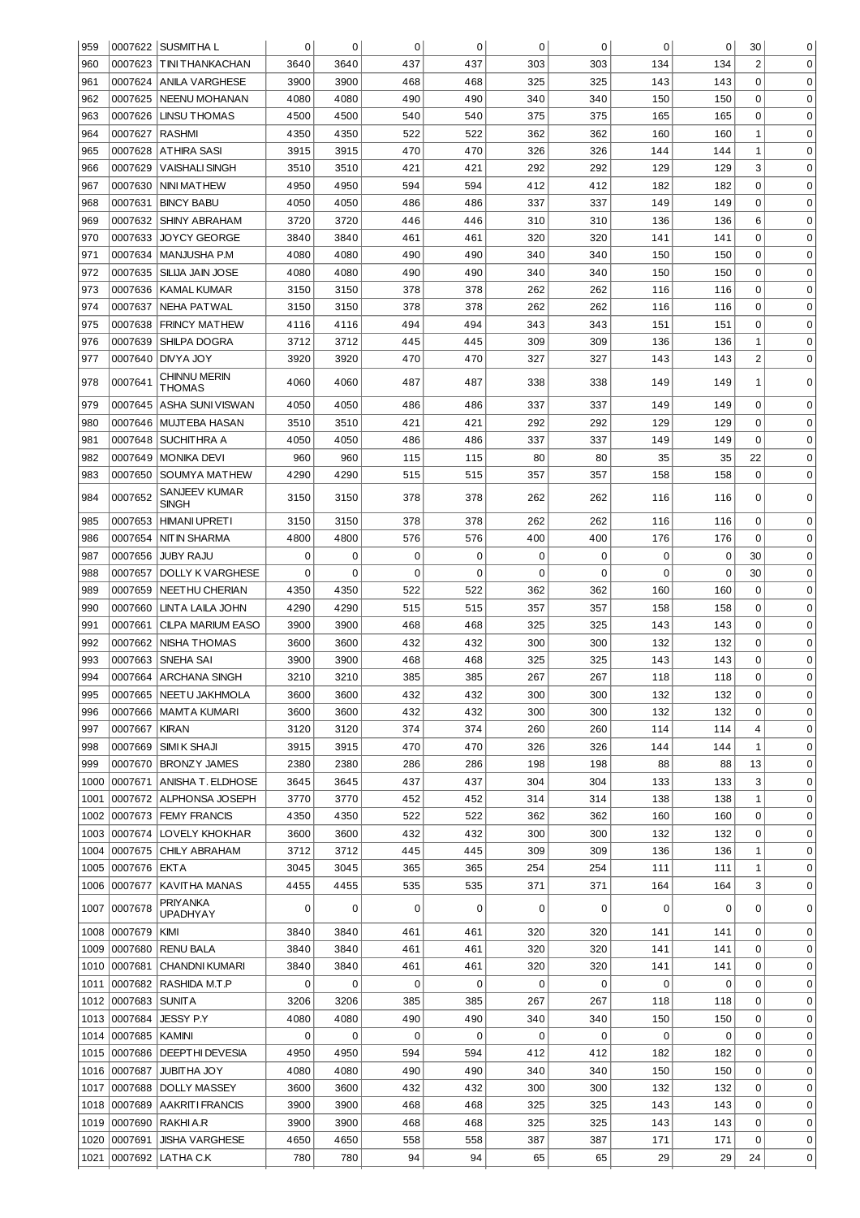| | | | | | | | | | | | |
|---|---|---|---|---|---|---|---|---|---|---|---|
| 959 | 0007622 | SUSMITHA L | 0 | 0 | 0 | 0 | 0 | 0 | 0 | 0 | 30 | 0 |
| 960 | 0007623 | TINI THANKACHAN | 3640 | 3640 | 437 | 437 | 303 | 303 | 134 | 134 | 2 | 0 |
| 961 | 0007624 | ANILA VARGHESE | 3900 | 3900 | 468 | 468 | 325 | 325 | 143 | 143 | 0 | 0 |
| 962 | 0007625 | NEENU MOHANAN | 4080 | 4080 | 490 | 490 | 340 | 340 | 150 | 150 | 0 | 0 |
| 963 | 0007626 | LINSU THOMAS | 4500 | 4500 | 540 | 540 | 375 | 375 | 165 | 165 | 0 | 0 |
| 964 | 0007627 | RASHMI | 4350 | 4350 | 522 | 522 | 362 | 362 | 160 | 160 | 1 | 0 |
| 965 | 0007628 | ATHIRA SASI | 3915 | 3915 | 470 | 470 | 326 | 326 | 144 | 144 | 1 | 0 |
| 966 | 0007629 | VAISHALI SINGH | 3510 | 3510 | 421 | 421 | 292 | 292 | 129 | 129 | 3 | 0 |
| 967 | 0007630 | NINI MATHEW | 4950 | 4950 | 594 | 594 | 412 | 412 | 182 | 182 | 0 | 0 |
| 968 | 0007631 | BINCY BABU | 4050 | 4050 | 486 | 486 | 337 | 337 | 149 | 149 | 0 | 0 |
| 969 | 0007632 | SHINY ABRAHAM | 3720 | 3720 | 446 | 446 | 310 | 310 | 136 | 136 | 6 | 0 |
| 970 | 0007633 | JOYCY GEORGE | 3840 | 3840 | 461 | 461 | 320 | 320 | 141 | 141 | 0 | 0 |
| 971 | 0007634 | MANJUSHA P.M | 4080 | 4080 | 490 | 490 | 340 | 340 | 150 | 150 | 0 | 0 |
| 972 | 0007635 | SILIJA JAIN JOSE | 4080 | 4080 | 490 | 490 | 340 | 340 | 150 | 150 | 0 | 0 |
| 973 | 0007636 | KAMAL KUMAR | 3150 | 3150 | 378 | 378 | 262 | 262 | 116 | 116 | 0 | 0 |
| 974 | 0007637 | NEHA PATWAL | 3150 | 3150 | 378 | 378 | 262 | 262 | 116 | 116 | 0 | 0 |
| 975 | 0007638 | FRINCY MATHEW | 4116 | 4116 | 494 | 494 | 343 | 343 | 151 | 151 | 0 | 0 |
| 976 | 0007639 | SHILPA DOGRA | 3712 | 3712 | 445 | 445 | 309 | 309 | 136 | 136 | 1 | 0 |
| 977 | 0007640 | DIVYA JOY | 3920 | 3920 | 470 | 470 | 327 | 327 | 143 | 143 | 2 | 0 |
| 978 | 0007641 | CHINNU MERIN THOMAS | 4060 | 4060 | 487 | 487 | 338 | 338 | 149 | 149 | 1 | 0 |
| 979 | 0007645 | ASHA SUNI VISWAN | 4050 | 4050 | 486 | 486 | 337 | 337 | 149 | 149 | 0 | 0 |
| 980 | 0007646 | MUJTEBA HASAN | 3510 | 3510 | 421 | 421 | 292 | 292 | 129 | 129 | 0 | 0 |
| 981 | 0007648 | SUCHITHRA A | 4050 | 4050 | 486 | 486 | 337 | 337 | 149 | 149 | 0 | 0 |
| 982 | 0007649 | MONIKA DEVI | 960 | 960 | 115 | 115 | 80 | 80 | 35 | 35 | 22 | 0 |
| 983 | 0007650 | SOUMYA MATHEW | 4290 | 4290 | 515 | 515 | 357 | 357 | 158 | 158 | 0 | 0 |
| 984 | 0007652 | SANJEEV KUMAR SINGH | 3150 | 3150 | 378 | 378 | 262 | 262 | 116 | 116 | 0 | 0 |
| 985 | 0007653 | HIMANI UPRETI | 3150 | 3150 | 378 | 378 | 262 | 262 | 116 | 116 | 0 | 0 |
| 986 | 0007654 | NITIN SHARMA | 4800 | 4800 | 576 | 576 | 400 | 400 | 176 | 176 | 0 | 0 |
| 987 | 0007656 | JUBY RAJU | 0 | 0 | 0 | 0 | 0 | 0 | 0 | 0 | 30 | 0 |
| 988 | 0007657 | DOLLY K VARGHESE | 0 | 0 | 0 | 0 | 0 | 0 | 0 | 0 | 30 | 0 |
| 989 | 0007659 | NEETHU CHERIAN | 4350 | 4350 | 522 | 522 | 362 | 362 | 160 | 160 | 0 | 0 |
| 990 | 0007660 | LINTA LAILA JOHN | 4290 | 4290 | 515 | 515 | 357 | 357 | 158 | 158 | 0 | 0 |
| 991 | 0007661 | CILPA MARIUM EASO | 3900 | 3900 | 468 | 468 | 325 | 325 | 143 | 143 | 0 | 0 |
| 992 | 0007662 | NISHA THOMAS | 3600 | 3600 | 432 | 432 | 300 | 300 | 132 | 132 | 0 | 0 |
| 993 | 0007663 | SNEHA SAI | 3900 | 3900 | 468 | 468 | 325 | 325 | 143 | 143 | 0 | 0 |
| 994 | 0007664 | ARCHANA SINGH | 3210 | 3210 | 385 | 385 | 267 | 267 | 118 | 118 | 0 | 0 |
| 995 | 0007665 | NEETU JAKHMOLA | 3600 | 3600 | 432 | 432 | 300 | 300 | 132 | 132 | 0 | 0 |
| 996 | 0007666 | MAMTA KUMARI | 3600 | 3600 | 432 | 432 | 300 | 300 | 132 | 132 | 0 | 0 |
| 997 | 0007667 | KIRAN | 3120 | 3120 | 374 | 374 | 260 | 260 | 114 | 114 | 4 | 0 |
| 998 | 0007669 | SIMI K SHAJI | 3915 | 3915 | 470 | 470 | 326 | 326 | 144 | 144 | 1 | 0 |
| 999 | 0007670 | BRONZY JAMES | 2380 | 2380 | 286 | 286 | 198 | 198 | 88 | 88 | 13 | 0 |
| 1000 | 0007671 | ANISHA T. ELDHOSE | 3645 | 3645 | 437 | 437 | 304 | 304 | 133 | 133 | 3 | 0 |
| 1001 | 0007672 | ALPHONSA JOSEPH | 3770 | 3770 | 452 | 452 | 314 | 314 | 138 | 138 | 1 | 0 |
| 1002 | 0007673 | FEMY FRANCIS | 4350 | 4350 | 522 | 522 | 362 | 362 | 160 | 160 | 0 | 0 |
| 1003 | 0007674 | LOVELY KHOKHAR | 3600 | 3600 | 432 | 432 | 300 | 300 | 132 | 132 | 0 | 0 |
| 1004 | 0007675 | CHILY ABRAHAM | 3712 | 3712 | 445 | 445 | 309 | 309 | 136 | 136 | 1 | 0 |
| 1005 | 0007676 | EKTA | 3045 | 3045 | 365 | 365 | 254 | 254 | 111 | 111 | 1 | 0 |
| 1006 | 0007677 | KAVITHA MANAS | 4455 | 4455 | 535 | 535 | 371 | 371 | 164 | 164 | 3 | 0 |
| 1007 | 0007678 | PRIYANKA UPADHYAY | 0 | 0 | 0 | 0 | 0 | 0 | 0 | 0 | 0 | 0 |
| 1008 | 0007679 | KIMI | 3840 | 3840 | 461 | 461 | 320 | 320 | 141 | 141 | 0 | 0 |
| 1009 | 0007680 | RENU BALA | 3840 | 3840 | 461 | 461 | 320 | 320 | 141 | 141 | 0 | 0 |
| 1010 | 0007681 | CHANDNI KUMARI | 3840 | 3840 | 461 | 461 | 320 | 320 | 141 | 141 | 0 | 0 |
| 1011 | 0007682 | RASHIDA M.T.P | 0 | 0 | 0 | 0 | 0 | 0 | 0 | 0 | 0 | 0 |
| 1012 | 0007683 | SUNITA | 3206 | 3206 | 385 | 385 | 267 | 267 | 118 | 118 | 0 | 0 |
| 1013 | 0007684 | JESSY P.Y | 4080 | 4080 | 490 | 490 | 340 | 340 | 150 | 150 | 0 | 0 |
| 1014 | 0007685 | KAMINI | 0 | 0 | 0 | 0 | 0 | 0 | 0 | 0 | 0 | 0 |
| 1015 | 0007686 | DEEPTHI DEVESIA | 4950 | 4950 | 594 | 594 | 412 | 412 | 182 | 182 | 0 | 0 |
| 1016 | 0007687 | JUBITHA JOY | 4080 | 4080 | 490 | 490 | 340 | 340 | 150 | 150 | 0 | 0 |
| 1017 | 0007688 | DOLLY MASSEY | 3600 | 3600 | 432 | 432 | 300 | 300 | 132 | 132 | 0 | 0 |
| 1018 | 0007689 | AAKRITI FRANCIS | 3900 | 3900 | 468 | 468 | 325 | 325 | 143 | 143 | 0 | 0 |
| 1019 | 0007690 | RAKHI A.R | 3900 | 3900 | 468 | 468 | 325 | 325 | 143 | 143 | 0 | 0 |
| 1020 | 0007691 | JISHA VARGHESE | 4650 | 4650 | 558 | 558 | 387 | 387 | 171 | 171 | 0 | 0 |
| 1021 | 0007692 | LATHA C.K | 780 | 780 | 94 | 94 | 65 | 65 | 29 | 29 | 24 | 0 |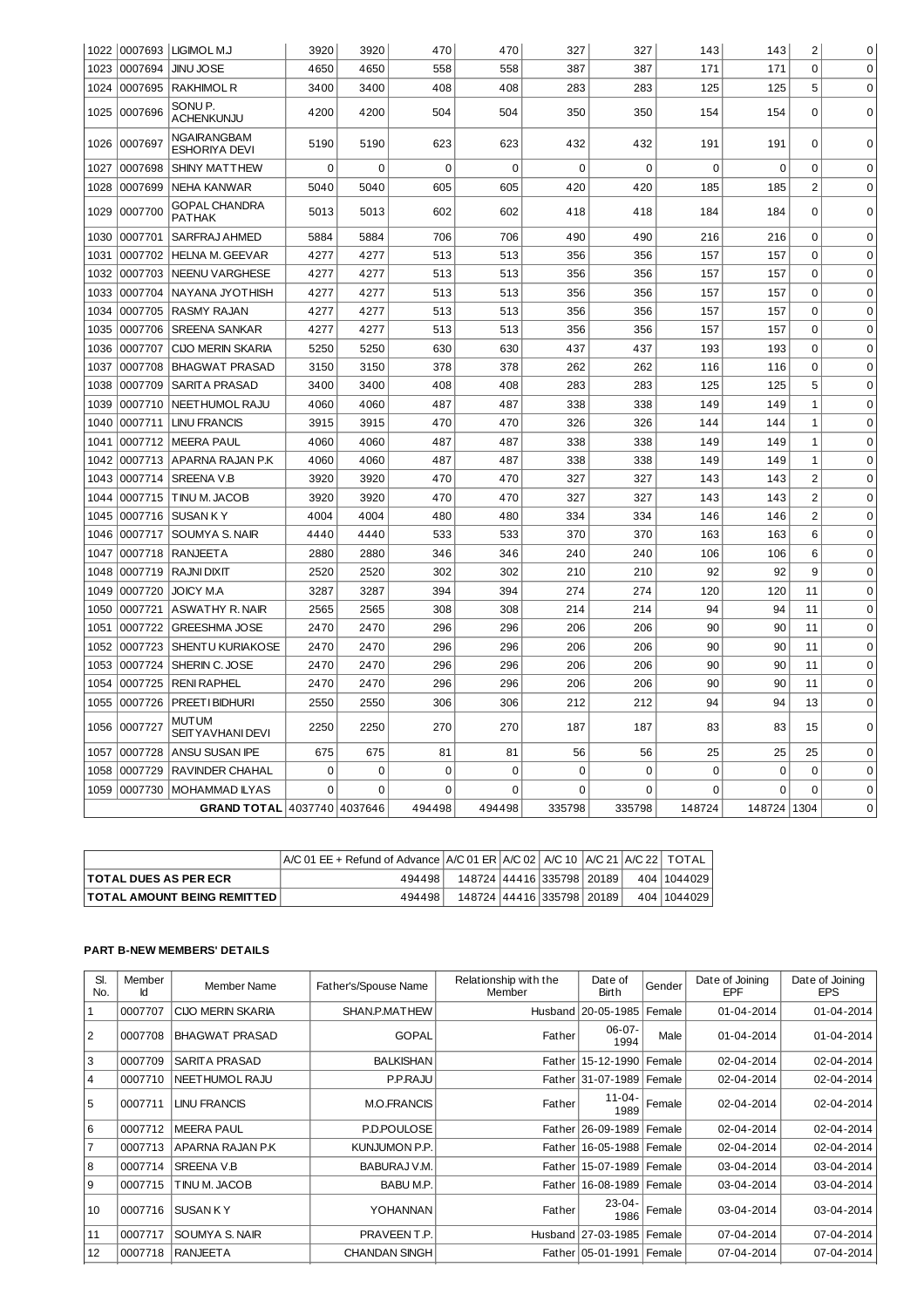| | | | | | | | | | | | | |
|---|---|---|---|---|---|---|---|---|---|---|---|---|
| 1022 | 0007693 | LIGIMOL M.J | 3920 | 3920 | 470 | 470 | 327 | 327 | 143 | 143 | 2 | 0 |
| 1023 | 0007694 | JINU JOSE | 4650 | 4650 | 558 | 558 | 387 | 387 | 171 | 171 | 0 | 0 |
| 1024 | 0007695 | RAKHIMOL R | 3400 | 3400 | 408 | 408 | 283 | 283 | 125 | 125 | 5 | 0 |
| 1025 | 0007696 | SONU P. ACHENKUNJU | 4200 | 4200 | 504 | 504 | 350 | 350 | 154 | 154 | 0 | 0 |
| 1026 | 0007697 | NGAIRANGBAM ESHORIYA DEVI | 5190 | 5190 | 623 | 623 | 432 | 432 | 191 | 191 | 0 | 0 |
| 1027 | 0007698 | SHINY MATTHEW | 0 | 0 | 0 | 0 | 0 | 0 | 0 | 0 | 0 | 0 |
| 1028 | 0007699 | NEHA KANWAR | 5040 | 5040 | 605 | 605 | 420 | 420 | 185 | 185 | 2 | 0 |
| 1029 | 0007700 | GOPAL CHANDRA PATHAK | 5013 | 5013 | 602 | 602 | 418 | 418 | 184 | 184 | 0 | 0 |
| 1030 | 0007701 | SARFRAJ AHMED | 5884 | 5884 | 706 | 706 | 490 | 490 | 216 | 216 | 0 | 0 |
| 1031 | 0007702 | HELNA M. GEEVAR | 4277 | 4277 | 513 | 513 | 356 | 356 | 157 | 157 | 0 | 0 |
| 1032 | 0007703 | NEENU VARGHESE | 4277 | 4277 | 513 | 513 | 356 | 356 | 157 | 157 | 0 | 0 |
| 1033 | 0007704 | NAYANA JYOTHISH | 4277 | 4277 | 513 | 513 | 356 | 356 | 157 | 157 | 0 | 0 |
| 1034 | 0007705 | RASMY RAJAN | 4277 | 4277 | 513 | 513 | 356 | 356 | 157 | 157 | 0 | 0 |
| 1035 | 0007706 | SREENA SANKAR | 4277 | 4277 | 513 | 513 | 356 | 356 | 157 | 157 | 0 | 0 |
| 1036 | 0007707 | CIJO MERIN SKARIA | 5250 | 5250 | 630 | 630 | 437 | 437 | 193 | 193 | 0 | 0 |
| 1037 | 0007708 | BHAGWAT PRASAD | 3150 | 3150 | 378 | 378 | 262 | 262 | 116 | 116 | 0 | 0 |
| 1038 | 0007709 | SARITA PRASAD | 3400 | 3400 | 408 | 408 | 283 | 283 | 125 | 125 | 5 | 0 |
| 1039 | 0007710 | NEETHUMOL RAJU | 4060 | 4060 | 487 | 487 | 338 | 338 | 149 | 149 | 1 | 0 |
| 1040 | 0007711 | LINU FRANCIS | 3915 | 3915 | 470 | 470 | 326 | 326 | 144 | 144 | 1 | 0 |
| 1041 | 0007712 | MEERA PAUL | 4060 | 4060 | 487 | 487 | 338 | 338 | 149 | 149 | 1 | 0 |
| 1042 | 0007713 | APARNA RAJAN P.K | 4060 | 4060 | 487 | 487 | 338 | 338 | 149 | 149 | 1 | 0 |
| 1043 | 0007714 | SREENA V.B | 3920 | 3920 | 470 | 470 | 327 | 327 | 143 | 143 | 2 | 0 |
| 1044 | 0007715 | TINU M. JACOB | 3920 | 3920 | 470 | 470 | 327 | 327 | 143 | 143 | 2 | 0 |
| 1045 | 0007716 | SUSAN K Y | 4004 | 4004 | 480 | 480 | 334 | 334 | 146 | 146 | 2 | 0 |
| 1046 | 0007717 | SOUMYA S. NAIR | 4440 | 4440 | 533 | 533 | 370 | 370 | 163 | 163 | 6 | 0 |
| 1047 | 0007718 | RANJEETA | 2880 | 2880 | 346 | 346 | 240 | 240 | 106 | 106 | 6 | 0 |
| 1048 | 0007719 | RAJNI DIXIT | 2520 | 2520 | 302 | 302 | 210 | 210 | 92 | 92 | 9 | 0 |
| 1049 | 0007720 | JOICY M.A | 3287 | 3287 | 394 | 394 | 274 | 274 | 120 | 120 | 11 | 0 |
| 1050 | 0007721 | ASWATHY R. NAIR | 2565 | 2565 | 308 | 308 | 214 | 214 | 94 | 94 | 11 | 0 |
| 1051 | 0007722 | GREESHMA JOSE | 2470 | 2470 | 296 | 296 | 206 | 206 | 90 | 90 | 11 | 0 |
| 1052 | 0007723 | SHENTU KURIAKOSE | 2470 | 2470 | 296 | 296 | 206 | 206 | 90 | 90 | 11 | 0 |
| 1053 | 0007724 | SHERIN C. JOSE | 2470 | 2470 | 296 | 296 | 206 | 206 | 90 | 90 | 11 | 0 |
| 1054 | 0007725 | RENI RAPHEL | 2470 | 2470 | 296 | 296 | 206 | 206 | 90 | 90 | 11 | 0 |
| 1055 | 0007726 | PREETI BIDHURI | 2550 | 2550 | 306 | 306 | 212 | 212 | 94 | 94 | 13 | 0 |
| 1056 | 0007727 | MUTUM SEITYAVHANI DEVI | 2250 | 2250 | 270 | 270 | 187 | 187 | 83 | 83 | 15 | 0 |
| 1057 | 0007728 | ANSU SUSAN IPE | 675 | 675 | 81 | 81 | 56 | 56 | 25 | 25 | 25 | 0 |
| 1058 | 0007729 | RAVINDER CHAHAL | 0 | 0 | 0 | 0 | 0 | 0 | 0 | 0 | 0 | 0 |
| 1059 | 0007730 | MOHAMMAD ILYAS | 0 | 0 | 0 | 0 | 0 | 0 | 0 | 0 | 0 | 0 |
| | | **GRAND TOTAL** | 4037740 | 4037646 | 494498 | 494498 | 335798 | 335798 | 148724 | 148724 | 1304 | 0 |

| | A/C 01 EE + Refund of Advance | A/C 01 ER | A/C 02 | A/C 10 | A/C 21 | A/C 22 | TOTAL |
|---|---|---|---|---|---|---|---|
| **TOTAL DUES AS PER ECR** | 494498 | 148724 | 44416 | 335798 | 20189 | 404 | 1044029 |
| **TOTAL AMOUNT BEING REMITTED** | 494498 | 148724 | 44416 | 335798 | 20189 | 404 | 1044029 |

**PART B-NEW MEMBERS' DETAILS**

| Sl. No. | Member Id | Member Name | Father's/Spouse Name | Relationship with the Member | Date of Birth | Gender | Date of Joining EPF | Date of Joining EPS |
|---|---|---|---|---|---|---|---|---|
| 1 | 0007707 | CIJO MERIN SKARIA | SHAN.P.MATHEW | Husband | 20-05-1985 | Female | 01-04-2014 | 01-04-2014 |
| 2 | 0007708 | BHAGWAT PRASAD | GOPAL | Father | 06-07-1994 | Male | 01-04-2014 | 01-04-2014 |
| 3 | 0007709 | SARITA PRASAD | BALKISHAN | Father | 15-12-1990 | Female | 02-04-2014 | 02-04-2014 |
| 4 | 0007710 | NEETHUMOL RAJU | P.P.RAJU | Father | 31-07-1989 | Female | 02-04-2014 | 02-04-2014 |
| 5 | 0007711 | LINU FRANCIS | M.O.FRANCIS | Father | 11-04-1989 | Female | 02-04-2014 | 02-04-2014 |
| 6 | 0007712 | MEERA PAUL | P.D.POULOSE | Father | 26-09-1989 | Female | 02-04-2014 | 02-04-2014 |
| 7 | 0007713 | APARNA RAJAN P.K | KUNJUMON P.P. | Father | 16-05-1988 | Female | 02-04-2014 | 02-04-2014 |
| 8 | 0007714 | SREENA V.B | BABURAJ V.M. | Father | 15-07-1989 | Female | 03-04-2014 | 03-04-2014 |
| 9 | 0007715 | TINU M. JACOB | BABU M.P. | Father | 16-08-1989 | Female | 03-04-2014 | 03-04-2014 |
| 10 | 0007716 | SUSAN K Y | YOHANNAN | Father | 23-04-1986 | Female | 03-04-2014 | 03-04-2014 |
| 11 | 0007717 | SOUMYA S. NAIR | PRAVEEN T.P. | Husband | 27-03-1985 | Female | 07-04-2014 | 07-04-2014 |
| 12 | 0007718 | RANJEETA | CHANDAN SINGH | Father | 05-01-1991 | Female | 07-04-2014 | 07-04-2014 |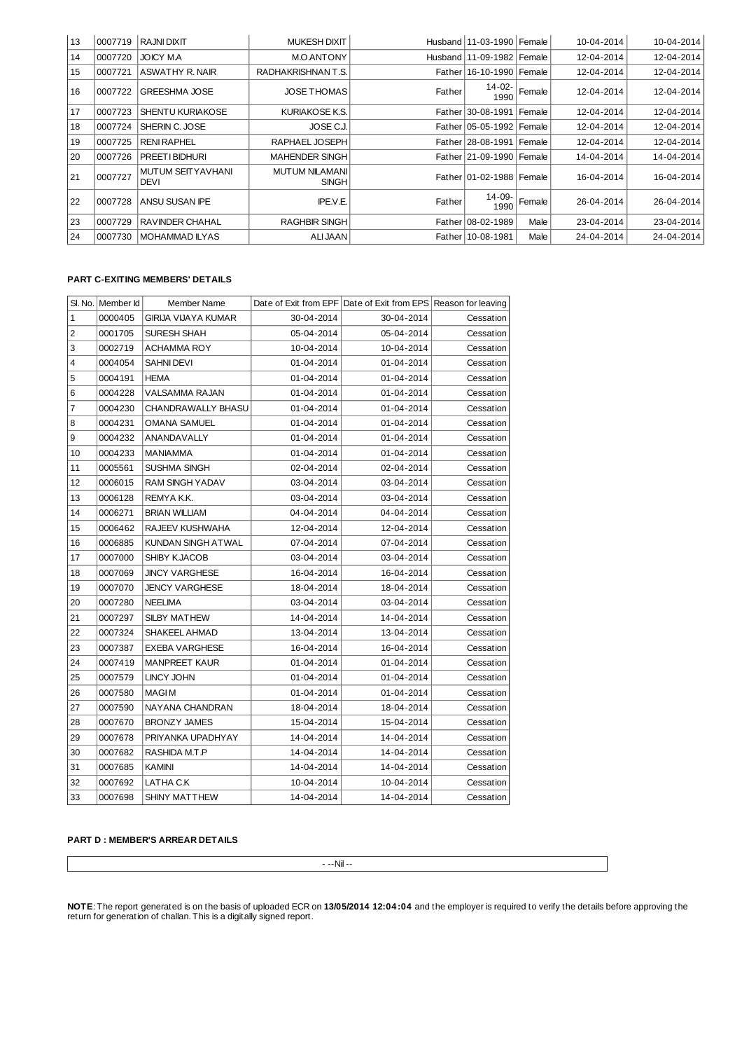| | | | | | | | | |
|---|---|---|---|---|---|---|---|---|
| 13 | 0007719 | RAJNI DIXIT | MUKESH DIXIT | Husband | 11-03-1990 | Female | 10-04-2014 | 10-04-2014 |
| 14 | 0007720 | JOICY M.A | M.O.ANTONY | Husband | 11-09-1982 | Female | 12-04-2014 | 12-04-2014 |
| 15 | 0007721 | ASWATHY R. NAIR | RADHAKRISHNAN T.S. | Father | 16-10-1990 | Female | 12-04-2014 | 12-04-2014 |
| 16 | 0007722 | GREESHMA JOSE | JOSE THOMAS | Father | 14-02-1990 | Female | 12-04-2014 | 12-04-2014 |
| 17 | 0007723 | SHENTU KURIAKOSE | KURIAKOSE K.S. | Father | 30-08-1991 | Female | 12-04-2014 | 12-04-2014 |
| 18 | 0007724 | SHERIN C. JOSE | JOSE C.J. | Father | 05-05-1992 | Female | 12-04-2014 | 12-04-2014 |
| 19 | 0007725 | RENI RAPHEL | RAPHAEL JOSEPH | Father | 28-08-1991 | Female | 12-04-2014 | 12-04-2014 |
| 20 | 0007726 | PREETI BIDHURI | MAHENDER SINGH | Father | 21-09-1990 | Female | 14-04-2014 | 14-04-2014 |
| 21 | 0007727 | MUTUM SEITYAVHANI DEVI | MUTUM NILAMANI SINGH | Father | 01-02-1988 | Female | 16-04-2014 | 16-04-2014 |
| 22 | 0007728 | ANSU SUSAN IPE | IPE.V.E. | Father | 14-09-1990 | Female | 26-04-2014 | 26-04-2014 |
| 23 | 0007729 | RAVINDER CHAHAL | RAGHBIR SINGH | Father | 08-02-1989 | Male | 23-04-2014 | 23-04-2014 |
| 24 | 0007730 | MOHAMMAD ILYAS | ALI JAAN | Father | 10-08-1981 | Male | 24-04-2014 | 24-04-2014 |

**PART C-EXITING MEMBERS' DETAILS**

| Sl. No. | Member Id | Member Name | Date of Exit from EPF | Date of Exit from EPS | Reason for leaving |
|---|---|---|---|---|---|
| 1 | 0000405 | GIRIJA VIJAYA KUMAR | 30-04-2014 | 30-04-2014 | Cessation |
| 2 | 0001705 | SURESH SHAH | 05-04-2014 | 05-04-2014 | Cessation |
| 3 | 0002719 | ACHAMMA ROY | 10-04-2014 | 10-04-2014 | Cessation |
| 4 | 0004054 | SAHNI DEVI | 01-04-2014 | 01-04-2014 | Cessation |
| 5 | 0004191 | HEMA | 01-04-2014 | 01-04-2014 | Cessation |
| 6 | 0004228 | VALSAMMA RAJAN | 01-04-2014 | 01-04-2014 | Cessation |
| 7 | 0004230 | CHANDRAWALLY BHASU | 01-04-2014 | 01-04-2014 | Cessation |
| 8 | 0004231 | OMANA SAMUEL | 01-04-2014 | 01-04-2014 | Cessation |
| 9 | 0004232 | ANANDAVALLY | 01-04-2014 | 01-04-2014 | Cessation |
| 10 | 0004233 | MANIAMMA | 01-04-2014 | 01-04-2014 | Cessation |
| 11 | 0005561 | SUSHMA SINGH | 02-04-2014 | 02-04-2014 | Cessation |
| 12 | 0006015 | RAM SINGH YADAV | 03-04-2014 | 03-04-2014 | Cessation |
| 13 | 0006128 | REMYA K.K. | 03-04-2014 | 03-04-2014 | Cessation |
| 14 | 0006271 | BRIAN WILLIAM | 04-04-2014 | 04-04-2014 | Cessation |
| 15 | 0006462 | RAJEEV KUSHWAHA | 12-04-2014 | 12-04-2014 | Cessation |
| 16 | 0006885 | KUNDAN SINGH ATWAL | 07-04-2014 | 07-04-2014 | Cessation |
| 17 | 0007000 | SHIBY K.JACOB | 03-04-2014 | 03-04-2014 | Cessation |
| 18 | 0007069 | JINCY VARGHESE | 16-04-2014 | 16-04-2014 | Cessation |
| 19 | 0007070 | JENCY VARGHESE | 18-04-2014 | 18-04-2014 | Cessation |
| 20 | 0007280 | NEELIMA | 03-04-2014 | 03-04-2014 | Cessation |
| 21 | 0007297 | SILBY MATHEW | 14-04-2014 | 14-04-2014 | Cessation |
| 22 | 0007324 | SHAKEEL AHMAD | 13-04-2014 | 13-04-2014 | Cessation |
| 23 | 0007387 | EXEBA VARGHESE | 16-04-2014 | 16-04-2014 | Cessation |
| 24 | 0007419 | MANPREET KAUR | 01-04-2014 | 01-04-2014 | Cessation |
| 25 | 0007579 | LINCY JOHN | 01-04-2014 | 01-04-2014 | Cessation |
| 26 | 0007580 | MAGI M | 01-04-2014 | 01-04-2014 | Cessation |
| 27 | 0007590 | NAYANA CHANDRAN | 18-04-2014 | 18-04-2014 | Cessation |
| 28 | 0007670 | BRONZY JAMES | 15-04-2014 | 15-04-2014 | Cessation |
| 29 | 0007678 | PRIYANKA UPADHYAY | 14-04-2014 | 14-04-2014 | Cessation |
| 30 | 0007682 | RASHIDA M.T.P | 14-04-2014 | 14-04-2014 | Cessation |
| 31 | 0007685 | KAMINI | 14-04-2014 | 14-04-2014 | Cessation |
| 32 | 0007692 | LATHA C.K | 10-04-2014 | 10-04-2014 | Cessation |
| 33 | 0007698 | SHINY MATTHEW | 14-04-2014 | 14-04-2014 | Cessation |

**PART D : MEMBER'S ARREAR DETAILS**

| |
|---|
| - --Nil -- |

**NOTE**: The report generated is on the basis of uploaded ECR on **13/05/2014 12:04:04** and the employer is required to verify the details before approving the return for generation of challan. This is a digitally signed report.